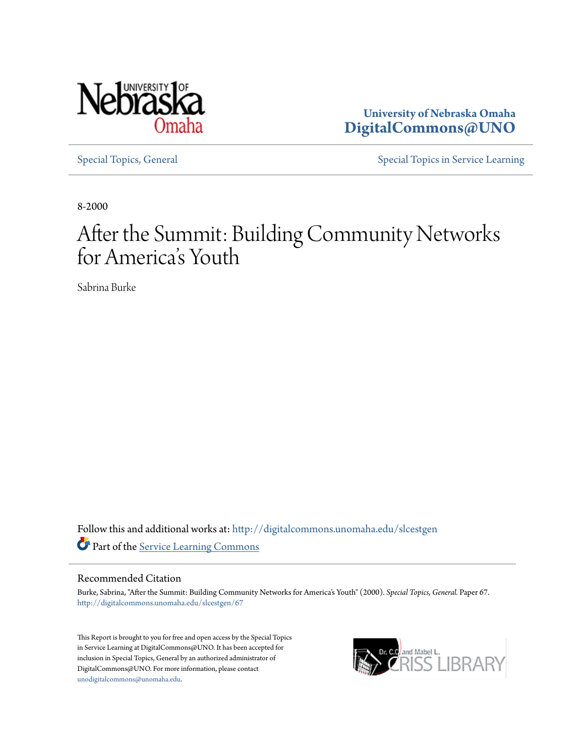University of Nebraska Omaha
DigitalCommons@UNO

Special Topics, General | Special Topics in Service Learning

8-2000

# After the Summit: Building Community Networks for America's Youth

Sabrina Burke

Follow this and additional works at: http://digitalcommons.unomaha.edu/slcestgen

Part of the Service Learning Commons

## Recommended Citation

Burke, Sabrina, "After the Summit: Building Community Networks for America's Youth" (2000). *Special Topics, General.* Paper 67.
http://digitalcommons.unomaha.edu/slcestgen/67

This Report is brought to you for free and open access by the Special Topics in Service Learning at DigitalCommons@UNO. It has been accepted for inclusion in Special Topics, General by an authorized administrator of DigitalCommons@UNO. For more information, please contact unodigitalcommons@unomaha.edu.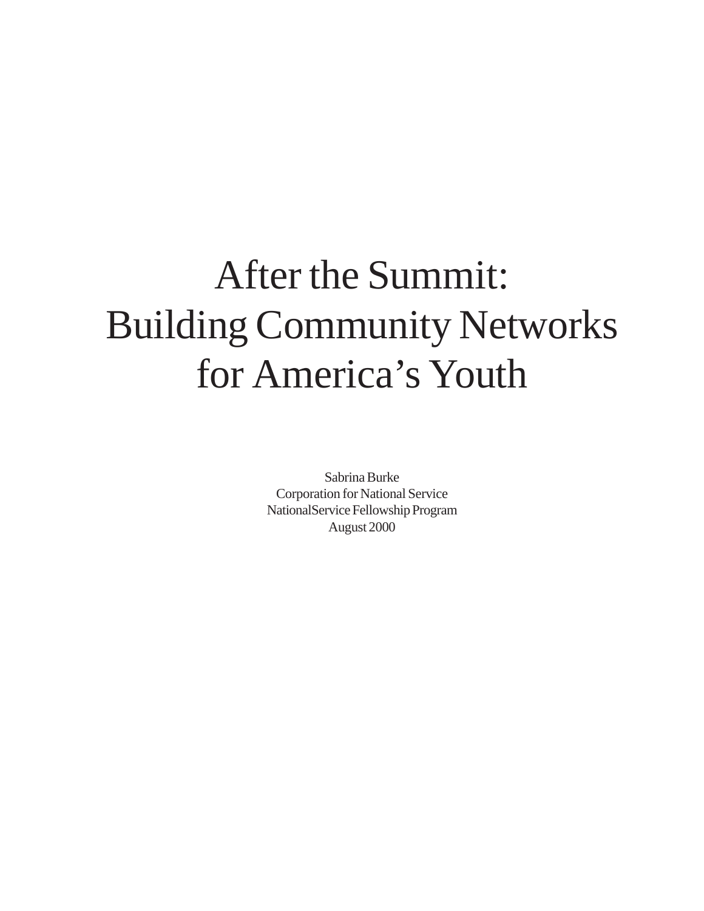# After the Summit: Building Community Networks for America's Youth

Sabrina Burke
Corporation for National Service
NationalService Fellowship Program
August 2000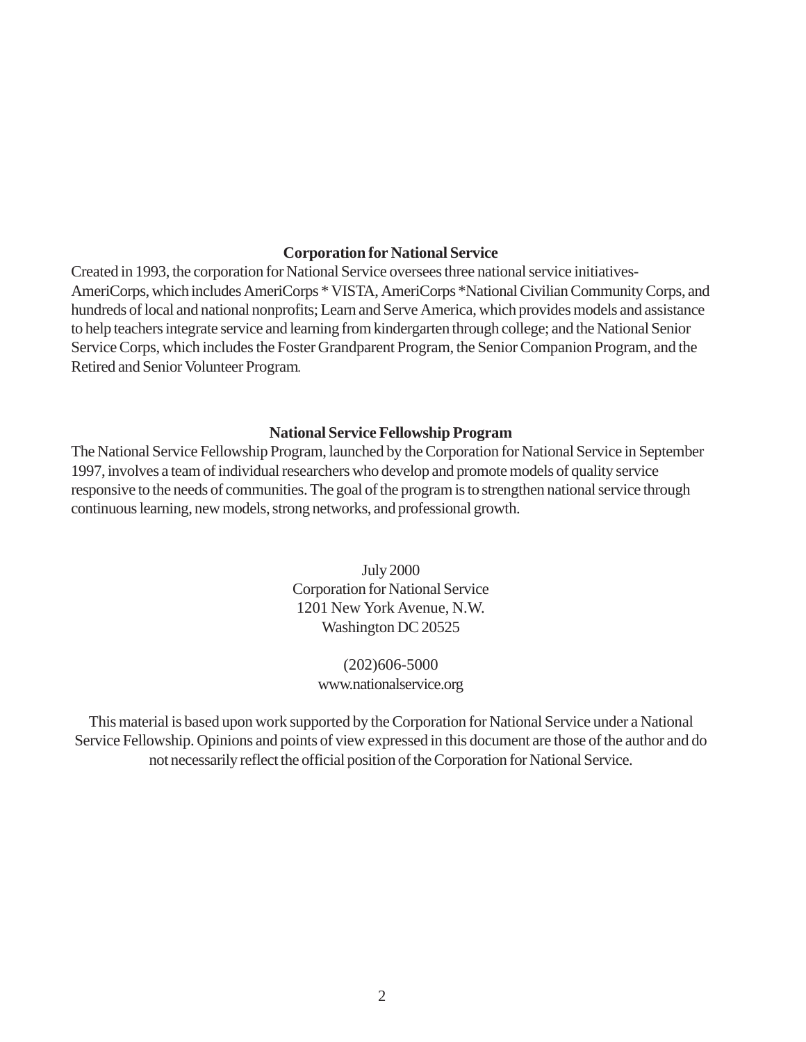**Corporation for National Service**

Created in 1993, the corporation for National Service oversees three national service initiatives- AmeriCorps, which includes AmeriCorps * VISTA, AmeriCorps *National Civilian Community Corps, and hundreds of local and national nonprofits; Learn and Serve America, which provides models and assistance to help teachers integrate service and learning from kindergarten through college; and the National Senior Service Corps, which includes the Foster Grandparent Program, the Senior Companion Program, and the Retired and Senior Volunteer Program.

**National Service Fellowship Program**

The National Service Fellowship Program, launched by the Corporation for National Service in September 1997, involves a team of individual researchers who develop and promote models of quality service responsive to the needs of communities. The goal of the program is to strengthen national service through continuous learning, new models, strong networks, and professional growth.

July 2000
Corporation for National Service
1201 New York Avenue, N.W.
Washington DC 20525

(202)606-5000
www.nationalservice.org

This material is based upon work supported by the Corporation for National Service under a National Service Fellowship. Opinions and points of view expressed in this document are those of the author and do not necessarily reflect the official position of the Corporation for National Service.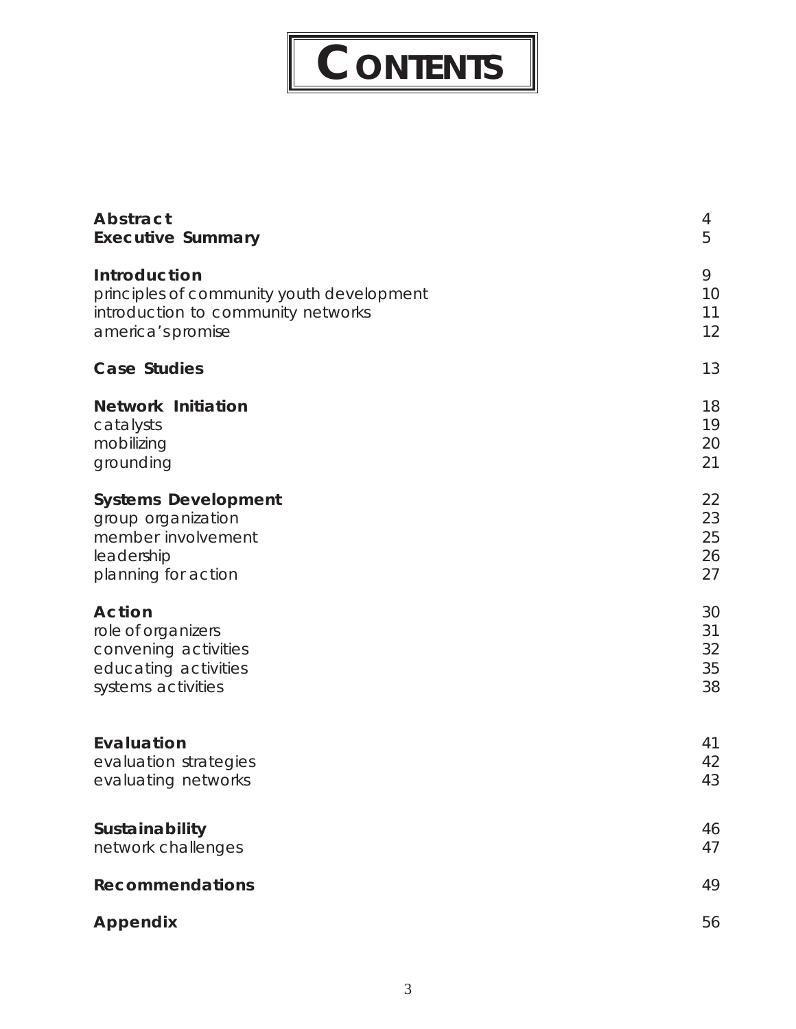# CONTENTS

| | |
|---|---|
| **Abstract** | 4 |
| **Executive Summary** | 5 |
| | |
| **Introduction** | 9 |
| principles of community youth development | 10 |
| introduction to community networks | 11 |
| america's promise | 12 |
| | |
| **Case Studies** | 13 |
| | |
| **Network Initiation** | 18 |
| catalysts | 19 |
| mobilizing | 20 |
| grounding | 21 |
| | |
| **Systems Development** | 22 |
| group organization | 23 |
| member involvement | 25 |
| leadership | 26 |
| planning for action | 27 |
| | |
| **Action** | 30 |
| role of organizers | 31 |
| convening activities | 32 |
| educating activities | 35 |
| systems activities | 38 |
| | |
| **Evaluation** | 41 |
| evaluation strategies | 42 |
| evaluating networks | 43 |
| | |
| **Sustainability** | 46 |
| network challenges | 47 |
| | |
| **Recommendations** | 49 |
| | |
| **Appendix** | 56 |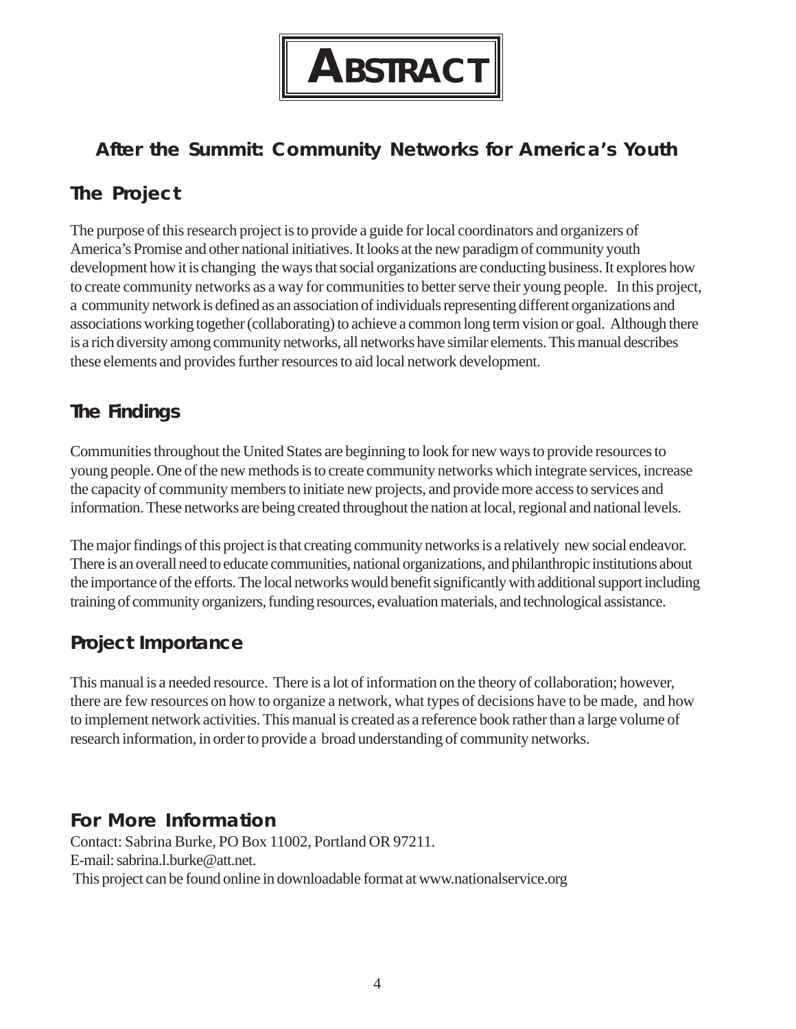# ABSTRACT

## After the Summit: Community Networks for America's Youth

### The Project

The purpose of this research project is to provide a guide for local coordinators and organizers of America's Promise and other national initiatives. It looks at the new paradigm of community youth development how it is changing the ways that social organizations are conducting business. It explores how to create community networks as a way for communities to better serve their young people. In this project, a community network is defined as an association of individuals representing different organizations and associations working together (collaborating) to achieve a common long term vision or goal. Although there is a rich diversity among community networks, all networks have similar elements. This manual describes these elements and provides further resources to aid local network development.

### The Findings

Communities throughout the United States are beginning to look for new ways to provide resources to young people. One of the new methods is to create community networks which integrate services, increase the capacity of community members to initiate new projects, and provide more access to services and information. These networks are being created throughout the nation at local, regional and national levels.

The major findings of this project is that creating community networks is a relatively new social endeavor. There is an overall need to educate communities, national organizations, and philanthropic institutions about the importance of the efforts. The local networks would benefit significantly with additional support including training of community organizers, funding resources, evaluation materials, and technological assistance.

### Project Importance

This manual is a needed resource. There is a lot of information on the theory of collaboration; however, there are few resources on how to organize a network, what types of decisions have to be made, and how to implement network activities. This manual is created as a reference book rather than a large volume of research information, in order to provide a broad understanding of community networks.

### For More Information

Contact: Sabrina Burke, PO Box 11002, Portland OR 97211.
E-mail: sabrina.l.burke@att.net.
This project can be found online in downloadable format at www.nationalservice.org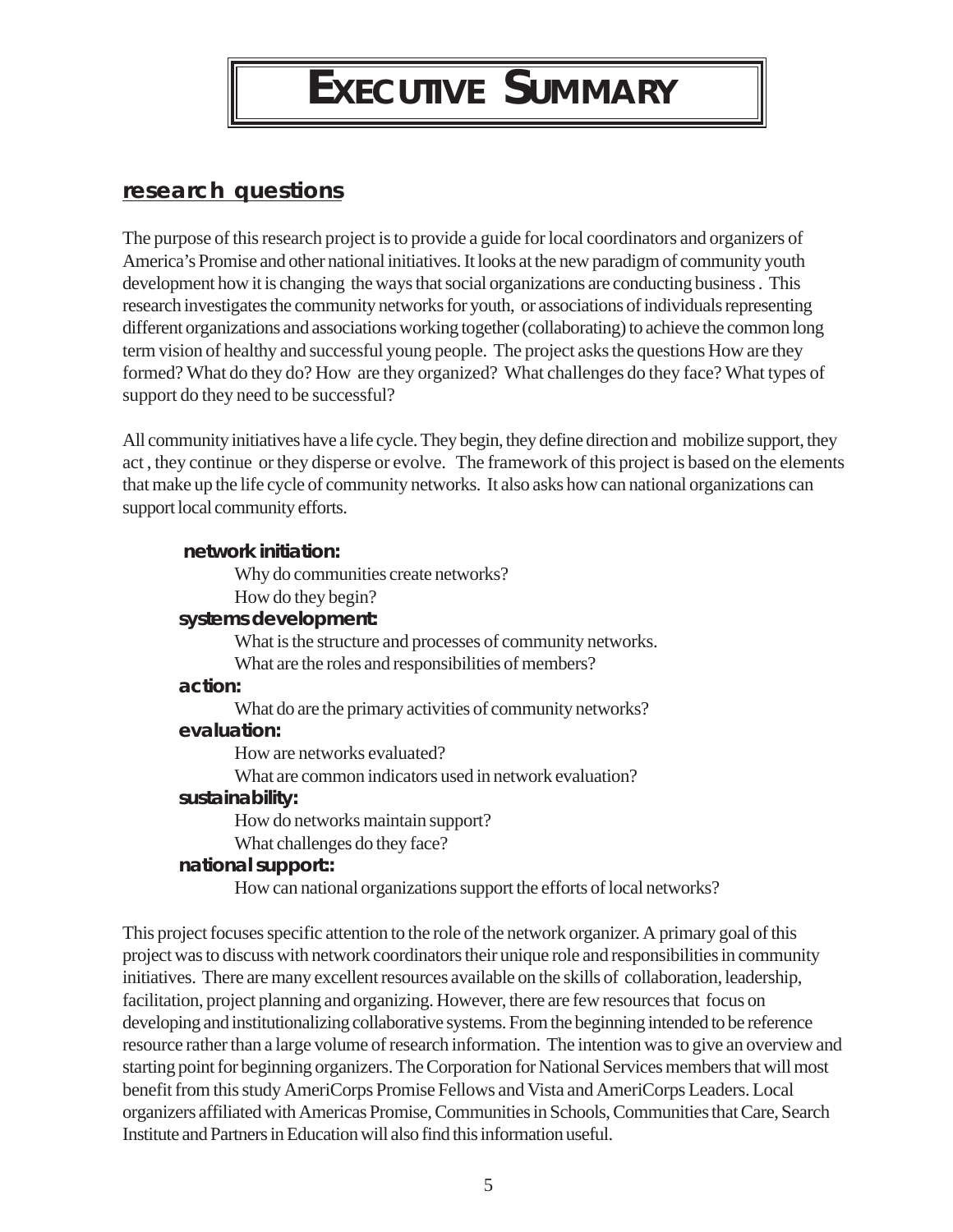# Executive Summary

## research questions

The purpose of this research project is to provide a guide for local coordinators and organizers of America's Promise and other national initiatives. It looks at the new paradigm of community youth development how it is changing the ways that social organizations are conducting business . This research investigates the community networks for youth, or associations of individuals representing different organizations and associations working together (collaborating) to achieve the common long term vision of healthy and successful young people. The project asks the questions How are they formed? What do they do? How are they organized? What challenges do they face? What types of support do they need to be successful?

All community initiatives have a life cycle. They begin, they define direction and mobilize support, they act , they continue or they disperse or evolve. The framework of this project is based on the elements that make up the life cycle of community networks. It also asks how can national organizations can support local community efforts.

**network initiation:**
- Why do communities create networks?
- How do they begin?

**systems development:**
- What is the structure and processes of community networks.
- What are the roles and responsibilities of members?

**action:**
- What do are the primary activities of community networks?

**evaluation:**
- How are networks evaluated?
- What are common indicators used in network evaluation?

**sustainability:**
- How do networks maintain support?
- What challenges do they face?

**national support::**
- How can national organizations support the efforts of local networks?

This project focuses specific attention to the role of the network organizer. A primary goal of this project was to discuss with network coordinators their unique role and responsibilities in community initiatives. There are many excellent resources available on the skills of collaboration, leadership, facilitation, project planning and organizing. However, there are few resources that focus on developing and institutionalizing collaborative systems. From the beginning intended to be reference resource rather than a large volume of research information. The intention was to give an overview and starting point for beginning organizers. The Corporation for National Services members that will most benefit from this study AmeriCorps Promise Fellows and Vista and AmeriCorps Leaders. Local organizers affiliated with Americas Promise, Communities in Schools, Communities that Care, Search Institute and Partners in Education will also find this information useful.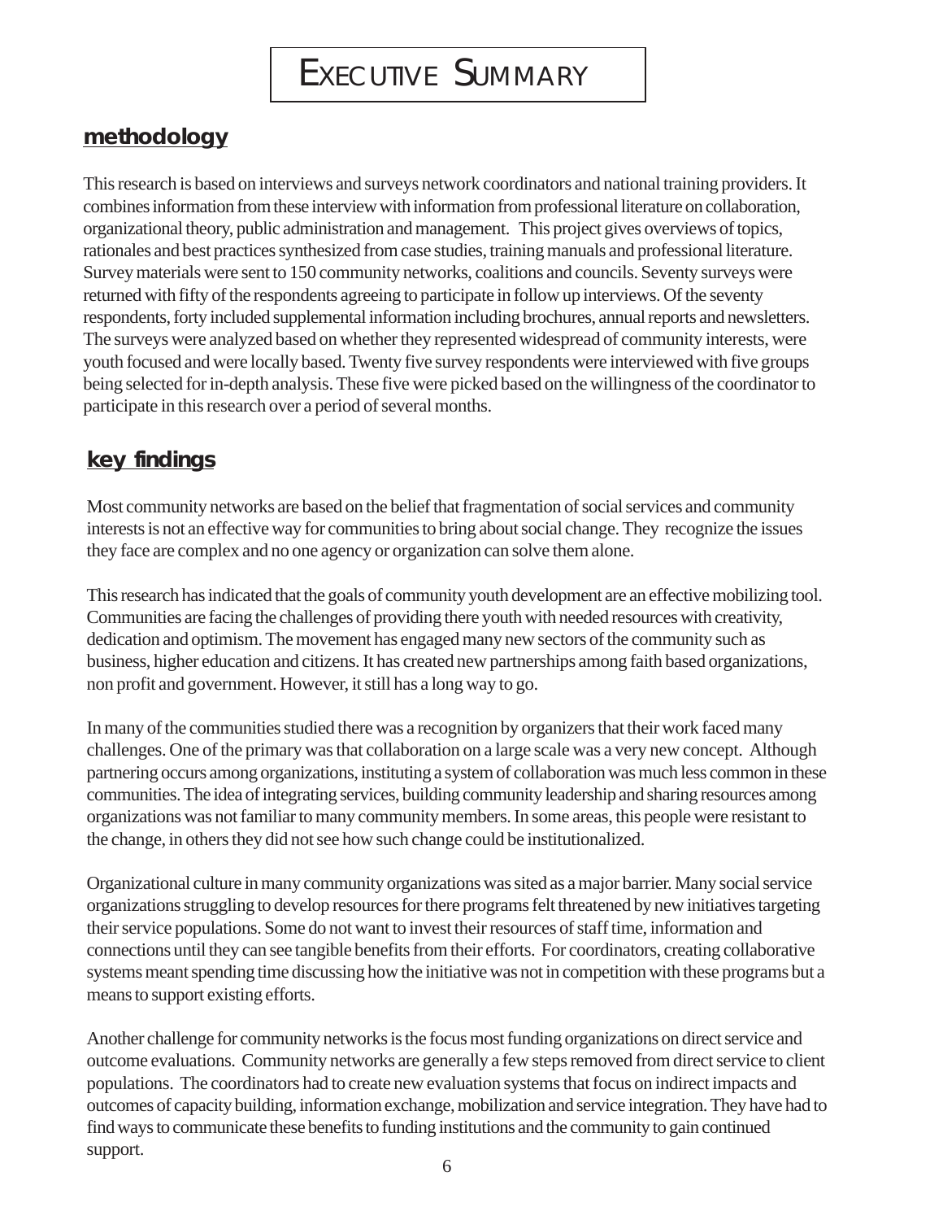# Executive Summary

## methodology

This research is based on interviews and surveys network coordinators and national training providers. It combines information from these interview with information from professional literature on collaboration, organizational theory, public administration and management. This project gives overviews of topics, rationales and best practices synthesized from case studies, training manuals and professional literature. Survey materials were sent to 150 community networks, coalitions and councils. Seventy surveys were returned with fifty of the respondents agreeing to participate in follow up interviews. Of the seventy respondents, forty included supplemental information including brochures, annual reports and newsletters. The surveys were analyzed based on whether they represented widespread of community interests, were youth focused and were locally based. Twenty five survey respondents were interviewed with five groups being selected for in-depth analysis. These five were picked based on the willingness of the coordinator to participate in this research over a period of several months.

## key findings

Most community networks are based on the belief that fragmentation of social services and community interests is not an effective way for communities to bring about social change. They recognize the issues they face are complex and no one agency or organization can solve them alone.

This research has indicated that the goals of community youth development are an effective mobilizing tool. Communities are facing the challenges of providing there youth with needed resources with creativity, dedication and optimism. The movement has engaged many new sectors of the community such as business, higher education and citizens. It has created new partnerships among faith based organizations, non profit and government. However, it still has a long way to go.

In many of the communities studied there was a recognition by organizers that their work faced many challenges. One of the primary was that collaboration on a large scale was a very new concept. Although partnering occurs among organizations, instituting a system of collaboration was much less common in these communities. The idea of integrating services, building community leadership and sharing resources among organizations was not familiar to many community members. In some areas, this people were resistant to the change, in others they did not see how such change could be institutionalized.

Organizational culture in many community organizations was sited as a major barrier. Many social service organizations struggling to develop resources for there programs felt threatened by new initiatives targeting their service populations. Some do not want to invest their resources of staff time, information and connections until they can see tangible benefits from their efforts. For coordinators, creating collaborative systems meant spending time discussing how the initiative was not in competition with these programs but a means to support existing efforts.

Another challenge for community networks is the focus most funding organizations on direct service and outcome evaluations. Community networks are generally a few steps removed from direct service to client populations. The coordinators had to create new evaluation systems that focus on indirect impacts and outcomes of capacity building, information exchange, mobilization and service integration. They have had to find ways to communicate these benefits to funding institutions and the community to gain continued support.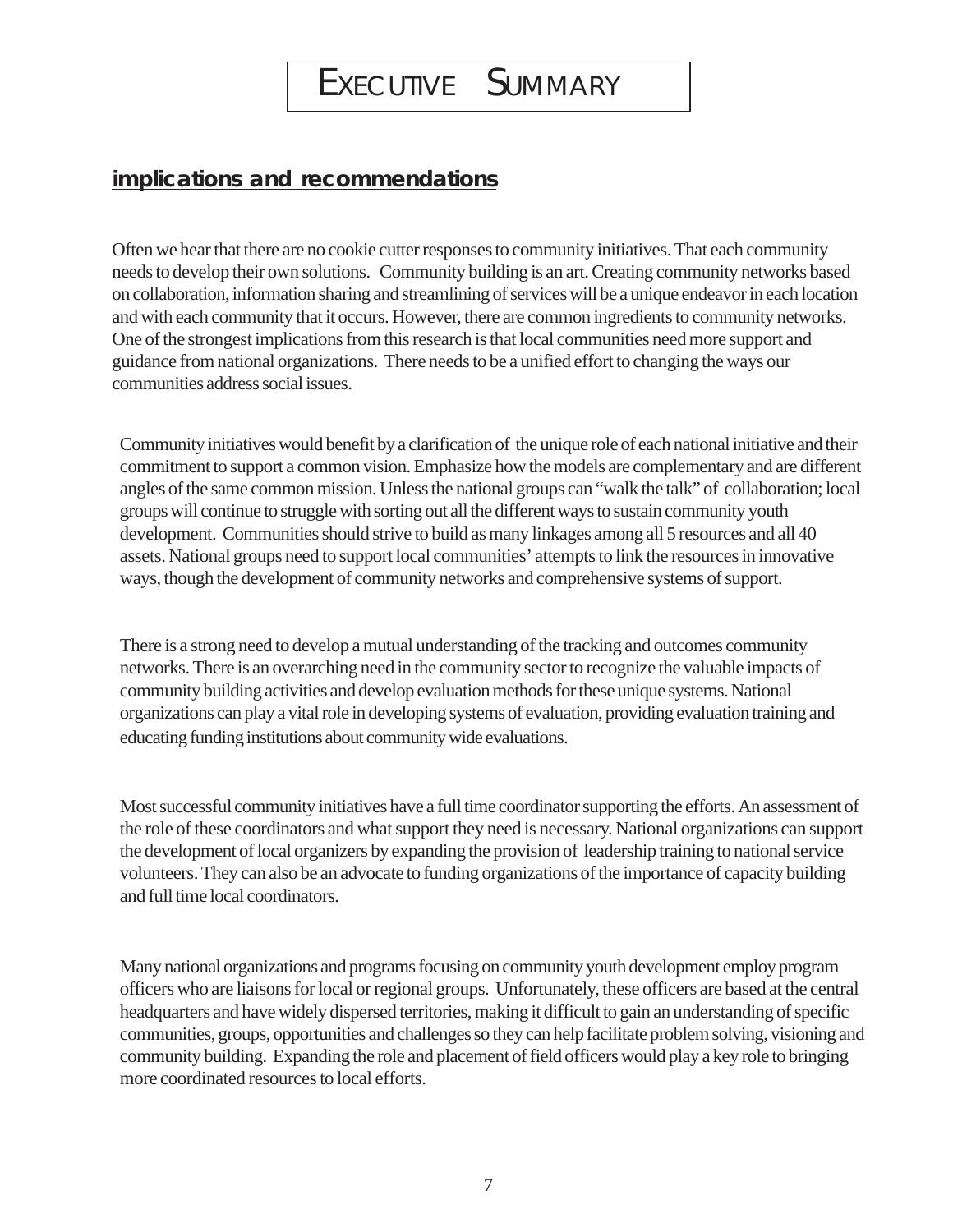# Executive Summary

## implications and recommendations

Often we hear that there are no cookie cutter responses to community initiatives. That each community needs to develop their own solutions. Community building is an art. Creating community networks based on collaboration, information sharing and streamlining of services will be a unique endeavor in each location and with each community that it occurs. However, there are common ingredients to community networks. One of the strongest implications from this research is that local communities need more support and guidance from national organizations. There needs to be a unified effort to changing the ways our communities address social issues.

Community initiatives would benefit by a clarification of the unique role of each national initiative and their commitment to support a common vision. Emphasize how the models are complementary and are different angles of the same common mission. Unless the national groups can "walk the talk" of collaboration; local groups will continue to struggle with sorting out all the different ways to sustain community youth development. Communities should strive to build as many linkages among all 5 resources and all 40 assets. National groups need to support local communities' attempts to link the resources in innovative ways, though the development of community networks and comprehensive systems of support.

There is a strong need to develop a mutual understanding of the tracking and outcomes community networks. There is an overarching need in the community sector to recognize the valuable impacts of community building activities and develop evaluation methods for these unique systems. National organizations can play a vital role in developing systems of evaluation, providing evaluation training and educating funding institutions about community wide evaluations.

Most successful community initiatives have a full time coordinator supporting the efforts. An assessment of the role of these coordinators and what support they need is necessary. National organizations can support the development of local organizers by expanding the provision of leadership training to national service volunteers. They can also be an advocate to funding organizations of the importance of capacity building and full time local coordinators.

Many national organizations and programs focusing on community youth development employ program officers who are liaisons for local or regional groups. Unfortunately, these officers are based at the central headquarters and have widely dispersed territories, making it difficult to gain an understanding of specific communities, groups, opportunities and challenges so they can help facilitate problem solving, visioning and community building. Expanding the role and placement of field officers would play a key role to bringing more coordinated resources to local efforts.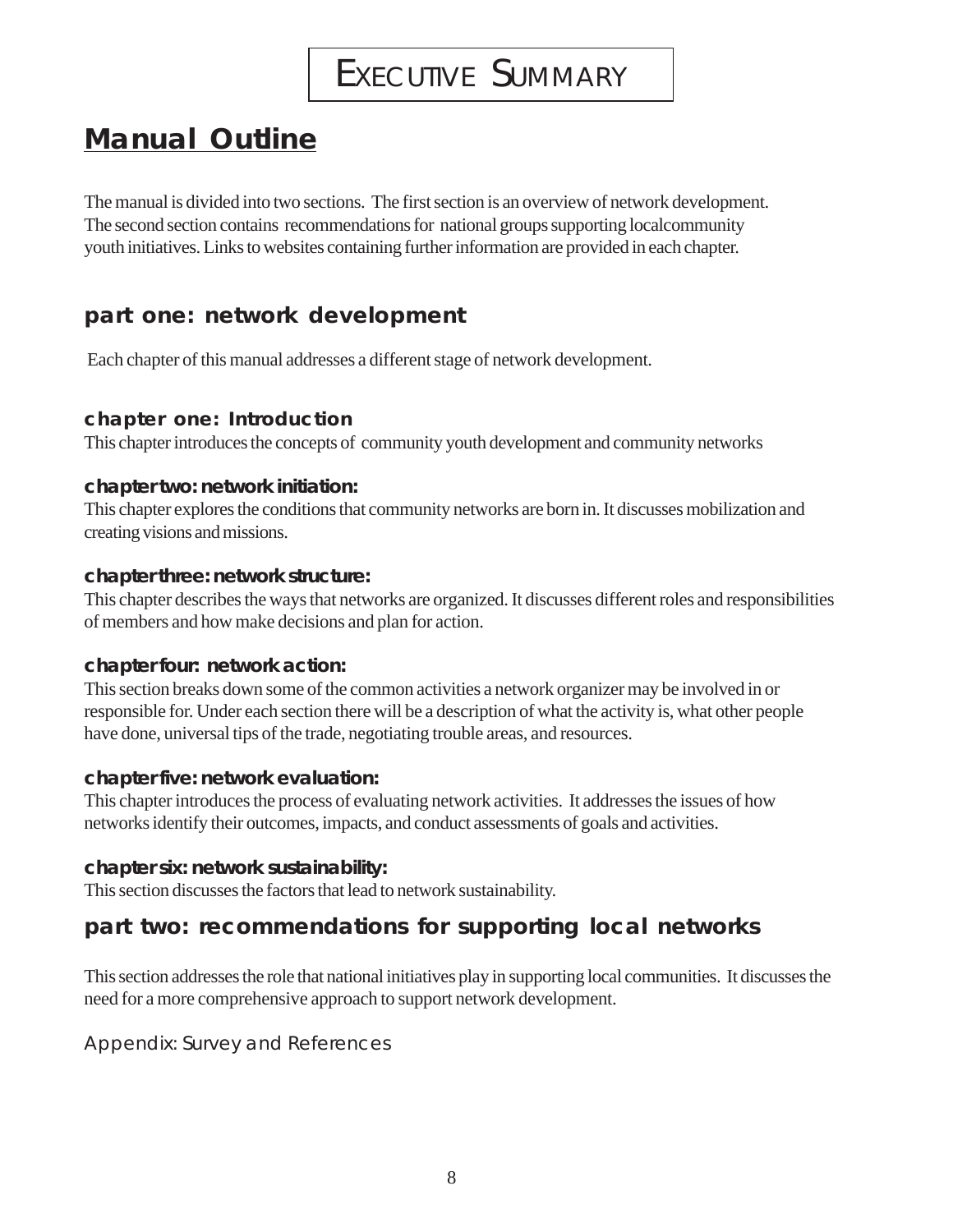# Executive Summary

## Manual Outline

The manual is divided into two sections. The first section is an overview of network development. The second section contains recommendations for national groups supporting localcommunity youth initiatives. Links to websites containing further information are provided in each chapter.

### part one: network development

Each chapter of this manual addresses a different stage of network development.

#### chapter one: Introduction

This chapter introduces the concepts of community youth development and community networks

#### chapter two: network initiation:

This chapter explores the conditions that community networks are born in. It discusses mobilization and creating visions and missions.

#### chapter three: network structure:

This chapter describes the ways that networks are organized. It discusses different roles and responsibilities of members and how make decisions and plan for action.

#### chapter four: network action:

This section breaks down some of the common activities a network organizer may be involved in or responsible for. Under each section there will be a description of what the activity is, what other people have done, universal tips of the trade, negotiating trouble areas, and resources.

#### chapter five: network evaluation:

This chapter introduces the process of evaluating network activities. It addresses the issues of how networks identify their outcomes, impacts, and conduct assessments of goals and activities.

#### chapter six: network sustainability:

This section discusses the factors that lead to network sustainability.

### part two: recommendations for supporting local networks

This section addresses the role that national initiatives play in supporting local communities. It discusses the need for a more comprehensive approach to support network development.

Appendix: Survey and References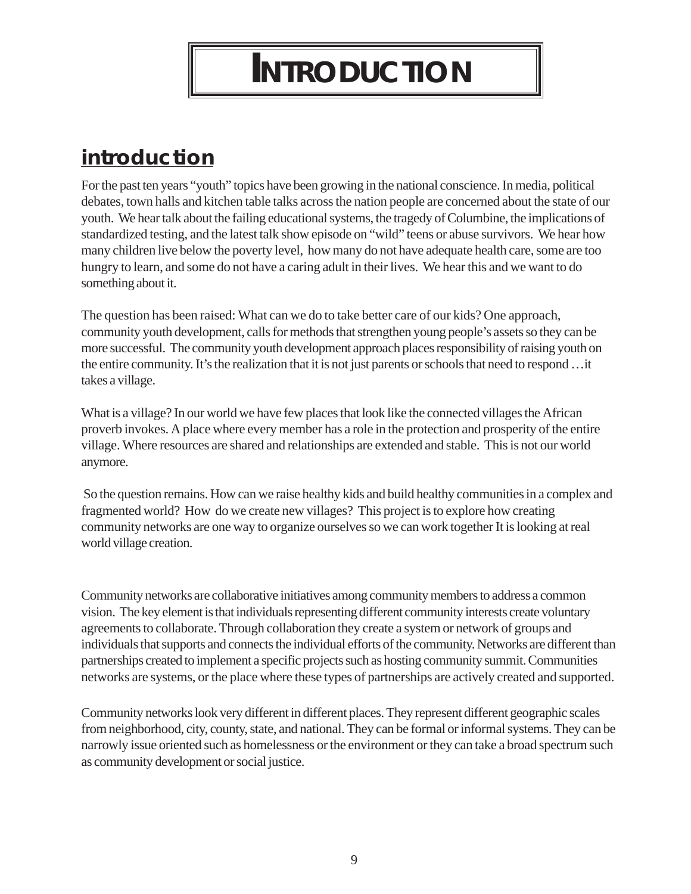# INTRODUCTION

## introduction

For the past ten years "youth" topics have been growing in the national conscience. In media, political debates, town halls and kitchen table talks across the nation people are concerned about the state of our youth. We hear talk about the failing educational systems, the tragedy of Columbine, the implications of standardized testing, and the latest talk show episode on "wild" teens or abuse survivors. We hear how many children live below the poverty level, how many do not have adequate health care, some are too hungry to learn, and some do not have a caring adult in their lives. We hear this and we want to do something about it.

The question has been raised: What can we do to take better care of our kids? One approach, community youth development, calls for methods that strengthen young people's assets so they can be more successful. The community youth development approach places responsibility of raising youth on the entire community. It's the realization that it is not just parents or schools that need to respond …it takes a village.

What is a village? In our world we have few places that look like the connected villages the African proverb invokes. A place where every member has a role in the protection and prosperity of the entire village. Where resources are shared and relationships are extended and stable. This is not our world anymore.

So the question remains. How can we raise healthy kids and build healthy communities in a complex and fragmented world? How do we create new villages? This project is to explore how creating community networks are one way to organize ourselves so we can work together It is looking at real world village creation.

Community networks are collaborative initiatives among community members to address a common vision. The key element is that individuals representing different community interests create voluntary agreements to collaborate. Through collaboration they create a system or network of groups and individuals that supports and connects the individual efforts of the community. Networks are different than partnerships created to implement a specific projects such as hosting community summit. Communities networks are systems, or the place where these types of partnerships are actively created and supported.

Community networks look very different in different places. They represent different geographic scales from neighborhood, city, county, state, and national. They can be formal or informal systems. They can be narrowly issue oriented such as homelessness or the environment or they can take a broad spectrum such as community development or social justice.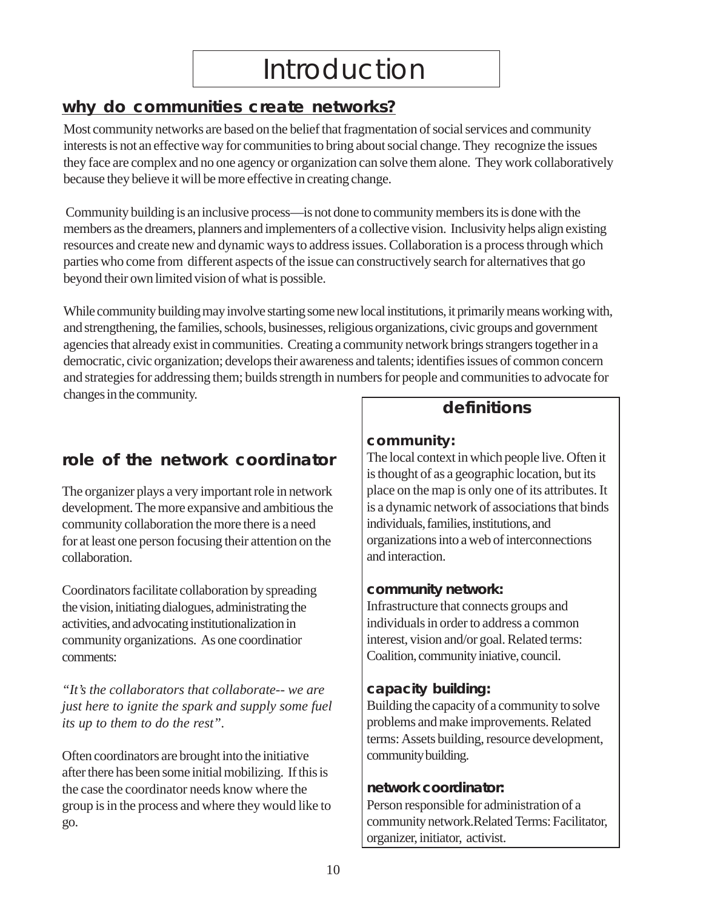# Introduction

## why do communities create networks?

Most community networks are based on the belief that fragmentation of social services and community interests is not an effective way for communities to bring about social change. They recognize the issues they face are complex and no one agency or organization can solve them alone. They work collaboratively because they believe it will be more effective in creating change.

Community building is an inclusive process—is not done to community members its is done with the members as the dreamers, planners and implementers of a collective vision. Inclusivity helps align existing resources and create new and dynamic ways to address issues. Collaboration is a process through which parties who come from different aspects of the issue can constructively search for alternatives that go beyond their own limited vision of what is possible.

While community building may involve starting some new local institutions, it primarily means working with, and strengthening, the families, schools, businesses, religious organizations, civic groups and government agencies that already exist in communities. Creating a community network brings strangers together in a democratic, civic organization; develops their awareness and talents; identifies issues of common concern and strategies for addressing them; builds strength in numbers for people and communities to advocate for changes in the community.

## role of the network coordinator

The organizer plays a very important role in network development. The more expansive and ambitious the community collaboration the more there is a need for at least one person focusing their attention on the collaboration.

Coordinators facilitate collaboration by spreading the vision, initiating dialogues, administrating the activities, and advocating institutionalization in community organizations. As one coordinatior comments:

*"It's the collaborators that collaborate-- we are just here to ignite the spark and supply some fuel its up to them to do the rest".*

Often coordinators are brought into the initiative after there has been some initial mobilizing. If this is the case the coordinator needs know where the group is in the process and where they would like to go.

### definitions

**community:**
The local context in which people live. Often it is thought of as a geographic location, but its place on the map is only one of its attributes. It is a dynamic network of associations that binds individuals, families, institutions, and organizations into a web of interconnections and interaction.

**community network:**
Infrastructure that connects groups and individuals in order to address a common interest, vision and/or goal. Related terms: Coalition, community iniative, council.

**capacity building:**
Building the capacity of a community to solve problems and make improvements. Related terms: Assets building, resource development, community building.

**network coordinator:**
Person responsible for administration of a community network.Related Terms: Facilitator, organizer, initiator, activist.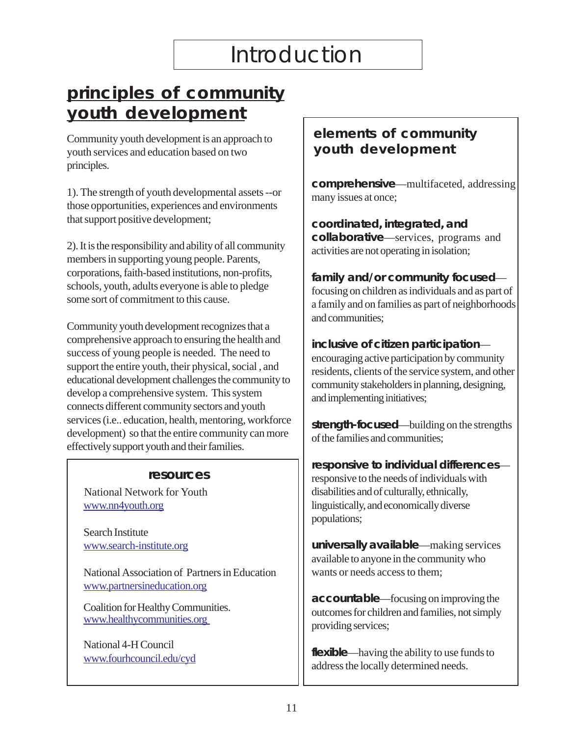# Introduction

## principles of community youth development

Community youth development is an approach to youth services and education based on two principles.

1). The strength of youth developmental assets --or those opportunities, experiences and environments that support positive development;

2). It is the responsibility and ability of all community members in supporting young people. Parents, corporations, faith-based institutions, non-profits, schools, youth, adults everyone is able to pledge some sort of commitment to this cause.

Community youth development recognizes that a comprehensive approach to ensuring the health and success of young people is needed. The need to support the entire youth, their physical, social , and educational development challenges the community to develop a comprehensive system. This system connects different community sectors and youth services (i.e.. education, health, mentoring, workforce development) so that the entire community can more effectively support youth and their families.

### resources

National Network for Youth
www.nn4youth.org

Search Institute
www.search-institute.org

National Association of Partners in Education
www.partnersineducation.org

Coalition for Healthy Communities.
www.healthycommunities.org

National 4-H Council
www.fourhcouncil.edu/cyd

### elements of community youth development

**comprehensive**—multifaceted, addressing many issues at once;

**coordinated, integrated, and collaborative**—services, programs and activities are not operating in isolation;

**family and/or community focused**—focusing on children as individuals and as part of a family and on families as part of neighborhoods and communities;

**inclusive of citizen participation**—encouraging active participation by community residents, clients of the service system, and other community stakeholders in planning, designing, and implementing initiatives;

**strength-focused**—building on the strengths of the families and communities;

**responsive to individual differences**—responsive to the needs of individuals with disabilities and of culturally, ethnically, linguistically, and economically diverse populations;

**universally available**—making services available to anyone in the community who wants or needs access to them;

**accountable**—focusing on improving the outcomes for children and families, not simply providing services;

**flexible**—having the ability to use funds to address the locally determined needs.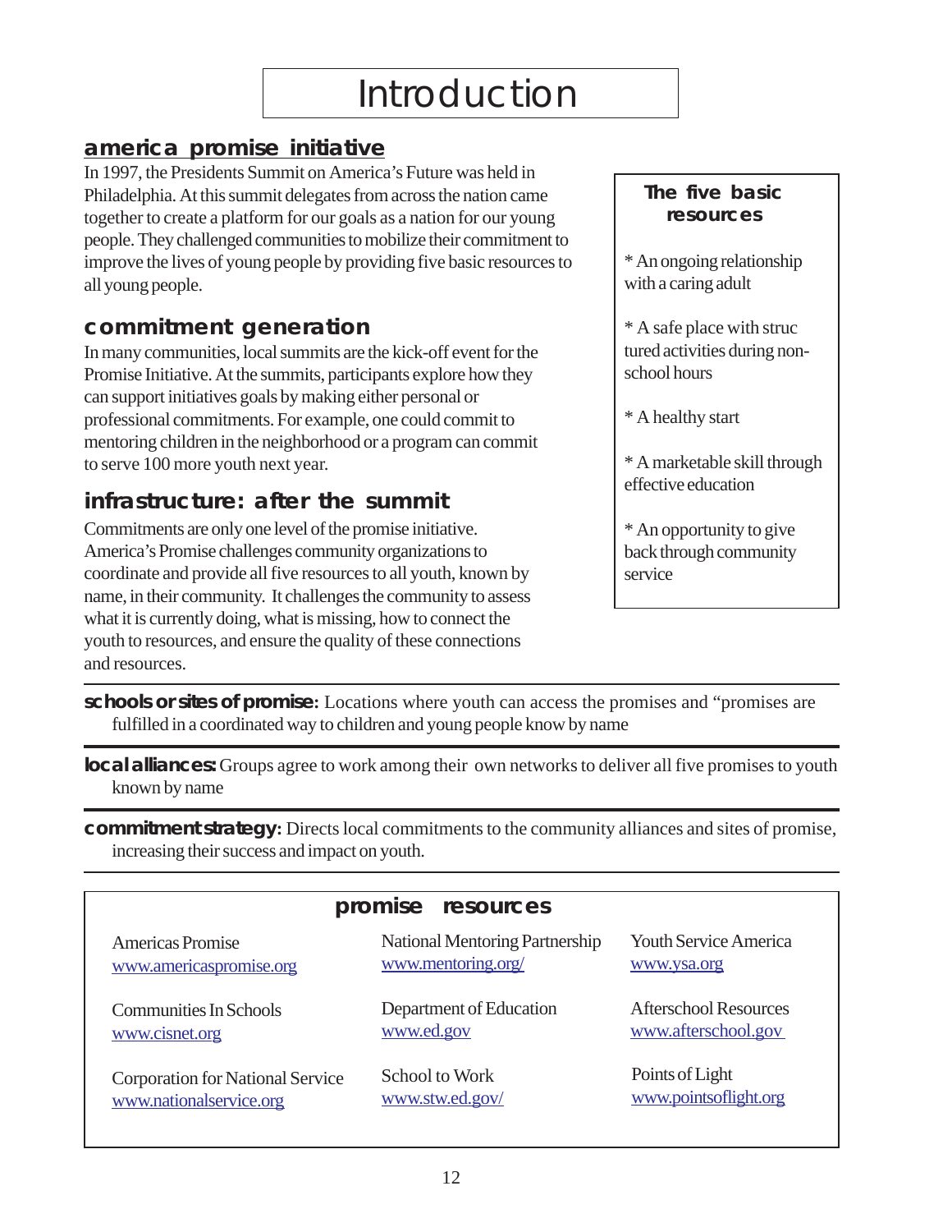# Introduction

## america promise initiative

In 1997, the Presidents Summit on America's Future was held in Philadelphia. At this summit delegates from across the nation came together to create a platform for our goals as a nation for our young people. They challenged communities to mobilize their commitment to improve the lives of young people by providing five basic resources to all young people.

## commitment generation

In many communities, local summits are the kick-off event for the Promise Initiative. At the summits, participants explore how they can support initiatives goals by making either personal or professional commitments. For example, one could commit to mentoring children in the neighborhood or a program can commit to serve 100 more youth next year.

## infrastructure: after the summit

Commitments are only one level of the promise initiative. America's Promise challenges community organizations to coordinate and provide all five resources to all youth, known by name, in their community. It challenges the community to assess what it is currently doing, what is missing, how to connect the youth to resources, and ensure the quality of these connections and resources.

### The five basic resources

* An ongoing relationship with a caring adult
* A safe place with structured activities during non-school hours
* A healthy start
* A marketable skill through effective education
* An opportunity to give back through community service

---

**schools or sites of promise:** Locations where youth can access the promises and "promises are fulfilled in a coordinated way to children and young people know by name

---

**local alliances:** Groups agree to work among their own networks to deliver all five promises to youth known by name

---

**commitment strategy:** Directs local commitments to the community alliances and sites of promise, increasing their success and impact on youth.

---

## promise resources

| | | |
|---|---|---|
| Americas Promise<br>www.americaspromise.org | National Mentoring Partnership<br>www.mentoring.org/ | Youth Service America<br>www.ysa.org |
| Communities In Schools<br>www.cisnet.org | Department of Education<br>www.ed.gov | Afterschool Resources<br>www.afterschool.gov |
| Corporation for National Service<br>www.nationalservice.org | School to Work<br>www.stw.ed.gov/ | Points of Light<br>www.pointsoflight.org |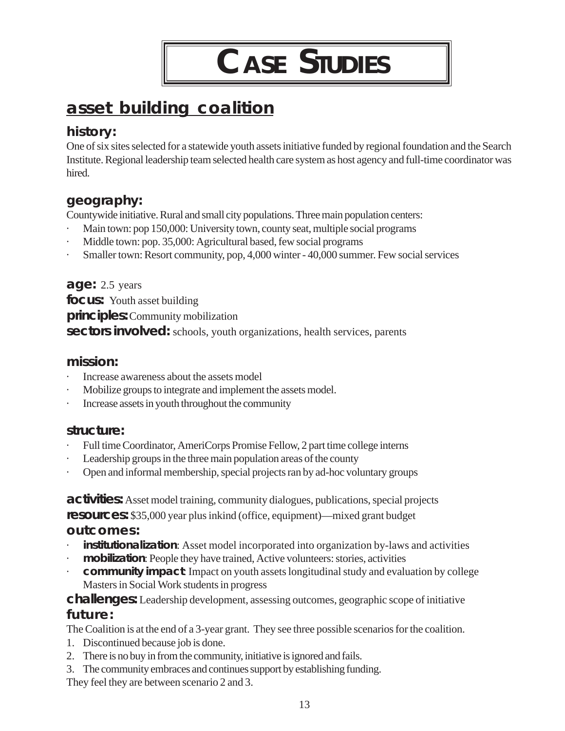# CASE STUDIES

## asset building coalition

### history:

One of six sites selected for a statewide youth assets initiative funded by regional foundation and the Search Institute. Regional leadership team selected health care system as host agency and full-time coordinator was hired.

### geography:

Countywide initiative. Rural and small city populations. Three main population centers:

- Main town: pop 150,000: University town, county seat, multiple social programs
- Middle town: pop. 35,000: Agricultural based, few social programs
- Smaller town: Resort community, pop, 4,000 winter - 40,000 summer. Few social services

**age:** 2.5 years

**focus:** Youth asset building

**principles:** Community mobilization

**sectors involved:** schools, youth organizations, health services, parents

### mission:

- Increase awareness about the assets model
- Mobilize groups to integrate and implement the assets model.
- Increase assets in youth throughout the community

### structure:

- Full time Coordinator, AmeriCorps Promise Fellow, 2 part time college interns
- Leadership groups in the three main population areas of the county
- Open and informal membership, special projects ran by ad-hoc voluntary groups

**activities:** Asset model training, community dialogues, publications, special projects

**resources:** $35,000 year plus inkind (office, equipment)—mixed grant budget

### outcomes:

- **institutionalization**: Asset model incorporated into organization by-laws and activities
- **mobilization**: People they have trained, Active volunteers: stories, activities
- **community impact**: Impact on youth assets longitudinal study and evaluation by college Masters in Social Work students in progress

**challenges:** Leadership development, assessing outcomes, geographic scope of initiative

### future:

The Coalition is at the end of a 3-year grant. They see three possible scenarios for the coalition.

1. Discontinued because job is done.
2. There is no buy in from the community, initiative is ignored and fails.
3. The community embraces and continues support by establishing funding.

They feel they are between scenario 2 and 3.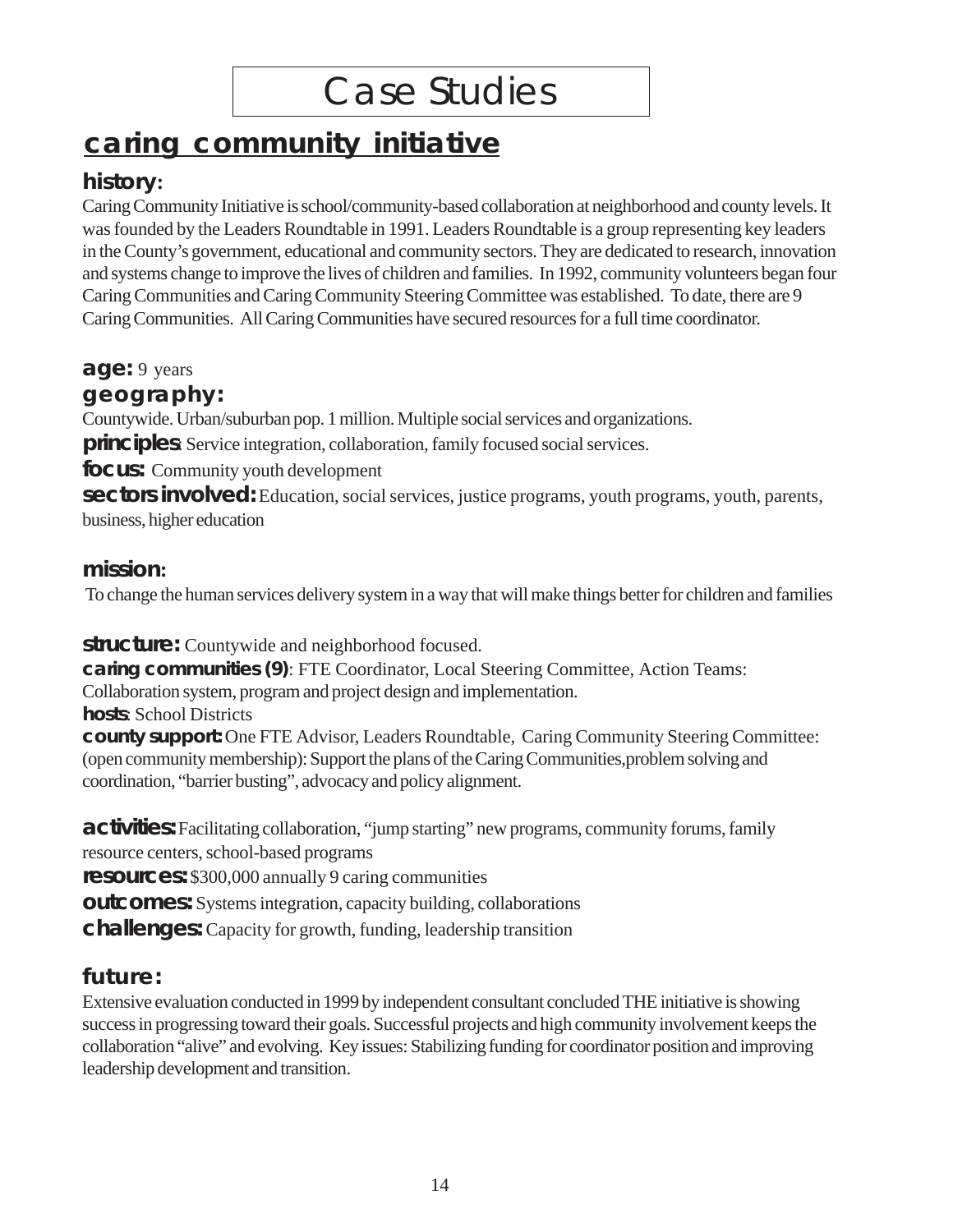# Case Studies

## caring community initiative

### history:

Caring Community Initiative is school/community-based collaboration at neighborhood and county levels. It was founded by the Leaders Roundtable in 1991. Leaders Roundtable is a group representing key leaders in the County's government, educational and community sectors. They are dedicated to research, innovation and systems change to improve the lives of children and families. In 1992, community volunteers began four Caring Communities and Caring Community Steering Committee was established. To date, there are 9 Caring Communities. All Caring Communities have secured resources for a full time coordinator.

**age:** 9 years

**geography:**

Countywide. Urban/suburban pop. 1 million. Multiple social services and organizations.

**principles**: Service integration, collaboration, family focused social services.

**focus:** Community youth development

**sectors involved:** Education, social services, justice programs, youth programs, youth, parents, business, higher education

### mission:

To change the human services delivery system in a way that will make things better for children and families

**structure:** Countywide and neighborhood focused.

**caring communities (9)**: FTE Coordinator, Local Steering Committee, Action Teams: Collaboration system, program and project design and implementation.

**hosts**: School Districts

**county support:** One FTE Advisor, Leaders Roundtable, Caring Community Steering Committee: (open community membership): Support the plans of the Caring Communities,problem solving and coordination, "barrier busting", advocacy and policy alignment.

**activities:** Facilitating collaboration, "jump starting" new programs, community forums, family resource centers, school-based programs

**resources:** $300,000 annually 9 caring communities

**outcomes:** Systems integration, capacity building, collaborations

**challenges:** Capacity for growth, funding, leadership transition

### future:

Extensive evaluation conducted in 1999 by independent consultant concluded THE initiative is showing success in progressing toward their goals. Successful projects and high community involvement keeps the collaboration "alive" and evolving. Key issues: Stabilizing funding for coordinator position and improving leadership development and transition.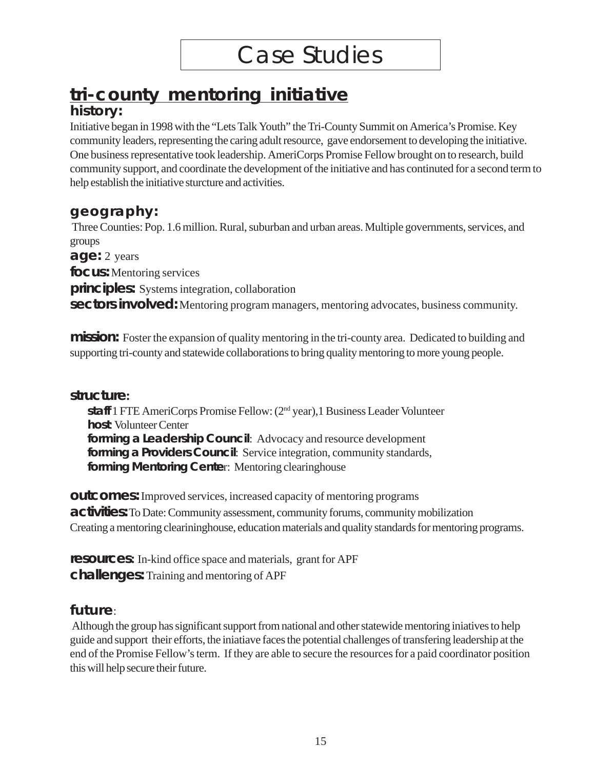# Case Studies

## tri-county mentoring initiative

### history:

Initiative began in 1998 with the "Lets Talk Youth" the Tri-County Summit on America's Promise. Key community leaders, representing the caring adult resource, gave endorsement to developing the initiative. One business representative took leadership. AmeriCorps Promise Fellow brought on to research, build community support, and coordinate the development of the initiative and has contintued for a second term to help establish the initiative sturcture and activities.

### geography:

Three Counties: Pop. 1.6 million. Rural, suburban and urban areas. Multiple governments, services, and groups

**age:** 2 years

**focus:** Mentoring services

**principles:** Systems integration, collaboration

**sectors involved:** Mentoring program managers, mentoring advocates, business community.

**mission:** Foster the expansion of quality mentoring in the tri-county area. Dedicated to building and supporting tri-county and statewide collaborations to bring quality mentoring to more young people.

**structure:**

- **staff** 1 FTE AmeriCorps Promise Fellow: (2nd year),1 Business Leader Volunteer
- **host**: Volunteer Center
- **forming a Leadership Council**: Advocacy and resource development
- **forming a Providers Council**: Service integration, community standards,
- **forming Mentoring Center**: Mentoring clearinghouse

**outcomes:** Improved services, increased capacity of mentoring programs

**activities:** To Date: Community assessment, community forums, community mobilization
Creating a mentoring clearininghouse, education materials and quality standards for mentoring programs.

**resources:** In-kind office space and materials, grant for APF

**challenges:** Training and mentoring of APF

### future:

Although the group has significant support from national and other statewide mentoring iniatives to help guide and support their efforts, the iniatiave faces the potential challenges of transfering leadership at the end of the Promise Fellow's term. If they are able to secure the resources for a paid coordinator position this will help secure their future.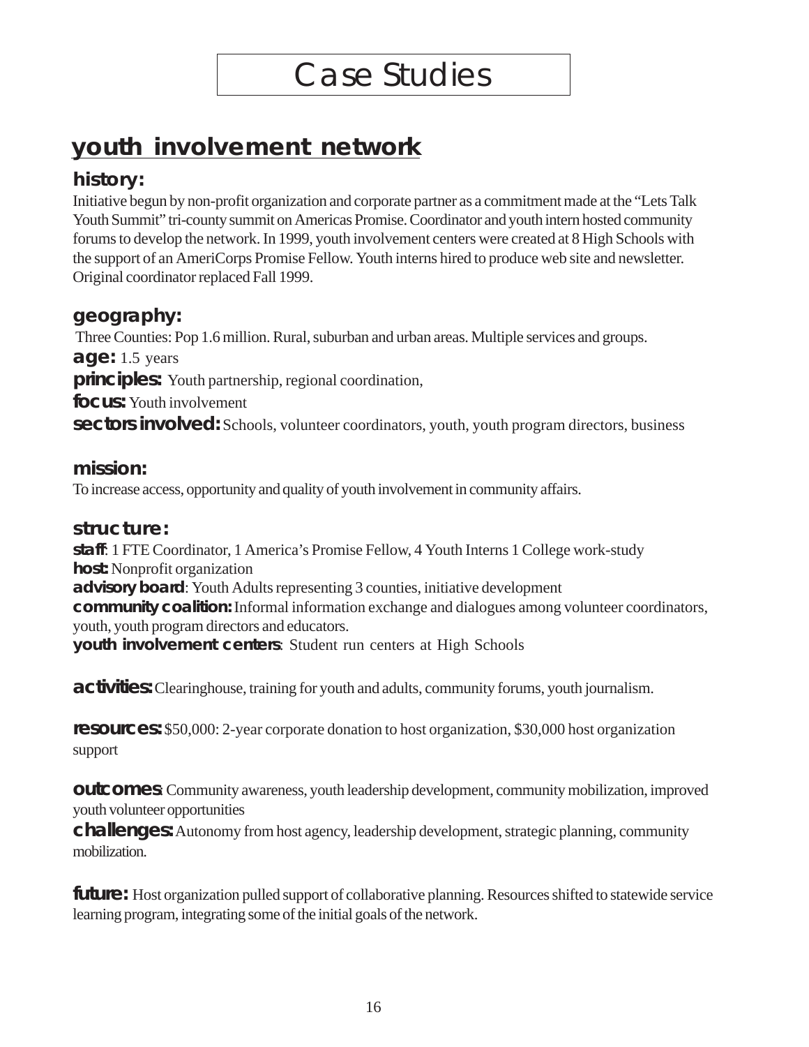# Case Studies

## youth involvement network

### history:

Initiative begun by non-profit organization and corporate partner as a commitment made at the "Lets Talk Youth Summit" tri-county summit on Americas Promise. Coordinator and youth intern hosted community forums to develop the network. In 1999, youth involvement centers were created at 8 High Schools with the support of an AmeriCorps Promise Fellow. Youth interns hired to produce web site and newsletter. Original coordinator replaced Fall 1999.

### geography:

Three Counties: Pop 1.6 million. Rural, suburban and urban areas. Multiple services and groups.

**age:** 1.5 years

**principles:** Youth partnership, regional coordination,

**focus:** Youth involvement

**sectors involved:** Schools, volunteer coordinators, youth, youth program directors, business

### mission:

To increase access, opportunity and quality of youth involvement in community affairs.

### structure:

**staff**: 1 FTE Coordinator, 1 America's Promise Fellow, 4 Youth Interns 1 College work-study
**host:** Nonprofit organization
**advisory board**: Youth Adults representing 3 counties, initiative development
**community coalition:** Informal information exchange and dialogues among volunteer coordinators, youth, youth program directors and educators.
**youth involvement centers**: Student run centers at High Schools

**activities:** Clearinghouse, training for youth and adults, community forums, youth journalism.

**resources:** $50,000: 2-year corporate donation to host organization, $30,000 host organization support

**outcomes**: Community awareness, youth leadership development, community mobilization, improved youth volunteer opportunities

**challenges:** Autonomy from host agency, leadership development, strategic planning, community mobilization.

**future:** Host organization pulled support of collaborative planning. Resources shifted to statewide service learning program, integrating some of the initial goals of the network.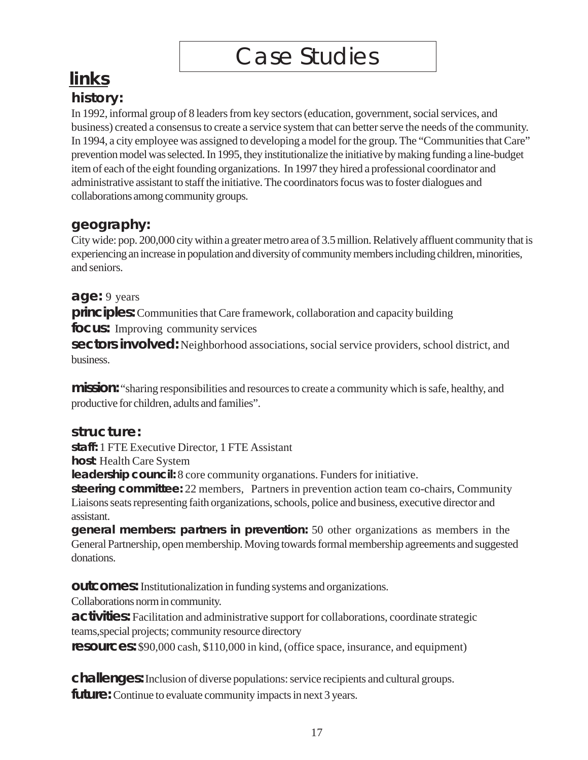# Case Studies

## links

### history:

In 1992, informal group of 8 leaders from key sectors (education, government, social services, and business) created a consensus to create a service system that can better serve the needs of the community. In 1994, a city employee was assigned to developing a model for the group. The "Communities that Care" prevention model was selected. In 1995, they institutionalize the initiative by making funding a line-budget item of each of the eight founding organizations. In 1997 they hired a professional coordinator and administrative assistant to staff the initiative. The coordinators focus was to foster dialogues and collaborations among community groups.

### geography:

City wide: pop. 200,000 city within a greater metro area of 3.5 million. Relatively affluent community that is experiencing an increase in population and diversity of community members including children, minorities, and seniors.

**age:** 9 years

**principles:** Communities that Care framework, collaboration and capacity building

**focus:** Improving community services

**sectors involved:** Neighborhood associations, social service providers, school district, and business.

**mission:** "sharing responsibilities and resources to create a community which is safe, healthy, and productive for children, adults and families".

### structure:

**staff:** 1 FTE Executive Director, 1 FTE Assistant

**host**: Health Care System

**leadership council:** 8 core community organations. Funders for initiative.

**steering committee:** 22 members, Partners in prevention action team co-chairs, Community Liaisons seats representing faith organizations, schools, police and business, executive director and assistant.

**general members: partners in prevention:** 50 other organizations as members in the General Partnership, open membership. Moving towards formal membership agreements and suggested donations.

**outcomes:** Institutionalization in funding systems and organizations.
Collaborations norm in community.

**activities:** Facilitation and administrative support for collaborations, coordinate strategic teams,special projects; community resource directory

**resources:** $90,000 cash, $110,000 in kind, (office space, insurance, and equipment)

**challenges:** Inclusion of diverse populations: service recipients and cultural groups.

**future:** Continue to evaluate community impacts in next 3 years.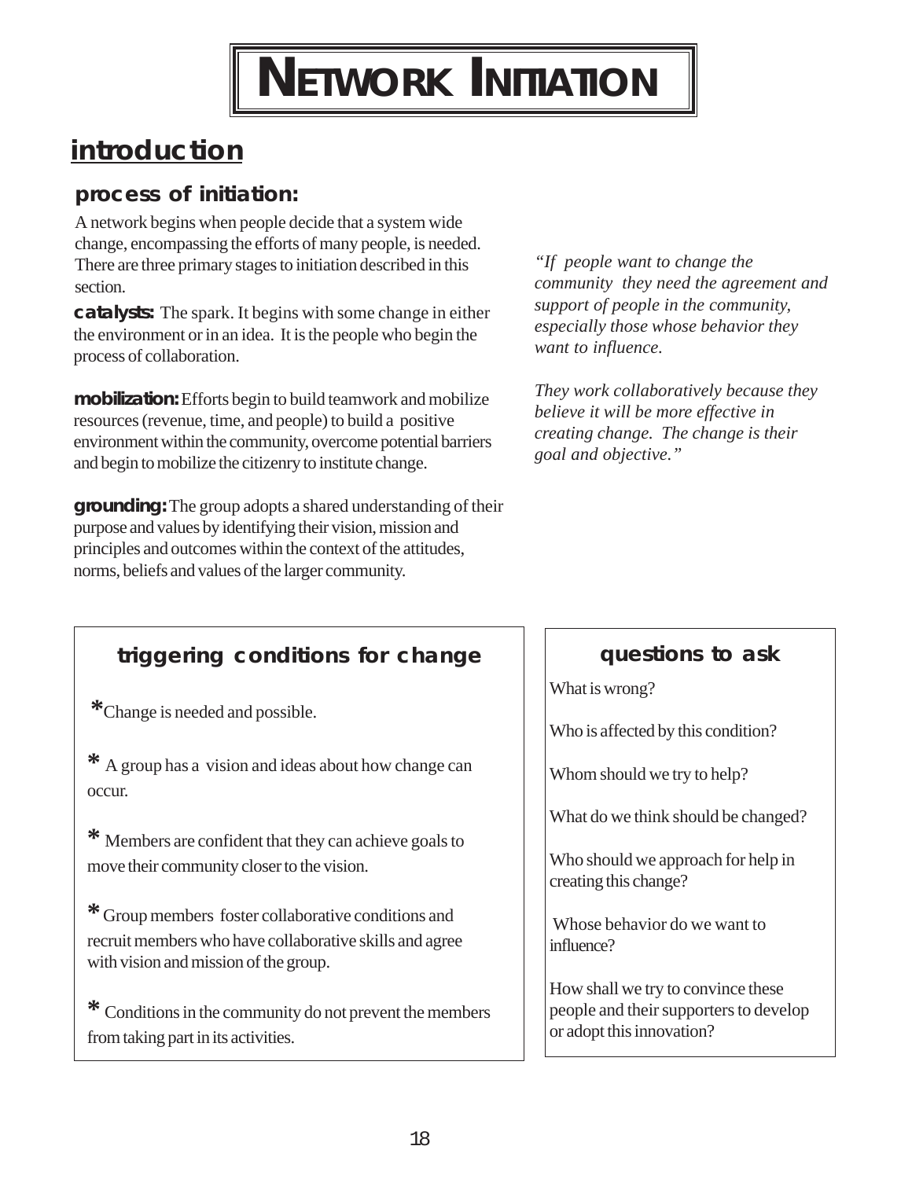# NETWORK INITIATION

## introduction

### process of initiation:

A network begins when people decide that a system wide change, encompassing the efforts of many people, is needed. There are three primary stages to initiation described in this section.

**catalysts:** The spark. It begins with some change in either the environment or in an idea. It is the people who begin the process of collaboration.

**mobilization:** Efforts begin to build teamwork and mobilize resources (revenue, time, and people) to build a positive environment within the community, overcome potential barriers and begin to mobilize the citizenry to institute change.

**grounding:** The group adopts a shared understanding of their purpose and values by identifying their vision, mission and principles and outcomes within the context of the attitudes, norms, beliefs and values of the larger community.

*"If people want to change the community they need the agreement and support of people in the community, especially those whose behavior they want to influence.*

*They work collaboratively because they believe it will be more effective in creating change. The change is their goal and objective."*

### triggering conditions for change

* Change is needed and possible.

* A group has a vision and ideas about how change can occur.

* Members are confident that they can achieve goals to move their community closer to the vision.

* Group members foster collaborative conditions and recruit members who have collaborative skills and agree with vision and mission of the group.

* Conditions in the community do not prevent the members from taking part in its activities.

### questions to ask

What is wrong?

Who is affected by this condition?

Whom should we try to help?

What do we think should be changed?

Who should we approach for help in creating this change?

Whose behavior do we want to influence?

How shall we try to convince these people and their supporters to develop or adopt this innovation?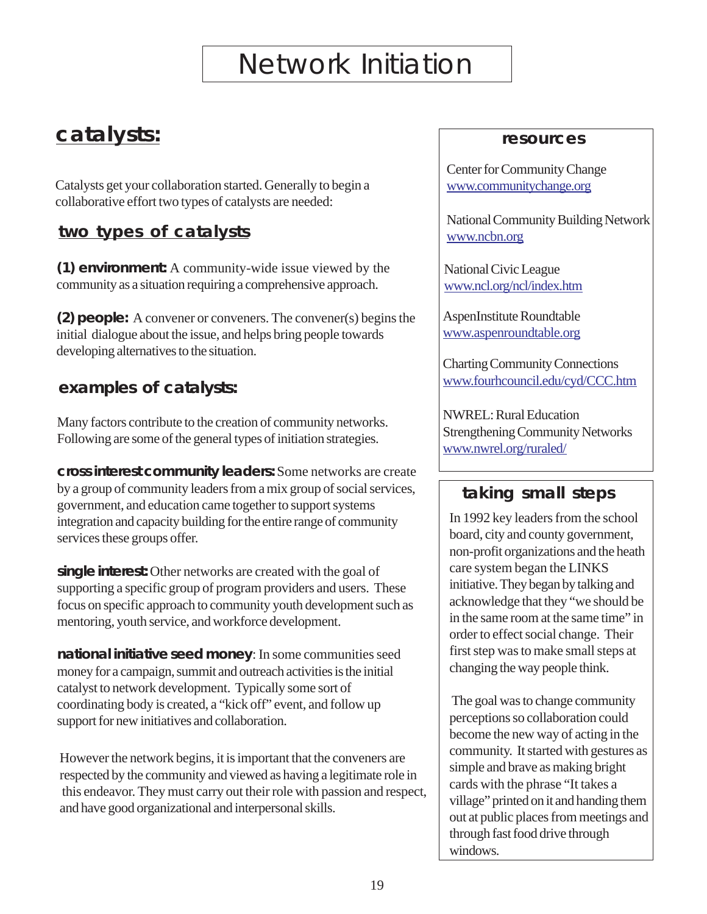# Network Initiation

## catalysts:

Catalysts get your collaboration started. Generally to begin a collaborative effort two types of catalysts are needed:

### two types of catalysts

**(1) environment:** A community-wide issue viewed by the community as a situation requiring a comprehensive approach.

**(2) people:** A convener or conveners. The convener(s) begins the initial dialogue about the issue, and helps bring people towards developing alternatives to the situation.

### examples of catalysts:

Many factors contribute to the creation of community networks. Following are some of the general types of initiation strategies.

**cross interest community leaders:** Some networks are create by a group of community leaders from a mix group of social services, government, and education came together to support systems integration and capacity building for the entire range of community services these groups offer.

**single interest:** Other networks are created with the goal of supporting a specific group of program providers and users. These focus on specific approach to community youth development such as mentoring, youth service, and workforce development.

**national initiative seed money**: In some communities seed money for a campaign, summit and outreach activities is the initial catalyst to network development. Typically some sort of coordinating body is created, a "kick off" event, and follow up support for new initiatives and collaboration.

However the network begins, it is important that the conveners are respected by the community and viewed as having a legitimate role in this endeavor. They must carry out their role with passion and respect, and have good organizational and interpersonal skills.

### resources

Center for Community Change
www.communitychange.org

National Community Building Network
www.ncbn.org

National Civic League
www.ncl.org/ncl/index.htm

AspenInstitute Roundtable
www.aspenroundtable.org

Charting Community Connections
www.fourhcouncil.edu/cyd/CCC.htm

NWREL: Rural Education
Strengthening Community Networks
www.nwrel.org/ruraled/

### taking small steps

In 1992 key leaders from the school board, city and county government, non-profit organizations and the heath care system began the LINKS initiative. They began by talking and acknowledge that they "we should be in the same room at the same time" in order to effect social change. Their first step was to make small steps at changing the way people think.

The goal was to change community perceptions so collaboration could become the new way of acting in the community. It started with gestures as simple and brave as making bright cards with the phrase "It takes a village" printed on it and handing them out at public places from meetings and through fast food drive through windows.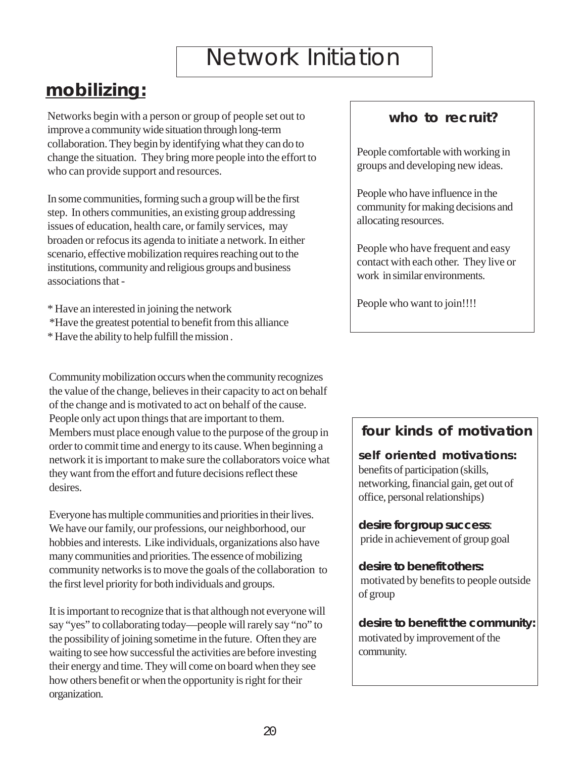# Network Initiation

## mobilizing:

Networks begin with a person or group of people set out to improve a community wide situation through long-term collaboration. They begin by identifying what they can do to change the situation. They bring more people into the effort to who can provide support and resources.

In some communities, forming such a group will be the first step. In others communities, an existing group addressing issues of education, health care, or family services, may broaden or refocus its agenda to initiate a network. In either scenario, effective mobilization requires reaching out to the institutions, community and religious groups and business associations that -

* Have an interested in joining the network
* Have the greatest potential to benefit from this alliance
* Have the ability to help fulfill the mission .

Community mobilization occurs when the community recognizes the value of the change, believes in their capacity to act on behalf of the change and is motivated to act on behalf of the cause. People only act upon things that are important to them. Members must place enough value to the purpose of the group in order to commit time and energy to its cause. When beginning a network it is important to make sure the collaborators voice what they want from the effort and future decisions reflect these desires.

Everyone has multiple communities and priorities in their lives. We have our family, our professions, our neighborhood, our hobbies and interests. Like individuals, organizations also have many communities and priorities. The essence of mobilizing community networks is to move the goals of the collaboration to the first level priority for both individuals and groups.

It is important to recognize that is that although not everyone will say "yes" to collaborating today—people will rarely say "no" to the possibility of joining sometime in the future. Often they are waiting to see how successful the activities are before investing their energy and time. They will come on board when they see how others benefit or when the opportunity is right for their organization.

### who to recruit?

People comfortable with working in groups and developing new ideas.

People who have influence in the community for making decisions and allocating resources.

People who have frequent and easy contact with each other. They live or work in similar environments.

People who want to join!!!!

### four kinds of motivation

**self oriented motivations:**
benefits of participation (skills, networking, financial gain, get out of office, personal relationships)

**desire for group success**:
pride in achievement of group goal

**desire to benefit others:**
motivated by benefits to people outside of group

**desire to benefit the community:**
motivated by improvement of the community.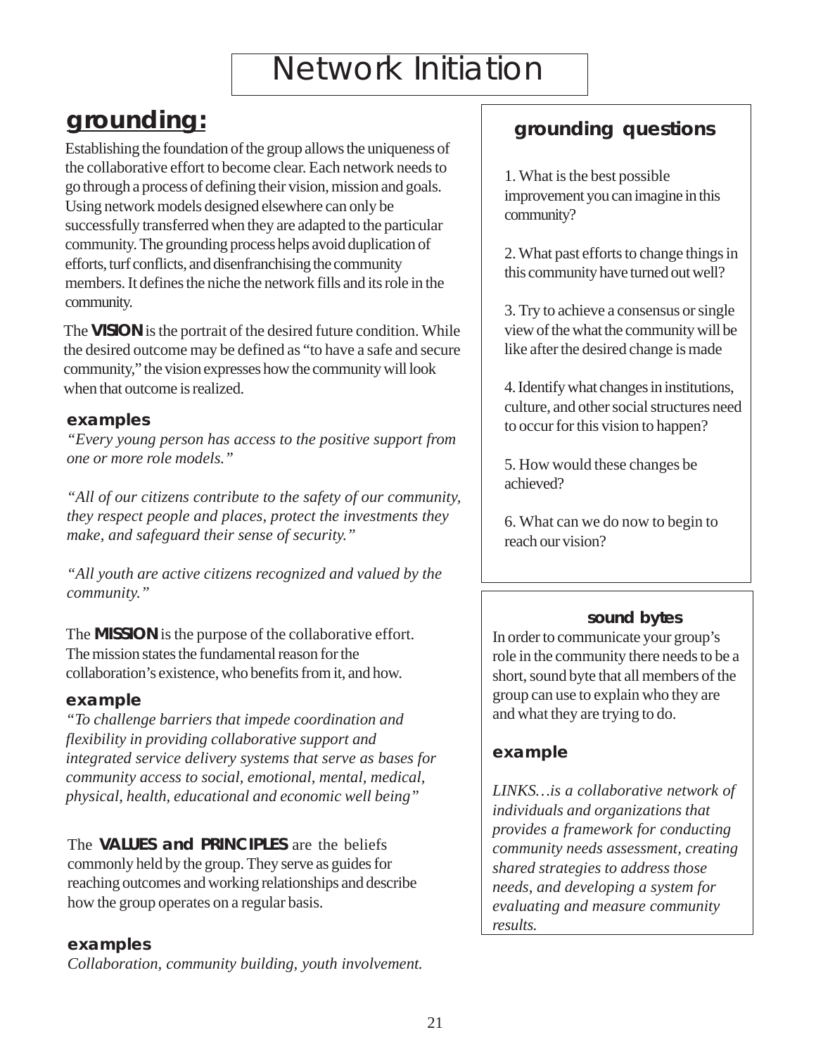# Network Initiation

## grounding:

Establishing the foundation of the group allows the uniqueness of the collaborative effort to become clear. Each network needs to go through a process of defining their vision, mission and goals. Using network models designed elsewhere can only be successfully transferred when they are adapted to the particular community. The grounding process helps avoid duplication of efforts, turf conflicts, and disenfranchising the community members. It defines the niche the network fills and its role in the community.

The **VISION** is the portrait of the desired future condition. While the desired outcome may be defined as "to have a safe and secure community," the vision expresses how the community will look when that outcome is realized.

**examples**

*"Every young person has access to the positive support from one or more role models."*

*"All of our citizens contribute to the safety of our community, they respect people and places, protect the investments they make, and safeguard their sense of security."*

*"All youth are active citizens recognized and valued by the community."*

The **MISSION** is the purpose of the collaborative effort. The mission states the fundamental reason for the collaboration's existence, who benefits from it, and how.

**example**

*"To challenge barriers that impede coordination and flexibility in providing collaborative support and integrated service delivery systems that serve as bases for community access to social, emotional, mental, medical, physical, health, educational and economic well being"*

The **VALUES and PRINCIPLES** are the beliefs commonly held by the group. They serve as guides for reaching outcomes and working relationships and describe how the group operates on a regular basis.

**examples**

*Collaboration, community building, youth involvement.*

### grounding questions

1. What is the best possible improvement you can imagine in this community?

2. What past efforts to change things in this community have turned out well?

3. Try to achieve a consensus or single view of the what the community will be like after the desired change is made

4. Identify what changes in institutions, culture, and other social structures need to occur for this vision to happen?

5. How would these changes be achieved?

6. What can we do now to begin to reach our vision?

### sound bytes

In order to communicate your group's role in the community there needs to be a short, sound byte that all members of the group can use to explain who they are and what they are trying to do.

**example**

*LINKS…is a collaborative network of individuals and organizations that provides a framework for conducting community needs assessment, creating shared strategies to address those needs, and developing a system for evaluating and measure community results.*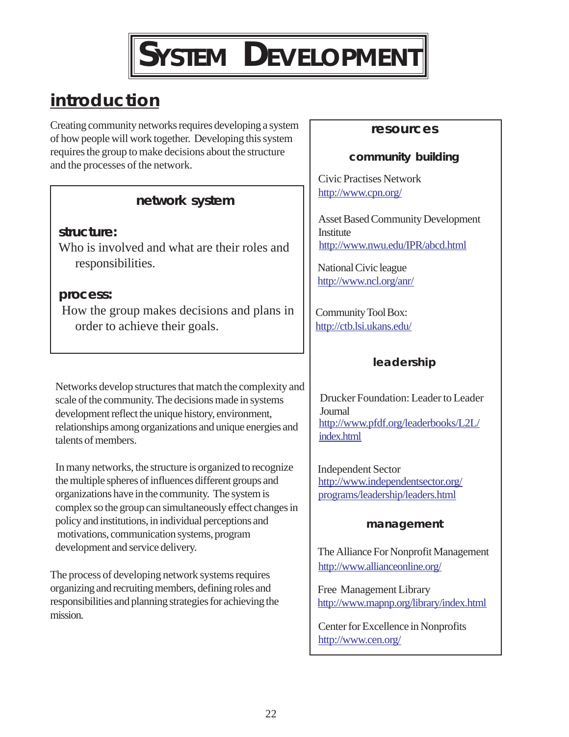# SYSTEM DEVELOPMENT

## introduction

Creating community networks requires developing a system of how people will work together. Developing this system requires the group to make decisions about the structure and the processes of the network.

### network system

**structure:**
Who is involved and what are their roles and responsibilities.

**process:**
How the group makes decisions and plans in order to achieve their goals.

Networks develop structures that match the complexity and scale of the community. The decisions made in systems development reflect the unique history, environment, relationships among organizations and unique energies and talents of members.

In many networks, the structure is organized to recognize the multiple spheres of influences different groups and organizations have in the community. The system is complex so the group can simultaneously effect changes in policy and institutions, in individual perceptions and motivations, communication systems, program development and service delivery.

The process of developing network systems requires organizing and recruiting members, defining roles and responsibilities and planning strategies for achieving the mission.

### resources

#### community building

Civic Practises Network
http://www.cpn.org/

Asset Based Community Development Institute
http://www.nwu.edu/IPR/abcd.html

National Civic league
http://www.ncl.org/anr/

Community Tool Box:
http://ctb.lsi.ukans.edu/

#### leadership

Drucker Foundation: Leader to Leader Journal
http://www.pfdf.org/leaderbooks/L2L/index.html

Independent Sector
http://www.independentsector.org/programs/leadership/leaders.html

#### management

The Alliance For Nonprofit Management
http://www.allianceonline.org/

Free Management Library
http://www.mapnp.org/library/index.html

Center for Excellence in Nonprofits
http://www.cen.org/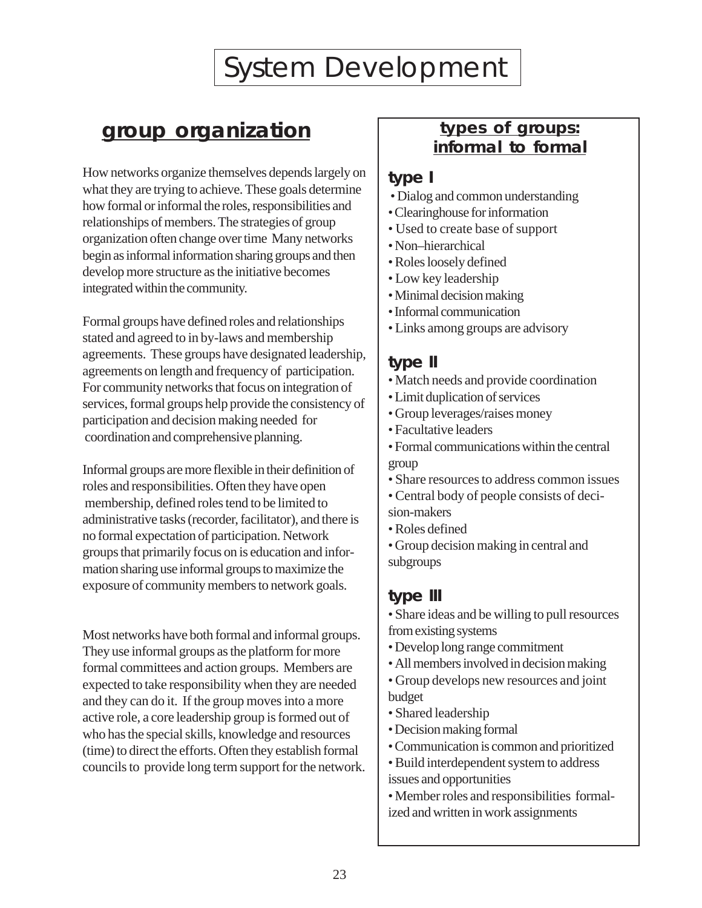# System Development

## group organization

How networks organize themselves depends largely on what they are trying to achieve. These goals determine how formal or informal the roles, responsibilities and relationships of members. The strategies of group organization often change over time Many networks begin as informal information sharing groups and then develop more structure as the initiative becomes integrated within the community.

Formal groups have defined roles and relationships stated and agreed to in by-laws and membership agreements. These groups have designated leadership, agreements on length and frequency of participation. For community networks that focus on integration of services, formal groups help provide the consistency of participation and decision making needed for coordination and comprehensive planning.

Informal groups are more flexible in their definition of roles and responsibilities. Often they have open membership, defined roles tend to be limited to administrative tasks (recorder, facilitator), and there is no formal expectation of participation. Network groups that primarily focus on is education and information sharing use informal groups to maximize the exposure of community members to network goals.

Most networks have both formal and informal groups. They use informal groups as the platform for more formal committees and action groups. Members are expected to take responsibility when they are needed and they can do it. If the group moves into a more active role, a core leadership group is formed out of who has the special skills, knowledge and resources (time) to direct the efforts. Often they establish formal councils to provide long term support for the network.

## types of groups: informal to formal

### type I

- Dialog and common understanding
- Clearinghouse for information
- Used to create base of support
- Non–hierarchical
- Roles loosely defined
- Low key leadership
- Minimal decision making
- Informal communication
- Links among groups are advisory

### type II

- Match needs and provide coordination
- Limit duplication of services
- Group leverages/raises money
- Facultative leaders
- Formal communications within the central group
- Share resources to address common issues
- Central body of people consists of decision-makers
- Roles defined
- Group decision making in central and subgroups

### type III

- Share ideas and be willing to pull resources from existing systems
- Develop long range commitment
- All members involved in decision making
- Group develops new resources and joint budget
- Shared leadership
- Decision making formal
- Communication is common and prioritized
- Build interdependent system to address issues and opportunities
- Member roles and responsibilities formalized and written in work assignments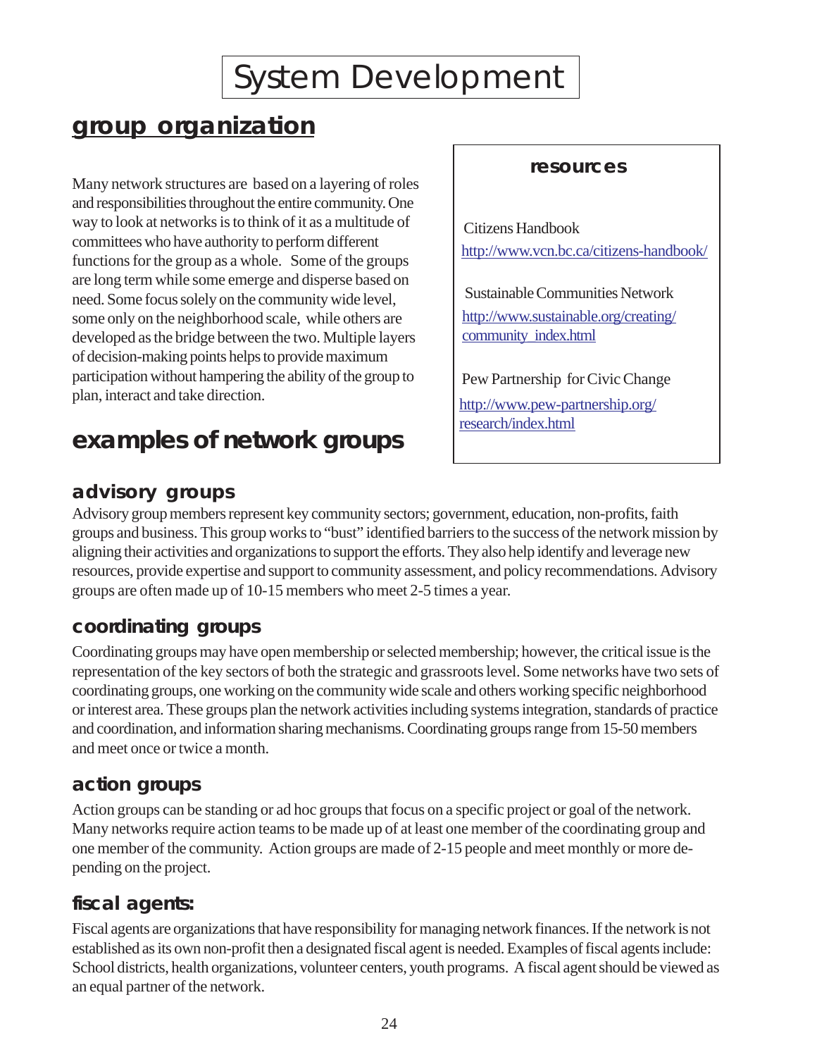# System Development

## group organization

Many network structures are based on a layering of roles and responsibilities throughout the entire community. One way to look at networks is to think of it as a multitude of committees who have authority to perform different functions for the group as a whole. Some of the groups are long term while some emerge and disperse based on need. Some focus solely on the community wide level, some only on the neighborhood scale, while others are developed as the bridge between the two. Multiple layers of decision-making points helps to provide maximum participation without hampering the ability of the group to plan, interact and take direction.

**resources**

Citizens Handbook
http://www.vcn.bc.ca/citizens-handbook/

Sustainable Communities Network
http://www.sustainable.org/creating/community_index.html

Pew Partnership for Civic Change
http://www.pew-partnership.org/research/index.html

## examples of network groups

### advisory groups

Advisory group members represent key community sectors; government, education, non-profits, faith groups and business. This group works to "bust" identified barriers to the success of the network mission by aligning their activities and organizations to support the efforts. They also help identify and leverage new resources, provide expertise and support to community assessment, and policy recommendations. Advisory groups are often made up of 10-15 members who meet 2-5 times a year.

### coordinating groups

Coordinating groups may have open membership or selected membership; however, the critical issue is the representation of the key sectors of both the strategic and grassroots level. Some networks have two sets of coordinating groups, one working on the community wide scale and others working specific neighborhood or interest area. These groups plan the network activities including systems integration, standards of practice and coordination, and information sharing mechanisms. Coordinating groups range from 15-50 members and meet once or twice a month.

### action groups

Action groups can be standing or ad hoc groups that focus on a specific project or goal of the network. Many networks require action teams to be made up of at least one member of the coordinating group and one member of the community. Action groups are made of 2-15 people and meet monthly or more depending on the project.

### fiscal agents:

Fiscal agents are organizations that have responsibility for managing network finances. If the network is not established as its own non-profit then a designated fiscal agent is needed. Examples of fiscal agents include: School districts, health organizations, volunteer centers, youth programs. A fiscal agent should be viewed as an equal partner of the network.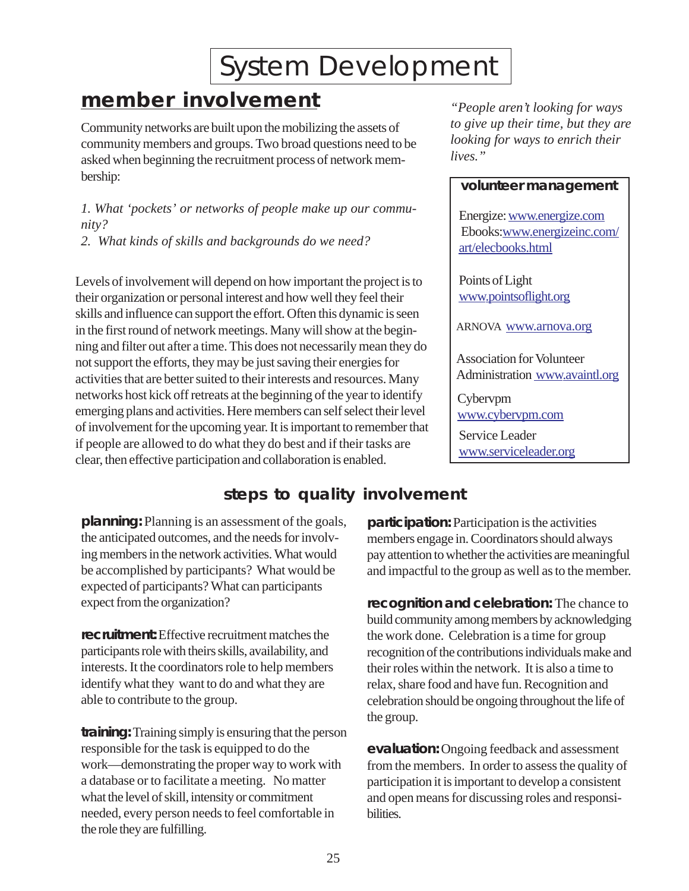# System Development

## member involvement

Community networks are built upon the mobilizing the assets of community members and groups. Two broad questions need to be asked when beginning the recruitment process of network membership:

*1. What 'pockets' or networks of people make up our community?*
*2. What kinds of skills and backgrounds do we need?*

Levels of involvement will depend on how important the project is to their organization or personal interest and how well they feel their skills and influence can support the effort. Often this dynamic is seen in the first round of network meetings. Many will show at the beginning and filter out after a time. This does not necessarily mean they do not support the efforts, they may be just saving their energies for activities that are better suited to their interests and resources. Many networks host kick off retreats at the beginning of the year to identify emerging plans and activities. Here members can self select their level of involvement for the upcoming year. It is important to remember that if people are allowed to do what they do best and if their tasks are clear, then effective participation and collaboration is enabled.

*"People aren't looking for ways to give up their time, but they are looking for ways to enrich their lives."*

**volunteer management**

Energize: www.energize.com
Ebooks: www.energizeinc.com/art/elecbooks.html

Points of Light
www.pointsoflight.org

ARNOVA www.arnova.org

Association for Volunteer Administration www.avaintl.org

Cybervpm
www.cybervpm.com

Service Leader
www.serviceleader.org

### steps to quality involvement

**planning:** Planning is an assessment of the goals, the anticipated outcomes, and the needs for involving members in the network activities. What would be accomplished by participants? What would be expected of participants? What can participants expect from the organization?

**recruitment:** Effective recruitment matches the participants role with theirs skills, availability, and interests. It the coordinators role to help members identify what they want to do and what they are able to contribute to the group.

**training:** Training simply is ensuring that the person responsible for the task is equipped to do the work—demonstrating the proper way to work with a database or to facilitate a meeting. No matter what the level of skill, intensity or commitment needed, every person needs to feel comfortable in the role they are fulfilling.

**participation:** Participation is the activities members engage in. Coordinators should always pay attention to whether the activities are meaningful and impactful to the group as well as to the member.

**recognition and celebration:** The chance to build community among members by acknowledging the work done. Celebration is a time for group recognition of the contributions individuals make and their roles within the network. It is also a time to relax, share food and have fun. Recognition and celebration should be ongoing throughout the life of the group.

**evaluation:** Ongoing feedback and assessment from the members. In order to assess the quality of participation it is important to develop a consistent and open means for discussing roles and responsibilities.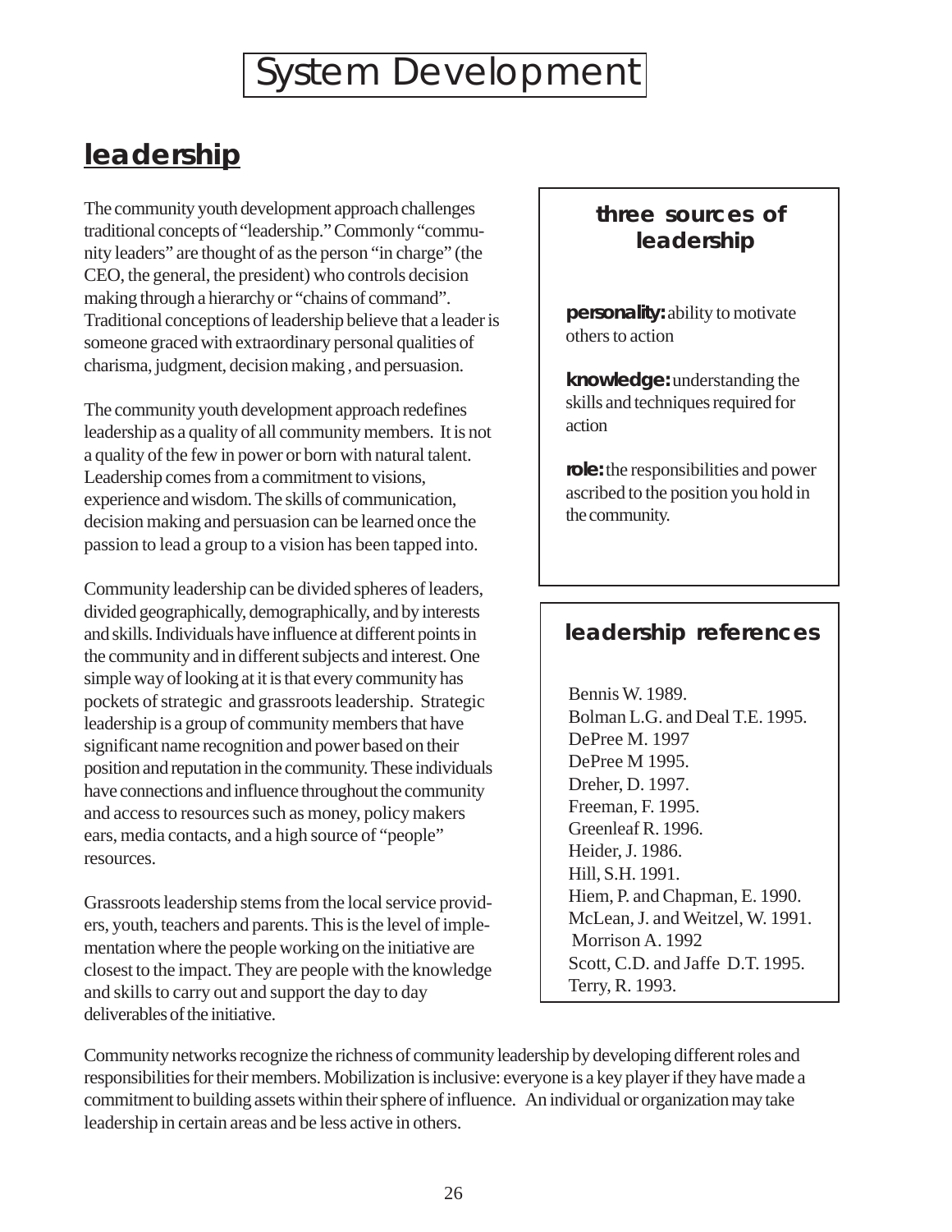# System Development

## leadership

The community youth development approach challenges traditional concepts of "leadership." Commonly "community leaders" are thought of as the person "in charge" (the CEO, the general, the president) who controls decision making through a hierarchy or "chains of command". Traditional conceptions of leadership believe that a leader is someone graced with extraordinary personal qualities of charisma, judgment, decision making , and persuasion.

The community youth development approach redefines leadership as a quality of all community members. It is not a quality of the few in power or born with natural talent. Leadership comes from a commitment to visions, experience and wisdom. The skills of communication, decision making and persuasion can be learned once the passion to lead a group to a vision has been tapped into.

Community leadership can be divided spheres of leaders, divided geographically, demographically, and by interests and skills. Individuals have influence at different points in the community and in different subjects and interest. One simple way of looking at it is that every community has pockets of strategic and grassroots leadership. Strategic leadership is a group of community members that have significant name recognition and power based on their position and reputation in the community. These individuals have connections and influence throughout the community and access to resources such as money, policy makers ears, media contacts, and a high source of "people" resources.

Grassroots leadership stems from the local service providers, youth, teachers and parents. This is the level of implementation where the people working on the initiative are closest to the impact. They are people with the knowledge and skills to carry out and support the day to day deliverables of the initiative.

Community networks recognize the richness of community leadership by developing different roles and responsibilities for their members. Mobilization is inclusive: everyone is a key player if they have made a commitment to building assets within their sphere of influence. An individual or organization may take leadership in certain areas and be less active in others.

### three sources of leadership

**personality:** ability to motivate others to action

**knowledge:** understanding the skills and techniques required for action

**role:** the responsibilities and power ascribed to the position you hold in the community.

### leadership references

Bennis W. 1989.
Bolman L.G. and Deal T.E. 1995.
DePree M. 1997
DePree M 1995.
Dreher, D. 1997.
Freeman, F. 1995.
Greenleaf R. 1996.
Heider, J. 1986.
Hill, S.H. 1991.
Hiem, P. and Chapman, E. 1990.
McLean, J. and Weitzel, W. 1991.
Morrison A. 1992
Scott, C.D. and Jaffe D.T. 1995.
Terry, R. 1993.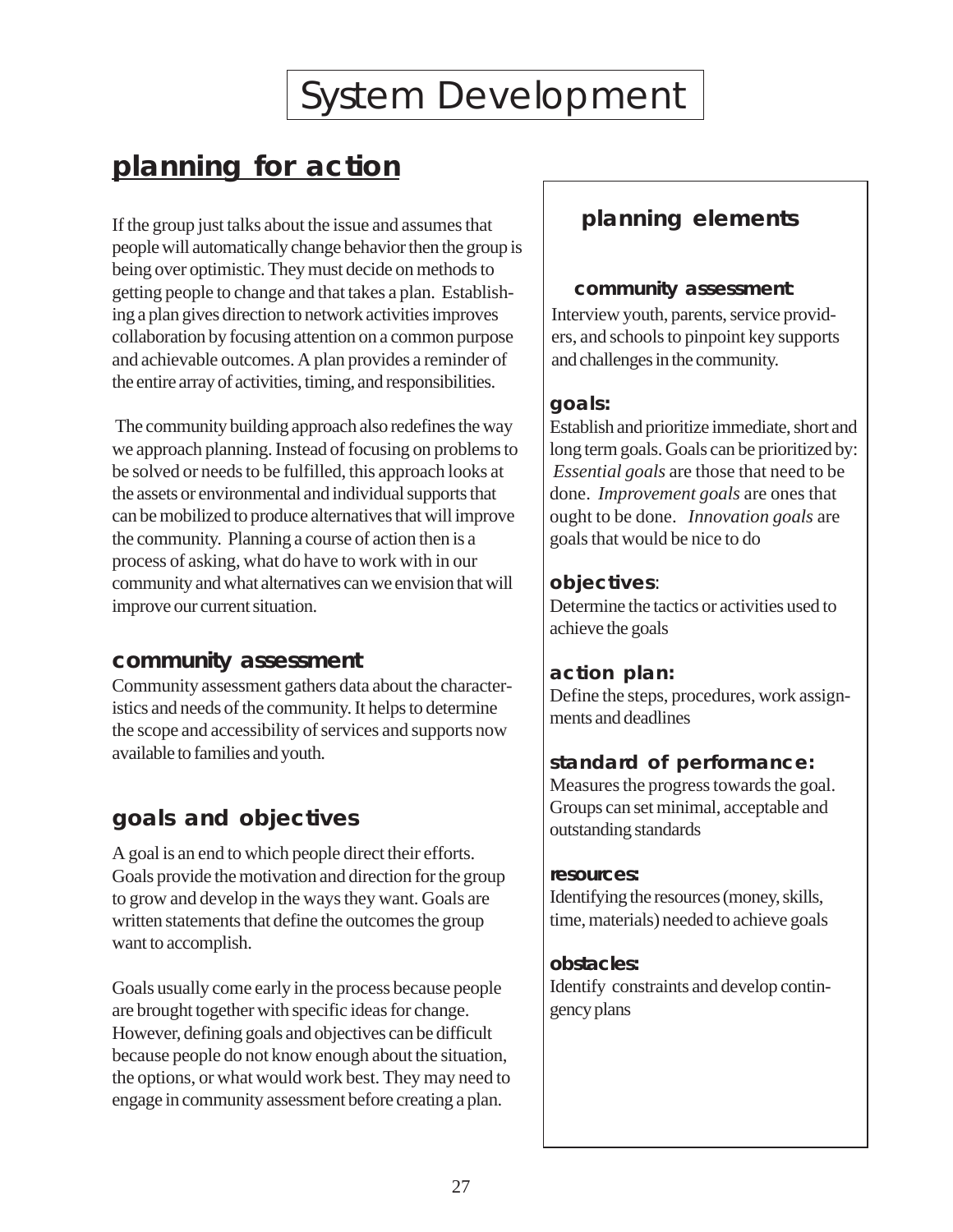# System Development

## planning for action

If the group just talks about the issue and assumes that people will automatically change behavior then the group is being over optimistic. They must decide on methods to getting people to change and that takes a plan. Establishing a plan gives direction to network activities improves collaboration by focusing attention on a common purpose and achievable outcomes. A plan provides a reminder of the entire array of activities, timing, and responsibilities.

The community building approach also redefines the way we approach planning. Instead of focusing on problems to be solved or needs to be fulfilled, this approach looks at the assets or environmental and individual supports that can be mobilized to produce alternatives that will improve the community. Planning a course of action then is a process of asking, what do have to work with in our community and what alternatives can we envision that will improve our current situation.

### community assessment

Community assessment gathers data about the characteristics and needs of the community. It helps to determine the scope and accessibility of services and supports now available to families and youth.

### goals and objectives

A goal is an end to which people direct their efforts. Goals provide the motivation and direction for the group to grow and develop in the ways they want. Goals are written statements that define the outcomes the group want to accomplish.

Goals usually come early in the process because people are brought together with specific ideas for change. However, defining goals and objectives can be difficult because people do not know enough about the situation, the options, or what would work best. They may need to engage in community assessment before creating a plan.

### planning elements

**community assessment**
Interview youth, parents, service providers, and schools to pinpoint key supports and challenges in the community.

**goals:**
Establish and prioritize immediate, short and long term goals. Goals can be prioritized by: *Essential goals* are those that need to be done. *Improvement goals* are ones that ought to be done. *Innovation goals* are goals that would be nice to do

**objectives**:
Determine the tactics or activities used to achieve the goals

**action plan:**
Define the steps, procedures, work assignments and deadlines

**standard of performance:**
Measures the progress towards the goal. Groups can set minimal, acceptable and outstanding standards

**resources:**
Identifying the resources (money, skills, time, materials) needed to achieve goals

**obstacles:**
Identify constraints and develop contingency plans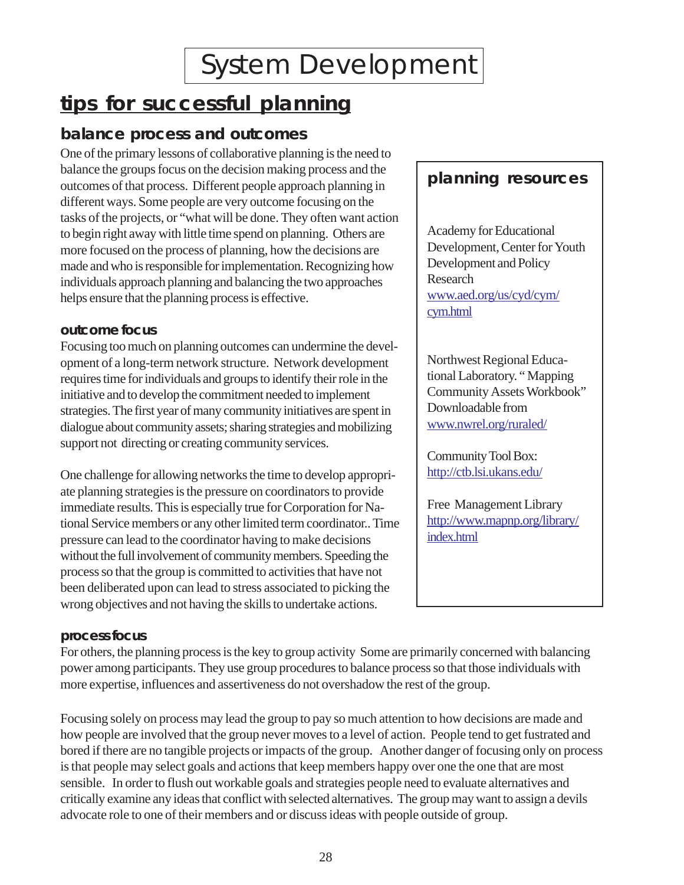# System Development

## tips for successful planning

### balance process and outcomes

One of the primary lessons of collaborative planning is the need to balance the groups focus on the decision making process and the outcomes of that process. Different people approach planning in different ways. Some people are very outcome focusing on the tasks of the projects, or "what will be done. They often want action to begin right away with little time spend on planning. Others are more focused on the process of planning, how the decisions are made and who is responsible for implementation. Recognizing how individuals approach planning and balancing the two approaches helps ensure that the planning process is effective.

#### outcome focus

Focusing too much on planning outcomes can undermine the development of a long-term network structure. Network development requires time for individuals and groups to identify their role in the initiative and to develop the commitment needed to implement strategies. The first year of many community initiatives are spent in dialogue about community assets; sharing strategies and mobilizing support not directing or creating community services.

One challenge for allowing networks the time to develop appropriate planning strategies is the pressure on coordinators to provide immediate results. This is especially true for Corporation for National Service members or any other limited term coordinator.. Time pressure can lead to the coordinator having to make decisions without the full involvement of community members. Speeding the process so that the group is committed to activities that have not been deliberated upon can lead to stress associated to picking the wrong objectives and not having the skills to undertake actions.

#### process focus

For others, the planning process is the key to group activity Some are primarily concerned with balancing power among participants. They use group procedures to balance process so that those individuals with more expertise, influences and assertiveness do not overshadow the rest of the group.

Focusing solely on process may lead the group to pay so much attention to how decisions are made and how people are involved that the group never moves to a level of action. People tend to get fustrated and bored if there are no tangible projects or impacts of the group. Another danger of focusing only on process is that people may select goals and actions that keep members happy over one the one that are most sensible. In order to flush out workable goals and strategies people need to evaluate alternatives and critically examine any ideas that conflict with selected alternatives. The group may want to assign a devils advocate role to one of their members and or discuss ideas with people outside of group.

### planning resources

Academy for Educational Development, Center for Youth Development and Policy Research
www.aed.org/us/cyd/cym/cym.html

Northwest Regional Educational Laboratory. " Mapping Community Assets Workbook" Downloadable from
www.nwrel.org/ruraled/

Community Tool Box:
http://ctb.lsi.ukans.edu/

Free Management Library
http://www.mapnp.org/library/index.html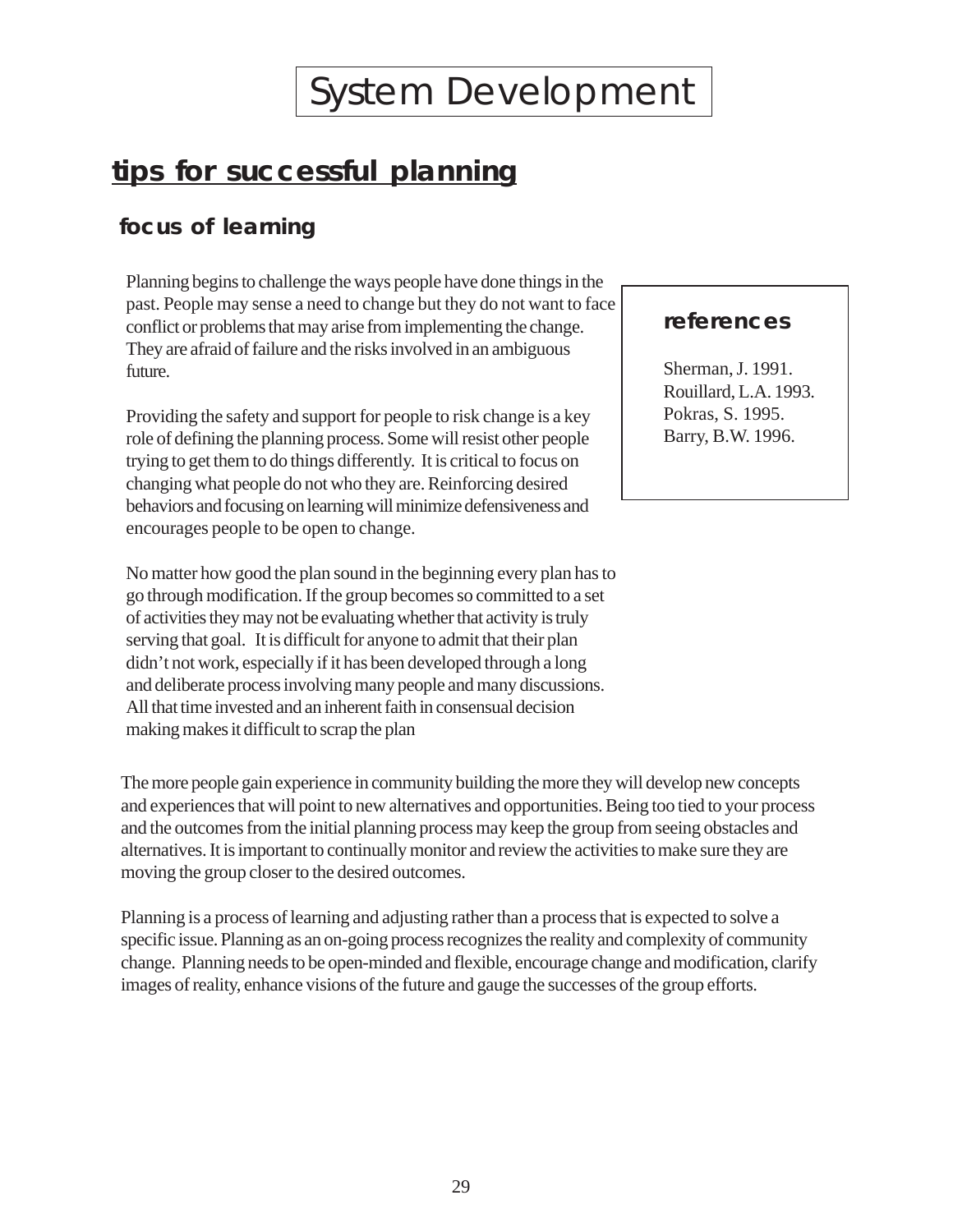# System Development

## tips for successful planning

### focus of learning

Planning begins to challenge the ways people have done things in the past. People may sense a need to change but they do not want to face conflict or problems that may arise from implementing the change. They are afraid of failure and the risks involved in an ambiguous future.

Providing the safety and support for people to risk change is a key role of defining the planning process. Some will resist other people trying to get them to do things differently. It is critical to focus on changing what people do not who they are. Reinforcing desired behaviors and focusing on learning will minimize defensiveness and encourages people to be open to change.

No matter how good the plan sound in the beginning every plan has to go through modification. If the group becomes so committed to a set of activities they may not be evaluating whether that activity is truly serving that goal. It is difficult for anyone to admit that their plan didn't not work, especially if it has been developed through a long and deliberate process involving many people and many discussions. All that time invested and an inherent faith in consensual decision making makes it difficult to scrap the plan

The more people gain experience in community building the more they will develop new concepts and experiences that will point to new alternatives and opportunities. Being too tied to your process and the outcomes from the initial planning process may keep the group from seeing obstacles and alternatives. It is important to continually monitor and review the activities to make sure they are moving the group closer to the desired outcomes.

Planning is a process of learning and adjusting rather than a process that is expected to solve a specific issue. Planning as an on-going process recognizes the reality and complexity of community change. Planning needs to be open-minded and flexible, encourage change and modification, clarify images of reality, enhance visions of the future and gauge the successes of the group efforts.

**references**

Sherman, J. 1991.
Rouillard, L.A. 1993.
Pokras, S. 1995.
Barry, B.W. 1996.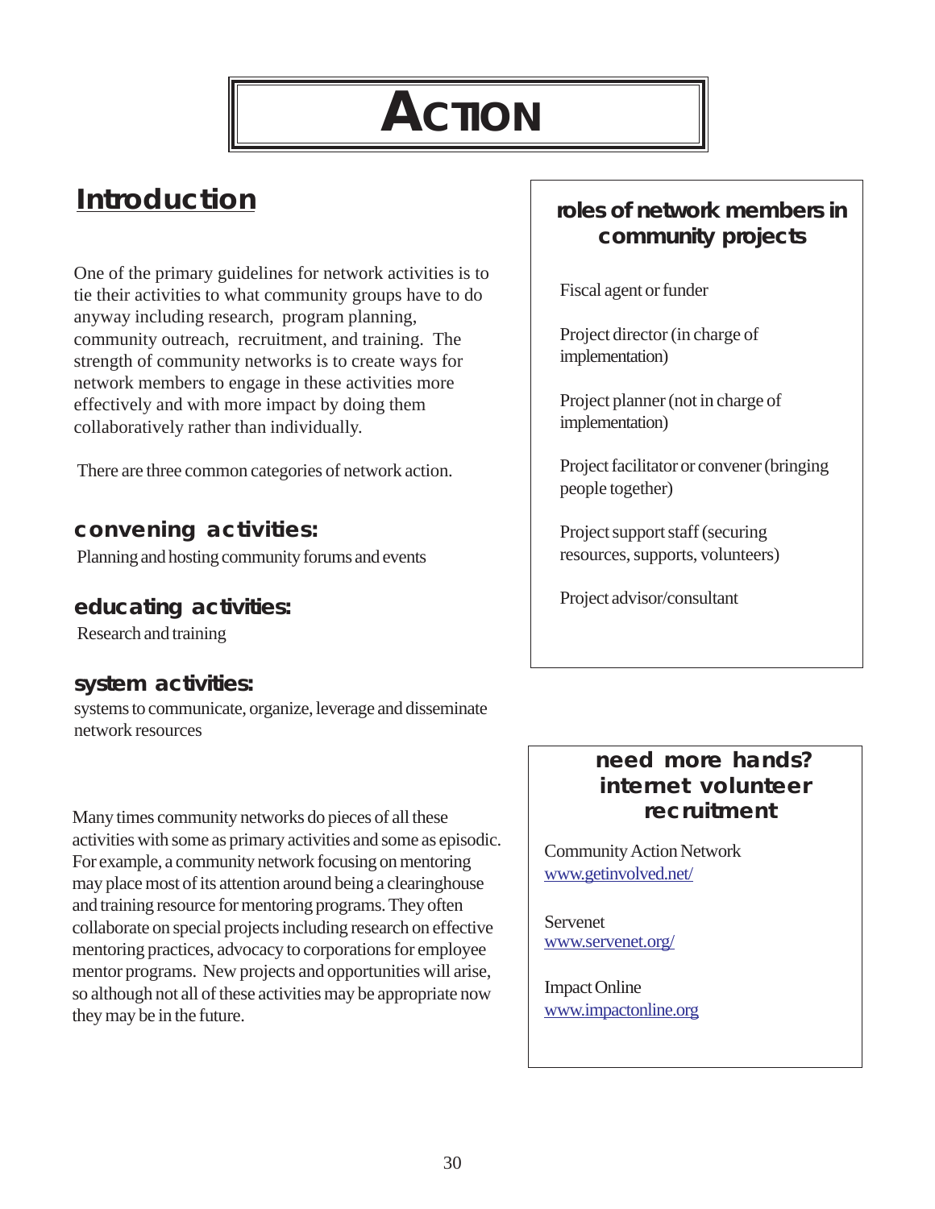# ACTION

## Introduction

One of the primary guidelines for network activities is to tie their activities to what community groups have to do anyway including research, program planning, community outreach, recruitment, and training. The strength of community networks is to create ways for network members to engage in these activities more effectively and with more impact by doing them collaboratively rather than individually.

There are three common categories of network action.

### convening activities:

Planning and hosting community forums and events

### educating activities:

Research and training

### system activities:

systems to communicate, organize, leverage and disseminate network resources

Many times community networks do pieces of all these activities with some as primary activities and some as episodic. For example, a community network focusing on mentoring may place most of its attention around being a clearinghouse and training resource for mentoring programs. They often collaborate on special projects including research on effective mentoring practices, advocacy to corporations for employee mentor programs. New projects and opportunities will arise, so although not all of these activities may be appropriate now they may be in the future.

### roles of network members in community projects

Fiscal agent or funder

Project director (in charge of implementation)

Project planner (not in charge of implementation)

Project facilitator or convener (bringing people together)

Project support staff (securing resources, supports, volunteers)

Project advisor/consultant

### need more hands? internet volunteer recruitment

Community Action Network
www.getinvolved.net/

Servenet
www.servenet.org/

Impact Online
www.impactonline.org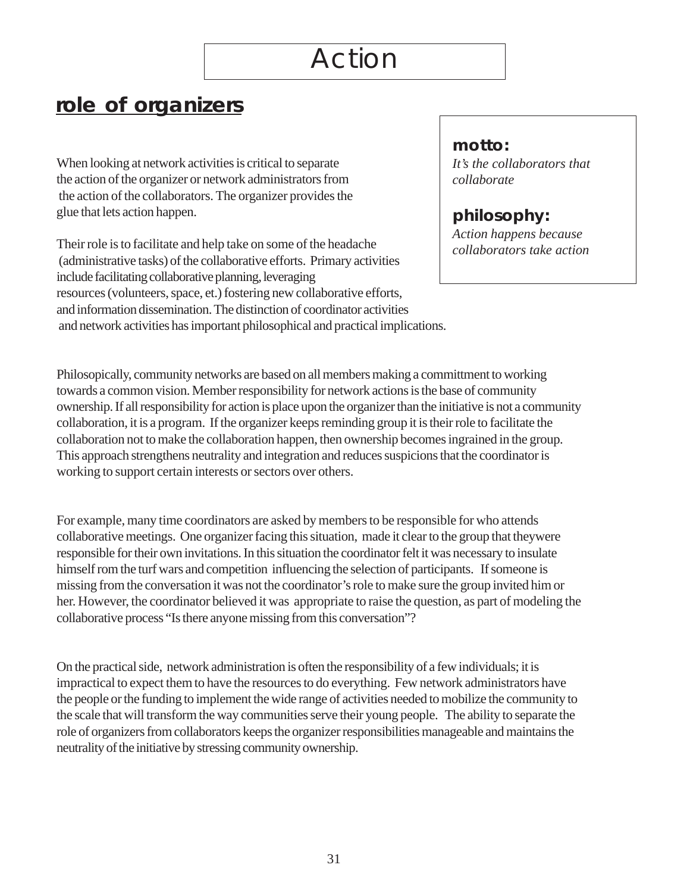# Action

## role of organizers

**motto:**
*It's the collaborators that collaborate*

**philosophy:**
*Action happens because collaborators take action*

When looking at network activities is critical to separate the action of the organizer or network administrators from the action of the collaborators. The organizer provides the glue that lets action happen.

Their role is to facilitate and help take on some of the headache (administrative tasks) of the collaborative efforts. Primary activities include facilitating collaborative planning, leveraging resources (volunteers, space, et.) fostering new collaborative efforts, and information dissemination. The distinction of coordinator activities and network activities has important philosophical and practical implications.

Philosopically, community networks are based on all members making a committment to working towards a common vision. Member responsibility for network actions is the base of community ownership. If all responsibility for action is place upon the organizer than the initiative is not a community collaboration, it is a program. If the organizer keeps reminding group it is their role to facilitate the collaboration not to make the collaboration happen, then ownership becomes ingrained in the group. This approach strengthens neutrality and integration and reduces suspicions that the coordinator is working to support certain interests or sectors over others.

For example, many time coordinators are asked by members to be responsible for who attends collaborative meetings. One organizer facing this situation, made it clear to the group that theywere responsible for their own invitations. In this situation the coordinator felt it was necessary to insulate himself rom the turf wars and competition influencing the selection of participants. If someone is missing from the conversation it was not the coordinator's role to make sure the group invited him or her. However, the coordinator believed it was appropriate to raise the question, as part of modeling the collaborative process "Is there anyone missing from this conversation"?

On the practical side, network administration is often the responsibility of a few individuals; it is impractical to expect them to have the resources to do everything. Few network administrators have the people or the funding to implement the wide range of activities needed to mobilize the community to the scale that will transform the way communities serve their young people. The ability to separate the role of organizers from collaborators keeps the organizer responsibilities manageable and maintains the neutrality of the initiative by stressing community ownership.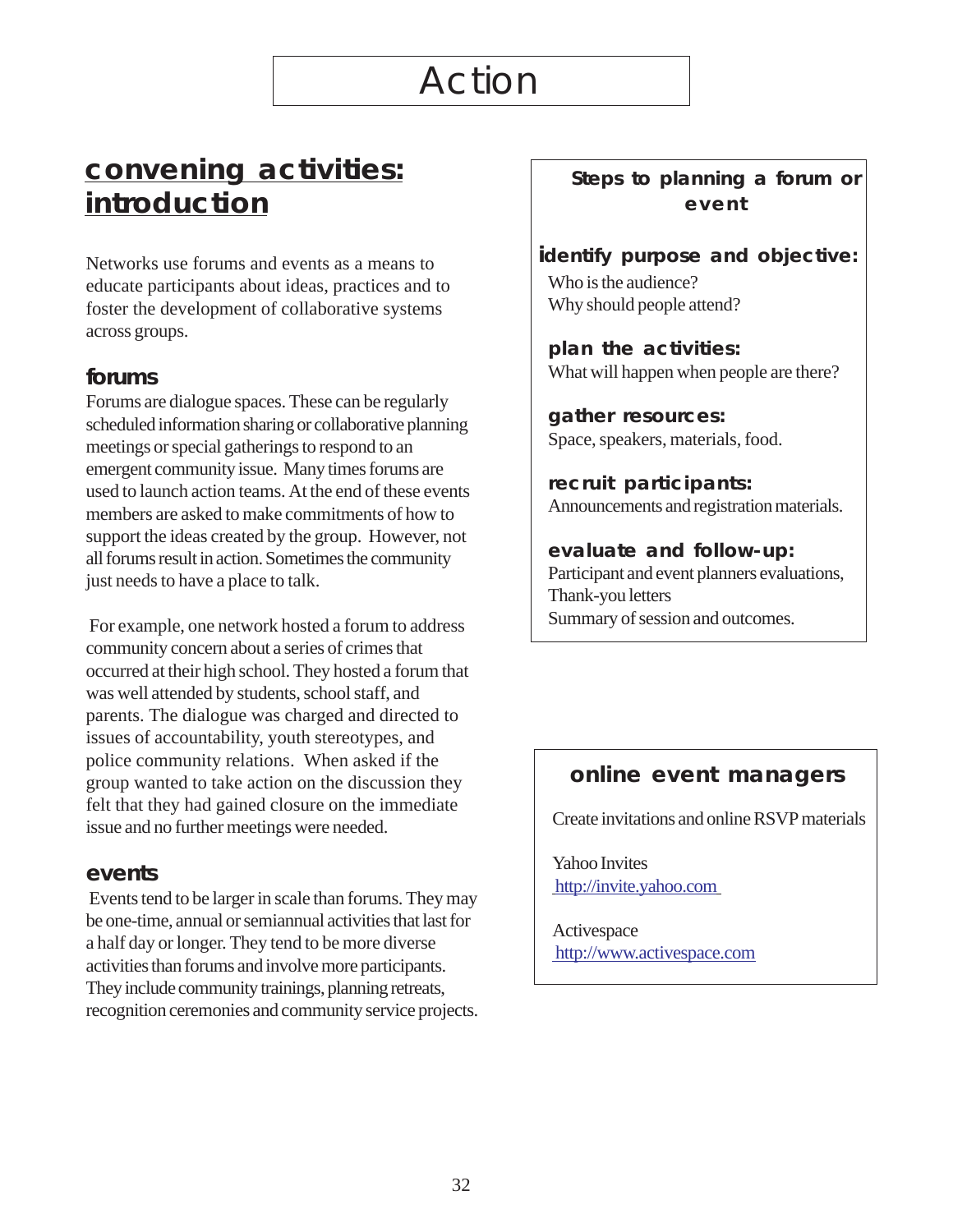# Action

## convening activities: introduction

Networks use forums and events as a means to educate participants about ideas, practices and to foster the development of collaborative systems across groups.

### forums

Forums are dialogue spaces. These can be regularly scheduled information sharing or collaborative planning meetings or special gatherings to respond to an emergent community issue. Many times forums are used to launch action teams. At the end of these events members are asked to make commitments of how to support the ideas created by the group. However, not all forums result in action. Sometimes the community just needs to have a place to talk.

For example, one network hosted a forum to address community concern about a series of crimes that occurred at their high school. They hosted a forum that was well attended by students, school staff, and parents. The dialogue was charged and directed to issues of accountability, youth stereotypes, and police community relations. When asked if the group wanted to take action on the discussion they felt that they had gained closure on the immediate issue and no further meetings were needed.

### events

Events tend to be larger in scale than forums. They may be one-time, annual or semiannual activities that last for a half day or longer. They tend to be more diverse activities than forums and involve more participants. They include community trainings, planning retreats, recognition ceremonies and community service projects.

**Steps to planning a forum or event**

**identify purpose and objective:**
Who is the audience?
Why should people attend?

**plan the activities:**
What will happen when people are there?

**gather resources:**
Space, speakers, materials, food.

**recruit participants:**
Announcements and registration materials.

**evaluate and follow-up:**
Participant and event planners evaluations,
Thank-you letters
Summary of session and outcomes.

**online event managers**

Create invitations and online RSVP materials

Yahoo Invites
http://invite.yahoo.com

Activespace
http://www.activespace.com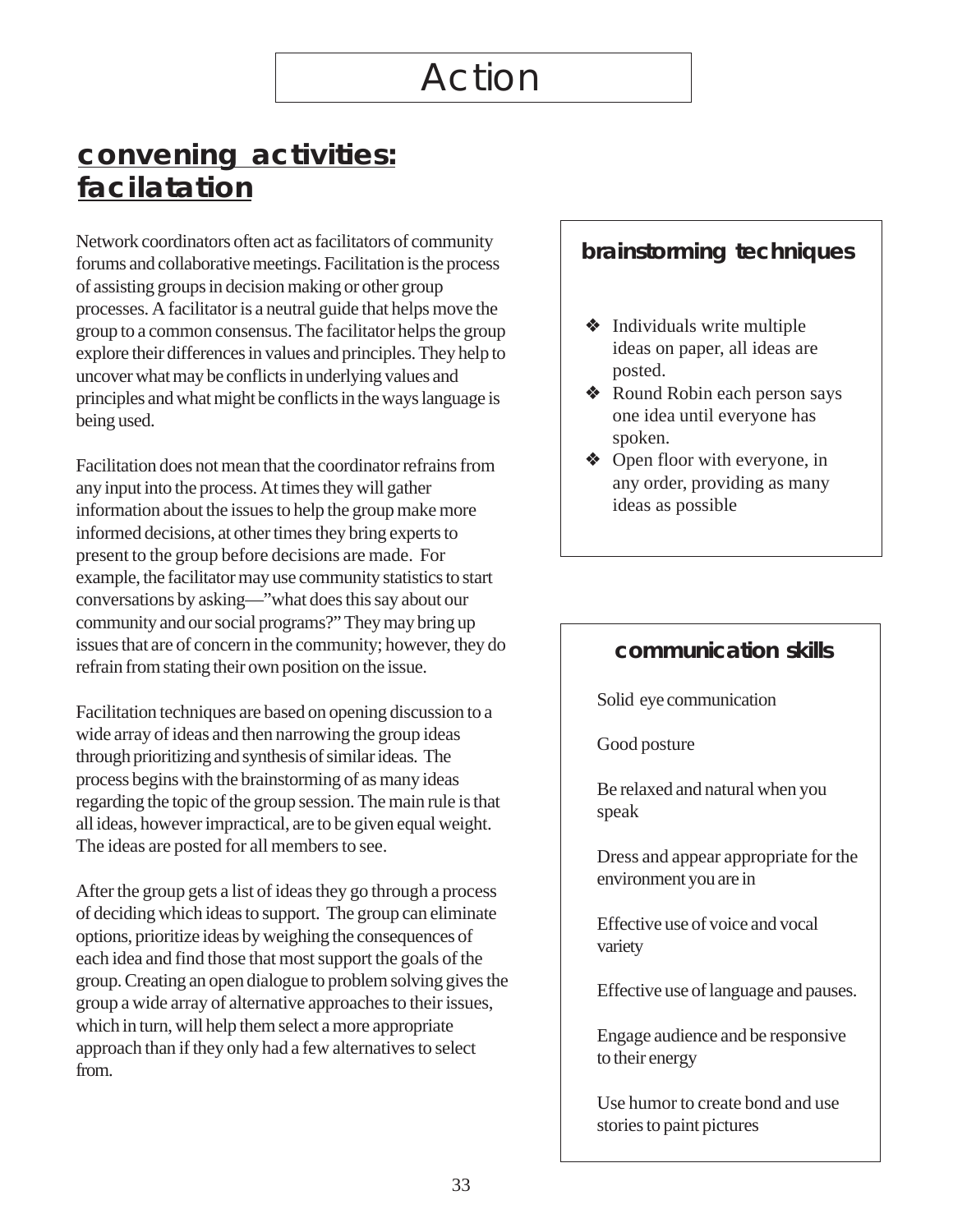# Action

## convening activities: facilatation

Network coordinators often act as facilitators of community forums and collaborative meetings. Facilitation is the process of assisting groups in decision making or other group processes. A facilitator is a neutral guide that helps move the group to a common consensus. The facilitator helps the group explore their differences in values and principles. They help to uncover what may be conflicts in underlying values and principles and what might be conflicts in the ways language is being used.

Facilitation does not mean that the coordinator refrains from any input into the process. At times they will gather information about the issues to help the group make more informed decisions, at other times they bring experts to present to the group before decisions are made. For example, the facilitator may use community statistics to start conversations by asking—"what does this say about our community and our social programs?" They may bring up issues that are of concern in the community; however, they do refrain from stating their own position on the issue.

Facilitation techniques are based on opening discussion to a wide array of ideas and then narrowing the group ideas through prioritizing and synthesis of similar ideas. The process begins with the brainstorming of as many ideas regarding the topic of the group session. The main rule is that all ideas, however impractical, are to be given equal weight. The ideas are posted for all members to see.

After the group gets a list of ideas they go through a process of deciding which ideas to support. The group can eliminate options, prioritize ideas by weighing the consequences of each idea and find those that most support the goals of the group. Creating an open dialogue to problem solving gives the group a wide array of alternative approaches to their issues, which in turn, will help them select a more appropriate approach than if they only had a few alternatives to select from.

### brainstorming techniques

- Individuals write multiple ideas on paper, all ideas are posted.
- Round Robin each person says one idea until everyone has spoken.
- Open floor with everyone, in any order, providing as many ideas as possible

### communication skills

Solid eye communication

Good posture

Be relaxed and natural when you speak

Dress and appear appropriate for the environment you are in

Effective use of voice and vocal variety

Effective use of language and pauses.

Engage audience and be responsive to their energy

Use humor to create bond and use stories to paint pictures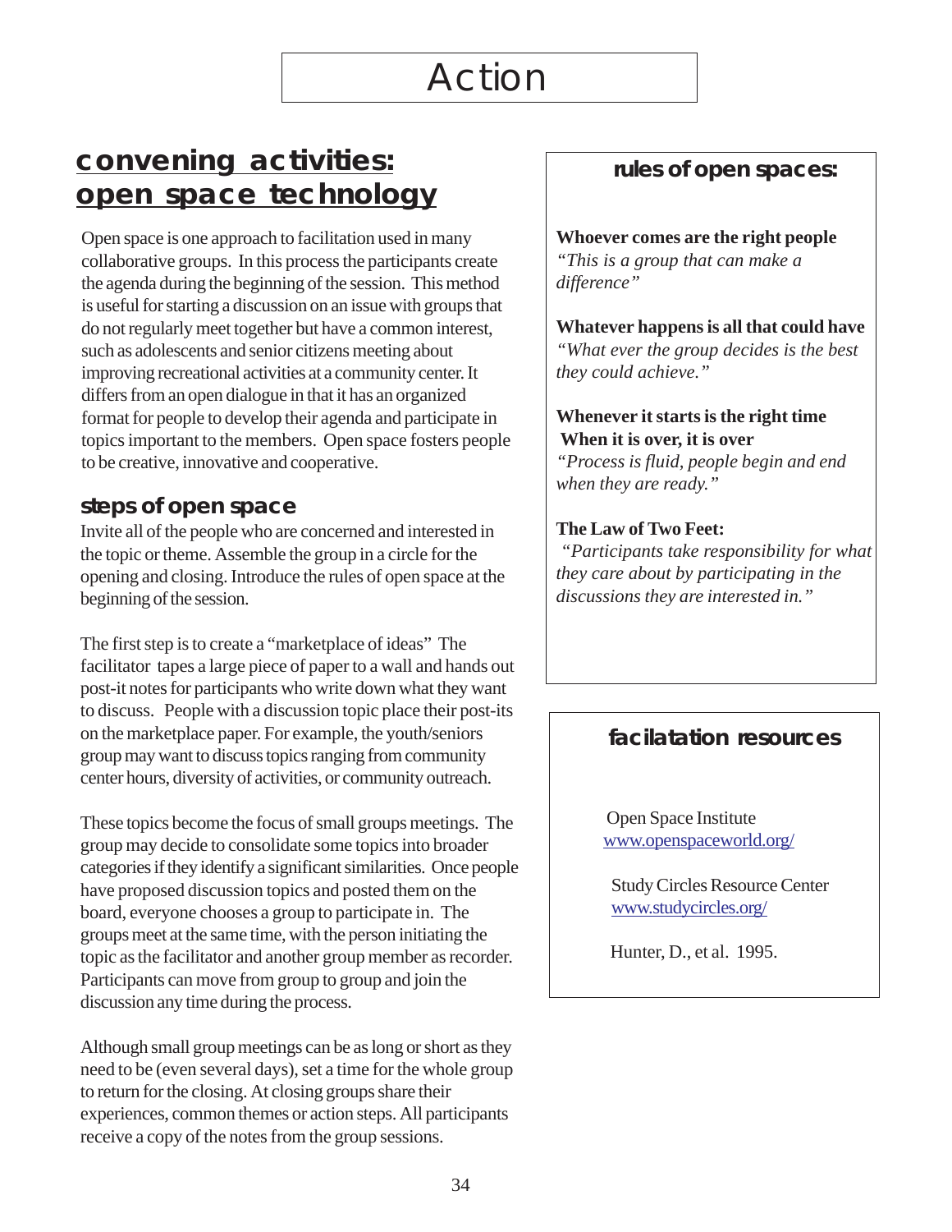# Action

## convening activities: open space technology

Open space is one approach to facilitation used in many collaborative groups. In this process the participants create the agenda during the beginning of the session. This method is useful for starting a discussion on an issue with groups that do not regularly meet together but have a common interest, such as adolescents and senior citizens meeting about improving recreational activities at a community center. It differs from an open dialogue in that it has an organized format for people to develop their agenda and participate in topics important to the members. Open space fosters people to be creative, innovative and cooperative.

### steps of open space

Invite all of the people who are concerned and interested in the topic or theme. Assemble the group in a circle for the opening and closing. Introduce the rules of open space at the beginning of the session.

The first step is to create a "marketplace of ideas" The facilitator tapes a large piece of paper to a wall and hands out post-it notes for participants who write down what they want to discuss. People with a discussion topic place their post-its on the marketplace paper. For example, the youth/seniors group may want to discuss topics ranging from community center hours, diversity of activities, or community outreach.

These topics become the focus of small groups meetings. The group may decide to consolidate some topics into broader categories if they identify a significant similarities. Once people have proposed discussion topics and posted them on the board, everyone chooses a group to participate in. The groups meet at the same time, with the person initiating the topic as the facilitator and another group member as recorder. Participants can move from group to group and join the discussion any time during the process.

Although small group meetings can be as long or short as they need to be (even several days), set a time for the whole group to return for the closing. At closing groups share their experiences, common themes or action steps. All participants receive a copy of the notes from the group sessions.

### rules of open spaces:

**Whoever comes are the right people**
*"This is a group that can make a difference"*

**Whatever happens is all that could have**
*"What ever the group decides is the best they could achieve."*

**Whenever it starts is the right time**
**When it is over, it is over**
*"Process is fluid, people begin and end when they are ready."*

**The Law of Two Feet:**
*"Participants take responsibility for what they care about by participating in the discussions they are interested in."*

### facilatation resources

Open Space Institute
www.openspaceworld.org/

Study Circles Resource Center
www.studycircles.org/

Hunter, D., et al. 1995.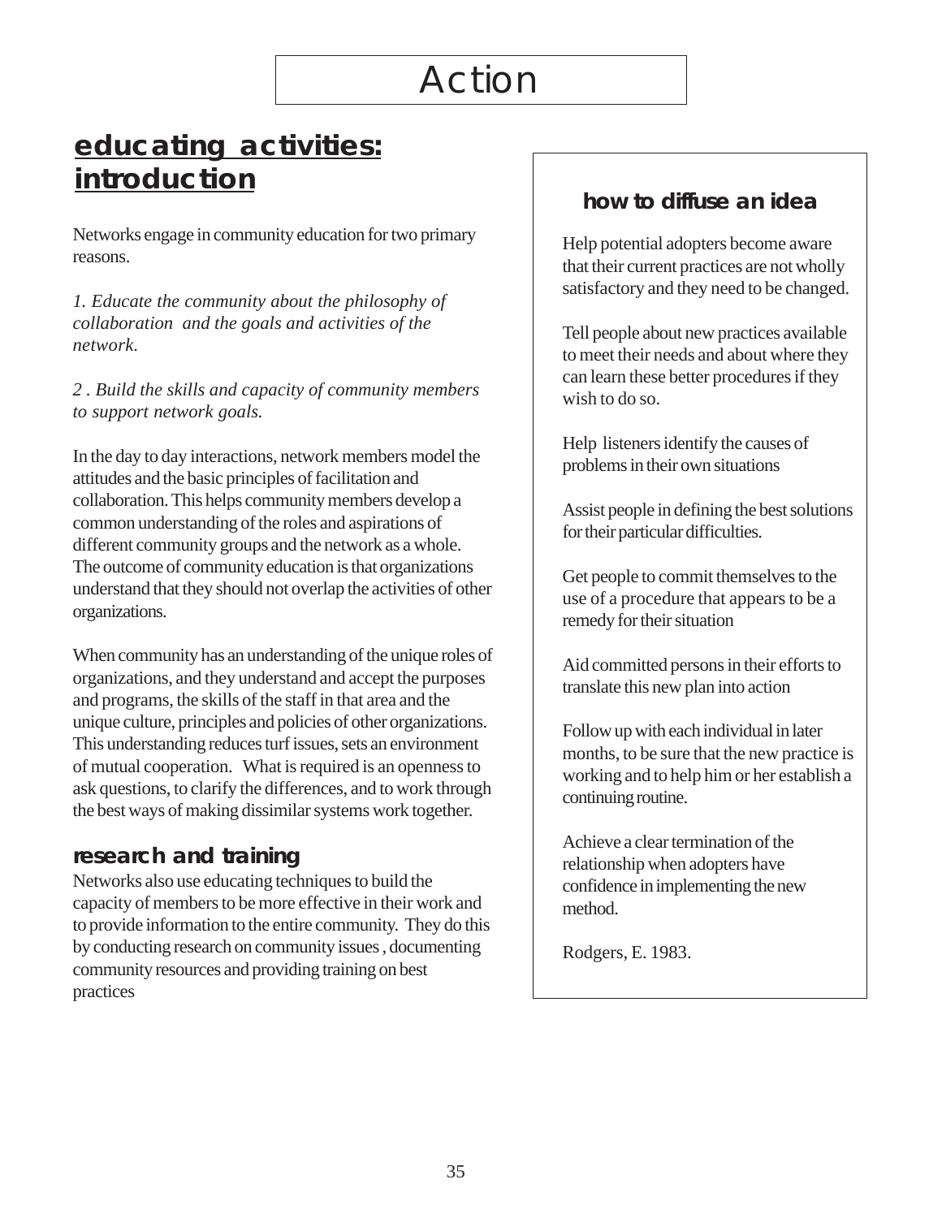# Action

## educating activities: introduction

Networks engage in community education for two primary reasons.

*1. Educate the community about the philosophy of collaboration and the goals and activities of the network.*

*2 . Build the skills and capacity of community members to support network goals.*

In the day to day interactions, network members model the attitudes and the basic principles of facilitation and collaboration. This helps community members develop a common understanding of the roles and aspirations of different community groups and the network as a whole. The outcome of community education is that organizations understand that they should not overlap the activities of other organizations.

When community has an understanding of the unique roles of organizations, and they understand and accept the purposes and programs, the skills of the staff in that area and the unique culture, principles and policies of other organizations. This understanding reduces turf issues, sets an environment of mutual cooperation. What is required is an openness to ask questions, to clarify the differences, and to work through the best ways of making dissimilar systems work together.

### research and training

Networks also use educating techniques to build the capacity of members to be more effective in their work and to provide information to the entire community. They do this by conducting research on community issues , documenting community resources and providing training on best practices

### how to diffuse an idea

Help potential adopters become aware that their current practices are not wholly satisfactory and they need to be changed.

Tell people about new practices available to meet their needs and about where they can learn these better procedures if they wish to do so.

Help listeners identify the causes of problems in their own situations

Assist people in defining the best solutions for their particular difficulties.

Get people to commit themselves to the use of a procedure that appears to be a remedy for their situation

Aid committed persons in their efforts to translate this new plan into action

Follow up with each individual in later months, to be sure that the new practice is working and to help him or her establish a continuing routine.

Achieve a clear termination of the relationship when adopters have confidence in implementing the new method.

Rodgers, E. 1983.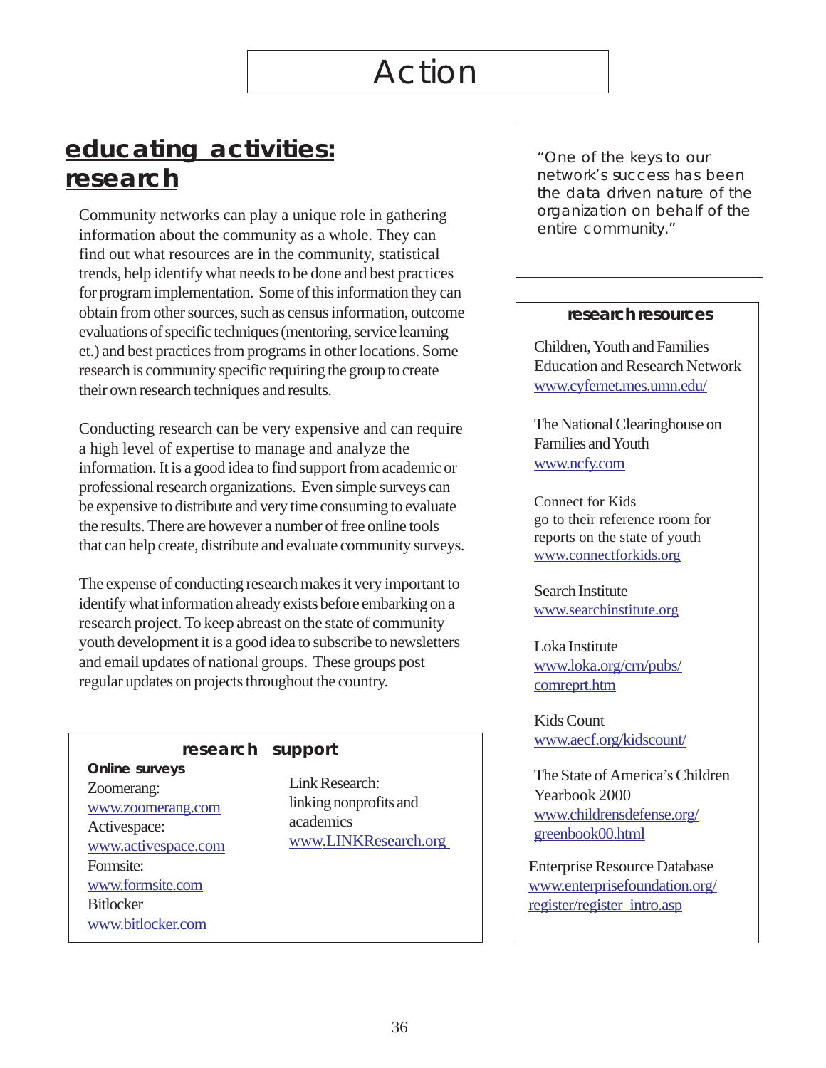# Action

## educating activities: research

Community networks can play a unique role in gathering information about the community as a whole. They can find out what resources are in the community, statistical trends, help identify what needs to be done and best practices for program implementation. Some of this information they can obtain from other sources, such as census information, outcome evaluations of specific techniques (mentoring, service learning et.) and best practices from programs in other locations. Some research is community specific requiring the group to create their own research techniques and results.

Conducting research can be very expensive and can require a high level of expertise to manage and analyze the information. It is a good idea to find support from academic or professional research organizations. Even simple surveys can be expensive to distribute and very time consuming to evaluate the results. There are however a number of free online tools that can help create, distribute and evaluate community surveys.

The expense of conducting research makes it very important to identify what information already exists before embarking on a research project. To keep abreast on the state of community youth development it is a good idea to subscribe to newsletters and email updates of national groups. These groups post regular updates on projects throughout the country.

### research support

**Online surveys**

Zoomerang:
www.zoomerang.com

Activespace:
www.activespace.com

Formsite:
www.formsite.com

Bitlocker
www.bitlocker.com

Link Research:
linking nonprofits and academics
www.LINKResearch.org

"One of the keys to our network's success has been the data driven nature of the organization on behalf of the entire community."

### research resources

Children, Youth and Families Education and Research Network
www.cyfernet.mes.umn.edu/

The National Clearinghouse on Families and Youth
www.ncfy.com

Connect for Kids
go to their reference room for reports on the state of youth
www.connectforkids.org

Search Institute
www.searchinstitute.org

Loka Institute
www.loka.org/crn/pubs/comreprt.htm

Kids Count
www.aecf.org/kidscount/

The State of America's Children Yearbook 2000
www.childrensdefense.org/greenbook00.html

Enterprise Resource Database
www.enterprisefoundation.org/register/register_intro.asp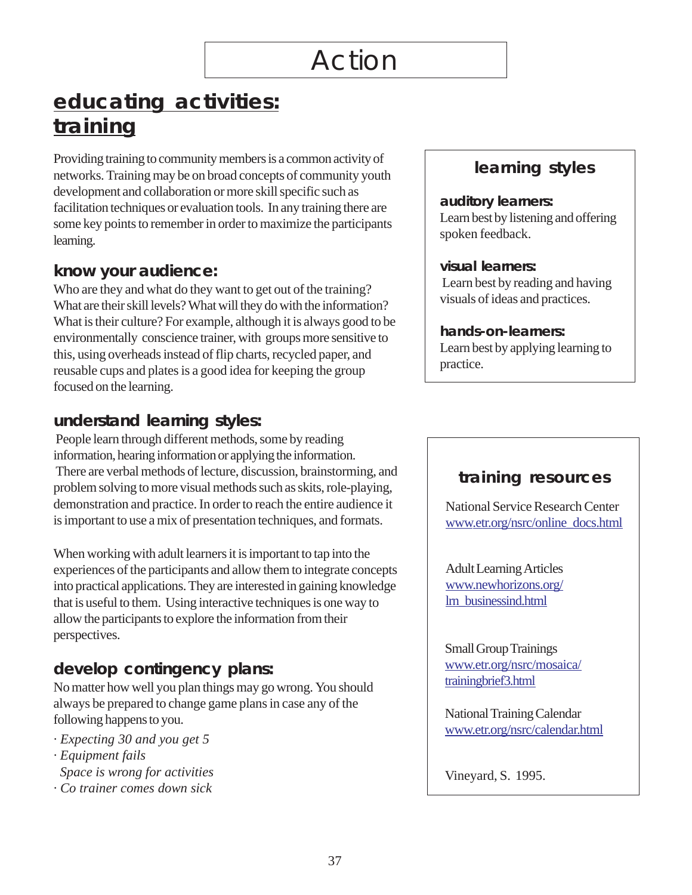# Action

## educating activities: training

Providing training to community members is a common activity of networks. Training may be on broad concepts of community youth development and collaboration or more skill specific such as facilitation techniques or evaluation tools. In any training there are some key points to remember in order to maximize the participants learning.

### know your audience:

Who are they and what do they want to get out of the training? What are their skill levels? What will they do with the information? What is their culture? For example, although it is always good to be environmentally conscience trainer, with groups more sensitive to this, using overheads instead of flip charts, recycled paper, and reusable cups and plates is a good idea for keeping the group focused on the learning.

### understand learning styles:

People learn through different methods, some by reading information, hearing information or applying the information. There are verbal methods of lecture, discussion, brainstorming, and problem solving to more visual methods such as skits, role-playing, demonstration and practice. In order to reach the entire audience it is important to use a mix of presentation techniques, and formats.

When working with adult learners it is important to tap into the experiences of the participants and allow them to integrate concepts into practical applications. They are interested in gaining knowledge that is useful to them. Using interactive techniques is one way to allow the participants to explore the information from their perspectives.

### develop contingency plans:

No matter how well you plan things may go wrong. You should always be prepared to change game plans in case any of the following happens to you.

- *Expecting 30 and you get 5*
- *Equipment fails*
- *Space is wrong for activities*
- *Co trainer comes down sick*

### learning styles

**auditory learners:**
Learn best by listening and offering spoken feedback.

**visual learners:**
Learn best by reading and having visuals of ideas and practices.

**hands-on-learners:**
Learn best by applying learning to practice.

### training resources

National Service Research Center
www.etr.org/nsrc/online_docs.html

Adult Learning Articles
www.newhorizons.org/lrn_businessind.html

Small Group Trainings
www.etr.org/nsrc/mosaica/trainingbrief3.html

National Training Calendar
www.etr.org/nsrc/calendar.html

Vineyard, S. 1995.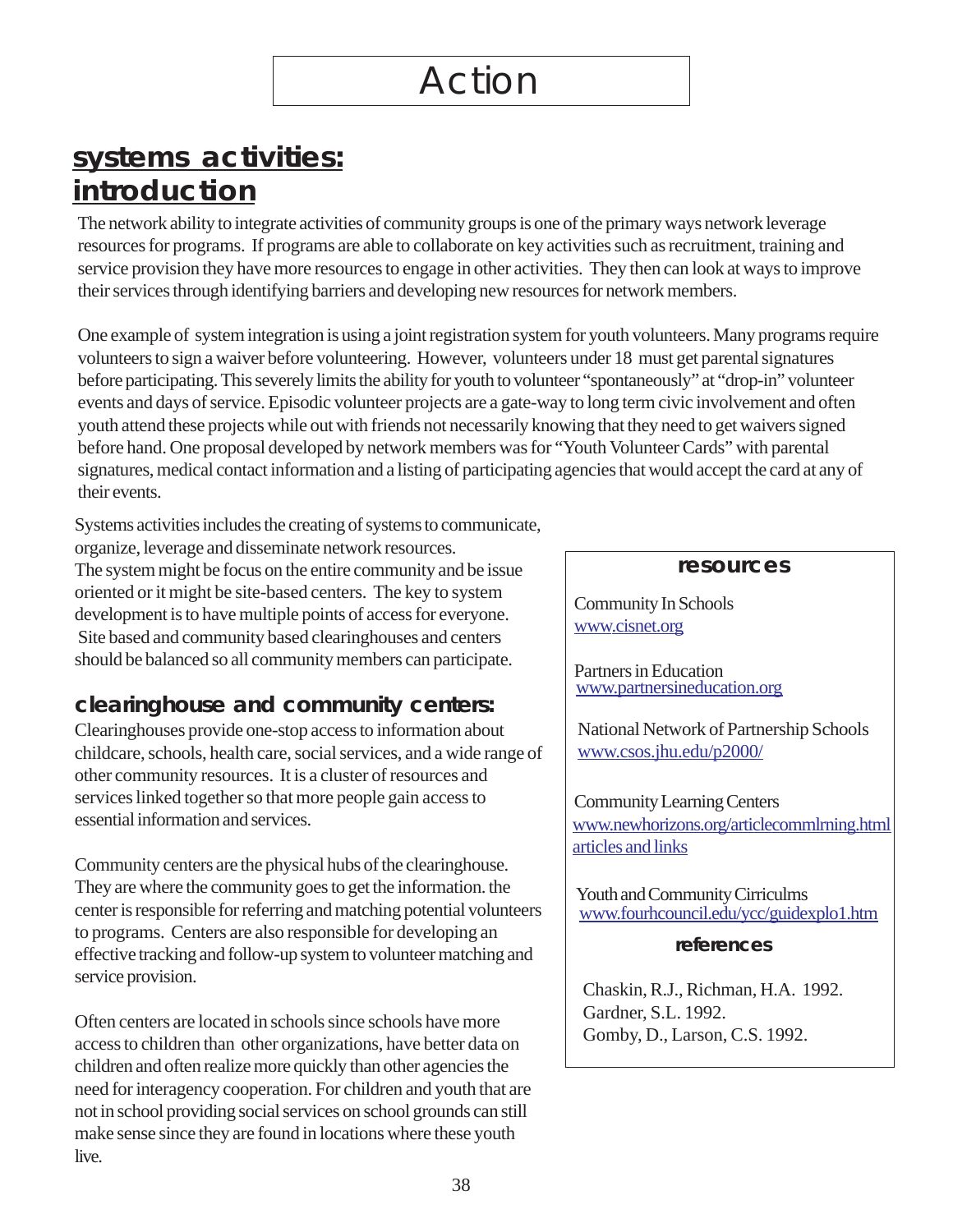# Action

## systems activities: introduction

The network ability to integrate activities of community groups is one of the primary ways network leverage resources for programs. If programs are able to collaborate on key activities such as recruitment, training and service provision they have more resources to engage in other activities. They then can look at ways to improve their services through identifying barriers and developing new resources for network members.

One example of system integration is using a joint registration system for youth volunteers. Many programs require volunteers to sign a waiver before volunteering. However, volunteers under 18 must get parental signatures before participating. This severely limits the ability for youth to volunteer "spontaneously" at "drop-in" volunteer events and days of service. Episodic volunteer projects are a gate-way to long term civic involvement and often youth attend these projects while out with friends not necessarily knowing that they need to get waivers signed before hand. One proposal developed by network members was for "Youth Volunteer Cards" with parental signatures, medical contact information and a listing of participating agencies that would accept the card at any of their events.

Systems activities includes the creating of systems to communicate, organize, leverage and disseminate network resources. The system might be focus on the entire community and be issue oriented or it might be site-based centers. The key to system development is to have multiple points of access for everyone. Site based and community based clearinghouses and centers should be balanced so all community members can participate.

### clearinghouse and community centers:

Clearinghouses provide one-stop access to information about childcare, schools, health care, social services, and a wide range of other community resources. It is a cluster of resources and services linked together so that more people gain access to essential information and services.

Community centers are the physical hubs of the clearinghouse. They are where the community goes to get the information. the center is responsible for referring and matching potential volunteers to programs. Centers are also responsible for developing an effective tracking and follow-up system to volunteer matching and service provision.

Often centers are located in schools since schools have more access to children than other organizations, have better data on children and often realize more quickly than other agencies the need for interagency cooperation. For children and youth that are not in school providing social services on school grounds can still make sense since they are found in locations where these youth live.

### resources

Community In Schools
www.cisnet.org

Partners in Education
www.partnersineducation.org

National Network of Partnership Schools
www.csos.jhu.edu/p2000/

Community Learning Centers
www.newhorizons.org/articlecommlrning.html
articles and links

Youth and Community Cirriculms
www.fourhcouncil.edu/ycc/guidexplo1.htm

### references

Chaskin, R.J., Richman, H.A. 1992.
Gardner, S.L. 1992.
Gomby, D., Larson, C.S. 1992.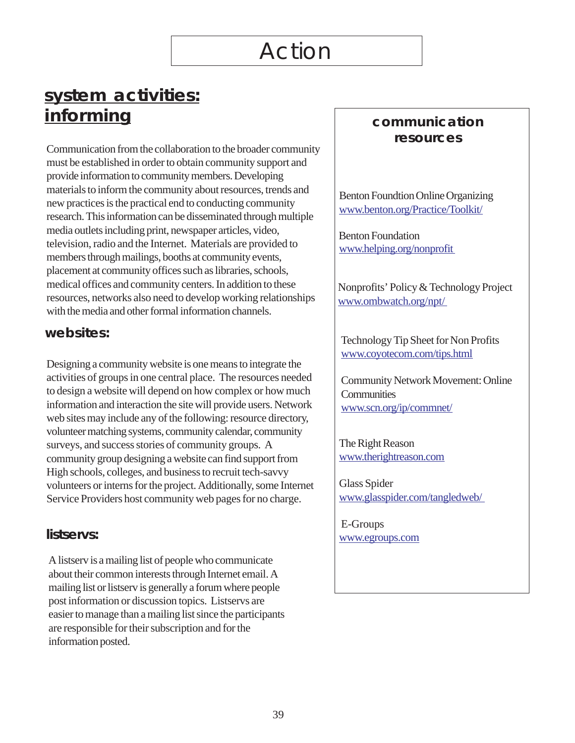# Action

## system activities: informing

Communication from the collaboration to the broader community must be established in order to obtain community support and provide information to community members. Developing materials to inform the community about resources, trends and new practices is the practical end to conducting community research. This information can be disseminated through multiple media outlets including print, newspaper articles, video, television, radio and the Internet. Materials are provided to members through mailings, booths at community events, placement at community offices such as libraries, schools, medical offices and community centers. In addition to these resources, networks also need to develop working relationships with the media and other formal information channels.

### websites:

Designing a community website is one means to integrate the activities of groups in one central place. The resources needed to design a website will depend on how complex or how much information and interaction the site will provide users. Network web sites may include any of the following: resource directory, volunteer matching systems, community calendar, community surveys, and success stories of community groups. A community group designing a website can find support from High schools, colleges, and business to recruit tech-savvy volunteers or interns for the project. Additionally, some Internet Service Providers host community web pages for no charge.

### listservs:

A listserv is a mailing list of people who communicate about their common interests through Internet email. A mailing list or listserv is generally a forum where people post information or discussion topics. Listservs are easier to manage than a mailing list since the participants are responsible for their subscription and for the information posted.

### communication resources

Benton Foundtion Online Organizing
www.benton.org/Practice/Toolkit/

Benton Foundation
www.helping.org/nonprofit

Nonprofits' Policy & Technology Project
www.ombwatch.org/npt/

Technology Tip Sheet for Non Profits
www.coyotecom.com/tips.html

Community Network Movement: Online Communities
www.scn.org/ip/commnet/

The Right Reason
www.therightreason.com

Glass Spider
www.glasspider.com/tangledweb/

E-Groups
www.egroups.com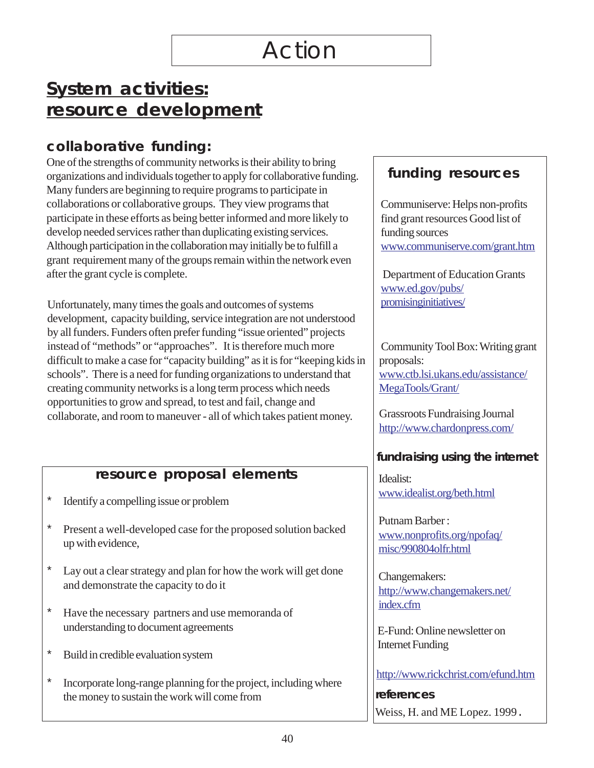# Action

## System activities: resource development

### collaborative funding:

One of the strengths of community networks is their ability to bring organizations and individuals together to apply for collaborative funding. Many funders are beginning to require programs to participate in collaborations or collaborative groups. They view programs that participate in these efforts as being better informed and more likely to develop needed services rather than duplicating existing services. Although participation in the collaboration may initially be to fulfill a grant requirement many of the groups remain within the network even after the grant cycle is complete.

Unfortunately, many times the goals and outcomes of systems development, capacity building, service integration are not understood by all funders. Funders often prefer funding "issue oriented" projects instead of "methods" or "approaches". It is therefore much more difficult to make a case for "capacity building" as it is for "keeping kids in schools". There is a need for funding organizations to understand that creating community networks is a long term process which needs opportunities to grow and spread, to test and fail, change and collaborate, and room to maneuver - all of which takes patient money.

### resource proposal elements

* Identify a compelling issue or problem
* Present a well-developed case for the proposed solution backed up with evidence,
* Lay out a clear strategy and plan for how the work will get done and demonstrate the capacity to do it
* Have the necessary partners and use memoranda of understanding to document agreements
* Build in credible evaluation system
* Incorporate long-range planning for the project, including where the money to sustain the work will come from

### funding resources

Communiserve: Helps non-profits find grant resources Good list of funding sources
www.communiserve.com/grant.htm

Department of Education Grants
www.ed.gov/pubs/promisinginitiatives/

Community Tool Box: Writing grant proposals:
www.ctb.lsi.ukans.edu/assistance/MegaTools/Grant/

Grassroots Fundraising Journal
http://www.chardonpress.com/

### fundraising using the internet

Idealist:
www.idealist.org/beth.html

Putnam Barber :
www.nonprofits.org/npofaq/misc/990804olfr.html

Changemakers:
http://www.changemakers.net/index.cfm

E-Fund: Online newsletter on Internet Funding

http://www.rickchrist.com/efund.htm

### references

Weiss, H. and ME Lopez. 1999 .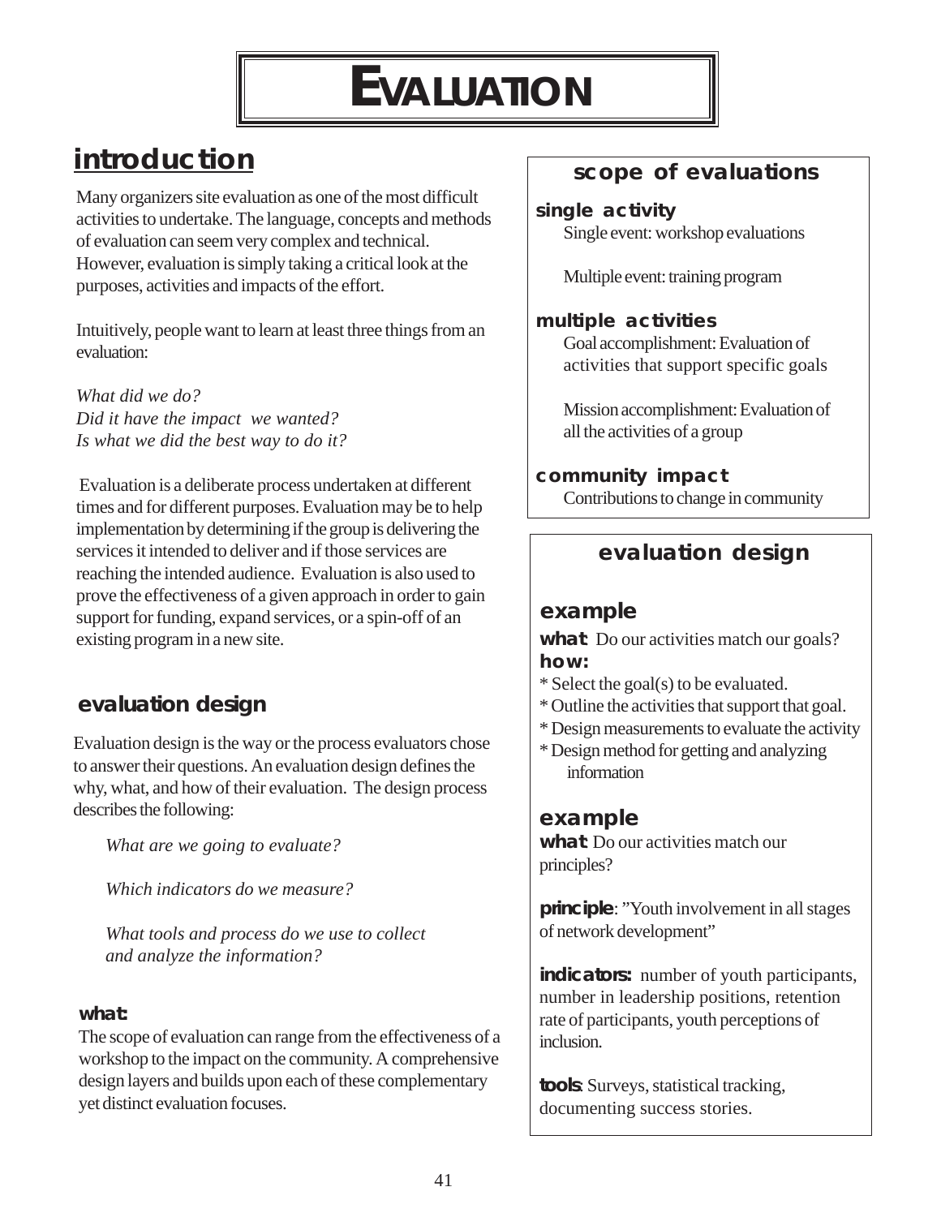# EVALUATION

## introduction

Many organizers site evaluation as one of the most difficult activities to undertake. The language, concepts and methods of evaluation can seem very complex and technical. However, evaluation is simply taking a critical look at the purposes, activities and impacts of the effort.

Intuitively, people want to learn at least three things from an evaluation:

*What did we do?*
*Did it have the impact we wanted?*
*Is what we did the best way to do it?*

Evaluation is a deliberate process undertaken at different times and for different purposes. Evaluation may be to help implementation by determining if the group is delivering the services it intended to deliver and if those services are reaching the intended audience. Evaluation is also used to prove the effectiveness of a given approach in order to gain support for funding, expand services, or a spin-off of an existing program in a new site.

### evaluation design

Evaluation design is the way or the process evaluators chose to answer their questions. An evaluation design defines the why, what, and how of their evaluation. The design process describes the following:

*What are we going to evaluate?*

*Which indicators do we measure?*

*What tools and process do we use to collect and analyze the information?*

**what:**
The scope of evaluation can range from the effectiveness of a workshop to the impact on the community. A comprehensive design layers and builds upon each of these complementary yet distinct evaluation focuses.

### scope of evaluations

**single activity**
Single event: workshop evaluations

Multiple event: training program

**multiple activities**
Goal accomplishment: Evaluation of activities that support specific goals

Mission accomplishment: Evaluation of all the activities of a group

**community impact**
Contributions to change in community

### evaluation design

#### example

**what**: Do our activities match our goals?
**how:**
* Select the goal(s) to be evaluated.
* Outline the activities that support that goal.
* Design measurements to evaluate the activity
* Design method for getting and analyzing information

#### example

**what**: Do our activities match our principles?

**principle**: "Youth involvement in all stages of network development"

**indicators:** number of youth participants, number in leadership positions, retention rate of participants, youth perceptions of inclusion.

**tools**: Surveys, statistical tracking, documenting success stories.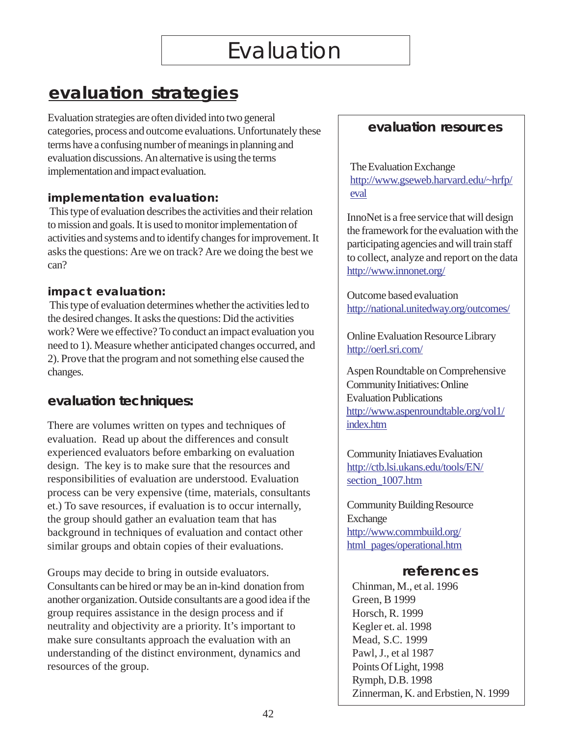# Evaluation

## evaluation strategies

Evaluation strategies are often divided into two general categories, process and outcome evaluations. Unfortunately these terms have a confusing number of meanings in planning and evaluation discussions. An alternative is using the terms implementation and impact evaluation.

### implementation evaluation:

This type of evaluation describes the activities and their relation to mission and goals. It is used to monitor implementation of activities and systems and to identify changes for improvement. It asks the questions: Are we on track? Are we doing the best we can?

### impact evaluation:

This type of evaluation determines whether the activities led to the desired changes. It asks the questions: Did the activities work? Were we effective? To conduct an impact evaluation you need to 1). Measure whether anticipated changes occurred, and 2). Prove that the program and not something else caused the changes.

## evaluation techniques:

There are volumes written on types and techniques of evaluation. Read up about the differences and consult experienced evaluators before embarking on evaluation design. The key is to make sure that the resources and responsibilities of evaluation are understood. Evaluation process can be very expensive (time, materials, consultants et.) To save resources, if evaluation is to occur internally, the group should gather an evaluation team that has background in techniques of evaluation and contact other similar groups and obtain copies of their evaluations.

Groups may decide to bring in outside evaluators. Consultants can be hired or may be an in-kind donation from another organization. Outside consultants are a good idea if the group requires assistance in the design process and if neutrality and objectivity are a priority. It's important to make sure consultants approach the evaluation with an understanding of the distinct environment, dynamics and resources of the group.

### evaluation resources

The Evaluation Exchange
http://www.gseweb.harvard.edu/~hrfp/eval

InnoNet is a free service that will design the framework for the evaluation with the participating agencies and will train staff to collect, analyze and report on the data
http://www.innonet.org/

Outcome based evaluation
http://national.unitedway.org/outcomes/

Online Evaluation Resource Library
http://oerl.sri.com/

Aspen Roundtable on Comprehensive Community Initiatives: Online Evaluation Publications
http://www.aspenroundtable.org/vol1/index.htm

Community Iniatiaves Evaluation
http://ctb.lsi.ukans.edu/tools/EN/section_1007.htm

Community Building Resource Exchange
http://www.commbuild.org/html_pages/operational.htm

### references

Chinman, M., et al. 1996
Green, B 1999
Horsch, R. 1999
Kegler et. al. 1998
Mead, S.C. 1999
Pawl, J., et al 1987
Points Of Light, 1998
Rymph, D.B. 1998
Zinnerman, K. and Erbstien, N. 1999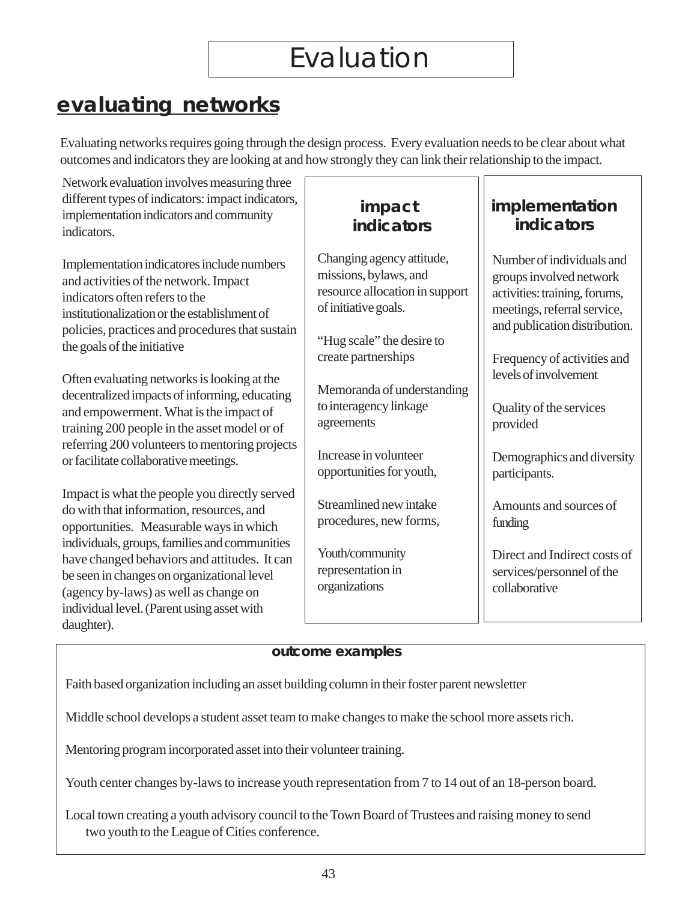# Evaluation

## evaluating networks

Evaluating networks requires going through the design process. Every evaluation needs to be clear about what outcomes and indicators they are looking at and how strongly they can link their relationship to the impact.

Network evaluation involves measuring three different types of indicators: impact indicators, implementation indicators and community indicators.

Implementation indicatores include numbers and activities of the network. Impact indicators often refers to the institutionalization or the establishment of policies, practices and procedures that sustain the goals of the initiative

Often evaluating networks is looking at the decentralized impacts of informing, educating and empowerment. What is the impact of training 200 people in the asset model or of referring 200 volunteers to mentoring projects or facilitate collaborative meetings.

Impact is what the people you directly served do with that information, resources, and opportunities. Measurable ways in which individuals, groups, families and communities have changed behaviors and attitudes. It can be seen in changes on organizational level (agency by-laws) as well as change on individual level. (Parent using asset with daughter).

### impact indicators

Changing agency attitude, missions, bylaws, and resource allocation in support of initiative goals.

"Hug scale" the desire to create partnerships

Memoranda of understanding to interagency linkage agreements

Increase in volunteer opportunities for youth,

Streamlined new intake procedures, new forms,

Youth/community representation in organizations

### implementation indicators

Number of individuals and groups involved network activities: training, forums, meetings, referral service, and publication distribution.

Frequency of activities and levels of involvement

Quality of the services provided

Demographics and diversity participants.

Amounts and sources of funding

Direct and Indirect costs of services/personnel of the collaborative

### outcome examples

Faith based organization including an asset building column in their foster parent newsletter

Middle school develops a student asset team to make changes to make the school more assets rich.

Mentoring program incorporated asset into their volunteer training.

Youth center changes by-laws to increase youth representation from 7 to 14 out of an 18-person board.

Local town creating a youth advisory council to the Town Board of Trustees and raising money to send two youth to the League of Cities conference.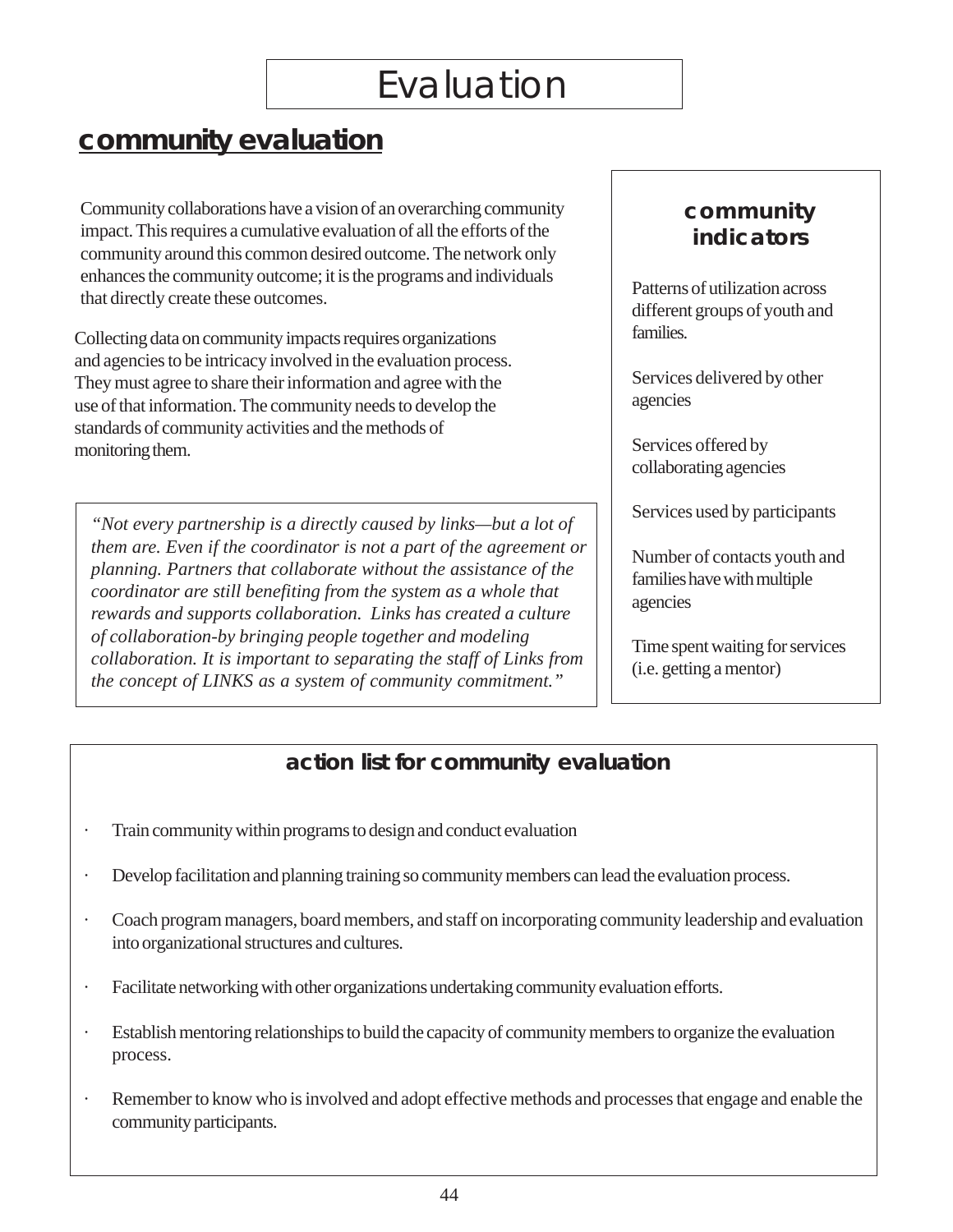# Evaluation

## community evaluation

Community collaborations have a vision of an overarching community impact. This requires a cumulative evaluation of all the efforts of the community around this common desired outcome. The network only enhances the community outcome; it is the programs and individuals that directly create these outcomes.

Collecting data on community impacts requires organizations and agencies to be intricacy involved in the evaluation process. They must agree to share their information and agree with the use of that information. The community needs to develop the standards of community activities and the methods of monitoring them.

> *"Not every partnership is a directly caused by links—but a lot of them are. Even if the coordinator is not a part of the agreement or planning. Partners that collaborate without the assistance of the coordinator are still benefiting from the system as a whole that rewards and supports collaboration. Links has created a culture of collaboration-by bringing people together and modeling collaboration. It is important to separating the staff of Links from the concept of LINKS as a system of community commitment."*

### community indicators

Patterns of utilization across different groups of youth and families.

Services delivered by other agencies

Services offered by collaborating agencies

Services used by participants

Number of contacts youth and families have with multiple agencies

Time spent waiting for services (i.e. getting a mentor)

### action list for community evaluation

- Train community within programs to design and conduct evaluation
- Develop facilitation and planning training so community members can lead the evaluation process.
- Coach program managers, board members, and staff on incorporating community leadership and evaluation into organizational structures and cultures.
- Facilitate networking with other organizations undertaking community evaluation efforts.
- Establish mentoring relationships to build the capacity of community members to organize the evaluation process.
- Remember to know who is involved and adopt effective methods and processes that engage and enable the community participants.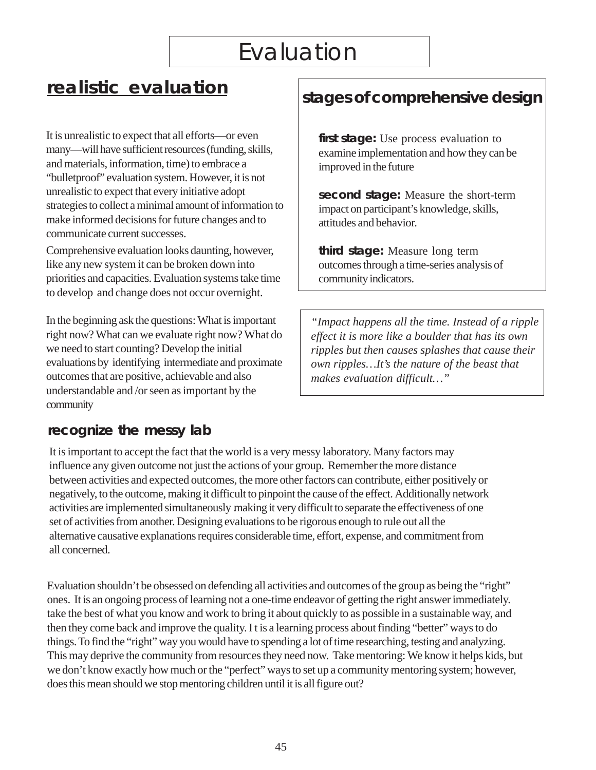# Evaluation

## realistic evaluation

It is unrealistic to expect that all efforts—or even many—will have sufficient resources (funding, skills, and materials, information, time) to embrace a "bulletproof" evaluation system. However, it is not unrealistic to expect that every initiative adopt strategies to collect a minimal amount of information to make informed decisions for future changes and to communicate current successes.

Comprehensive evaluation looks daunting, however, like any new system it can be broken down into priorities and capacities. Evaluation systems take time to develop and change does not occur overnight.

In the beginning ask the questions: What is important right now? What can we evaluate right now? What do we need to start counting? Develop the initial evaluations by identifying intermediate and proximate outcomes that are positive, achievable and also understandable and /or seen as important by the community

## stages of comprehensive design

**first stage:** Use process evaluation to examine implementation and how they can be improved in the future

**second stage:** Measure the short-term impact on participant's knowledge, skills, attitudes and behavior.

**third stage:** Measure long term outcomes through a time-series analysis of community indicators.

*"Impact happens all the time. Instead of a ripple effect it is more like a boulder that has its own ripples but then causes splashes that cause their own ripples…It's the nature of the beast that makes evaluation difficult…"*

### recognize the messy lab

It is important to accept the fact that the world is a very messy laboratory. Many factors may influence any given outcome not just the actions of your group. Remember the more distance between activities and expected outcomes, the more other factors can contribute, either positively or negatively, to the outcome, making it difficult to pinpoint the cause of the effect. Additionally network activities are implemented simultaneously making it very difficult to separate the effectiveness of one set of activities from another. Designing evaluations to be rigorous enough to rule out all the alternative causative explanations requires considerable time, effort, expense, and commitment from all concerned.

Evaluation shouldn't be obsessed on defending all activities and outcomes of the group as being the "right" ones. It is an ongoing process of learning not a one-time endeavor of getting the right answer immediately. take the best of what you know and work to bring it about quickly to as possible in a sustainable way, and then they come back and improve the quality. I t is a learning process about finding "better" ways to do things. To find the "right" way you would have to spending a lot of time researching, testing and analyzing. This may deprive the community from resources they need now. Take mentoring: We know it helps kids, but we don't know exactly how much or the "perfect" ways to set up a community mentoring system; however, does this mean should we stop mentoring children until it is all figure out?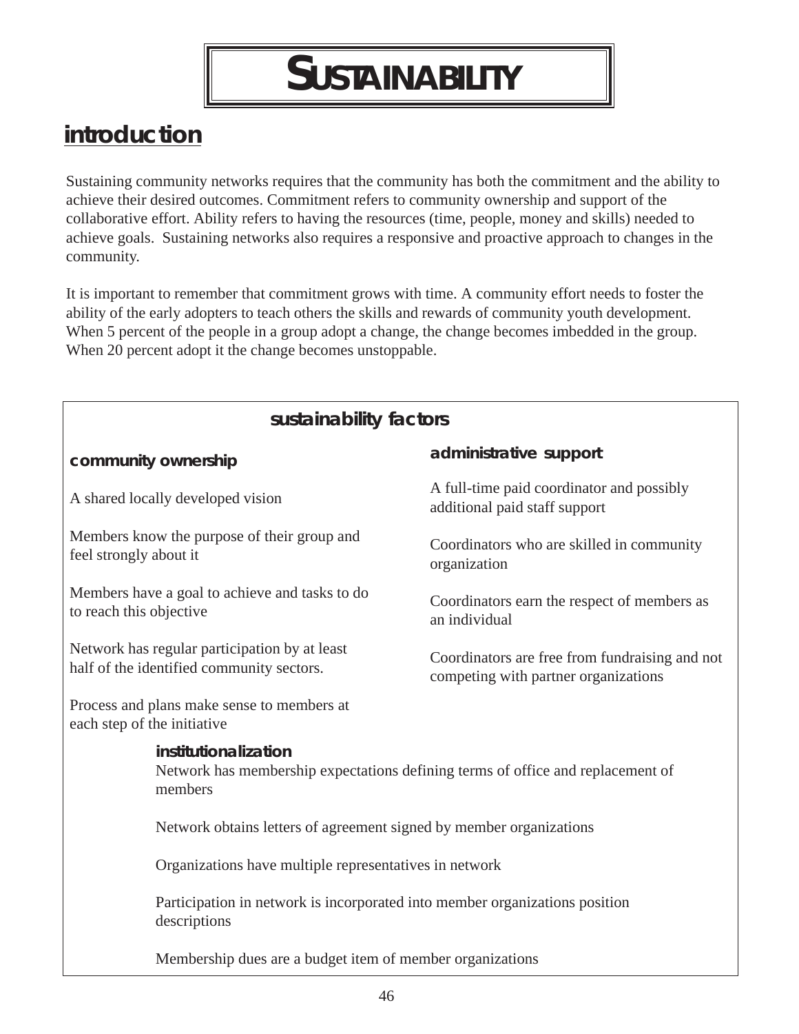# SUSTAINABILITY

## introduction

Sustaining community networks requires that the community has both the commitment and the ability to achieve their desired outcomes. Commitment refers to community ownership and support of the collaborative effort. Ability refers to having the resources (time, people, money and skills) needed to achieve goals. Sustaining networks also requires a responsive and proactive approach to changes in the community.

It is important to remember that commitment grows with time. A community effort needs to foster the ability of the early adopters to teach others the skills and rewards of community youth development. When 5 percent of the people in a group adopt a change, the change becomes imbedded in the group. When 20 percent adopt it the change becomes unstoppable.

### sustainability factors

#### community ownership

A shared locally developed vision

Members know the purpose of their group and feel strongly about it

Members have a goal to achieve and tasks to do to reach this objective

Network has regular participation by at least half of the identified community sectors.

Process and plans make sense to members at each step of the initiative

#### administrative support

A full-time paid coordinator and possibly additional paid staff support

Coordinators who are skilled in community organization

Coordinators earn the respect of members as an individual

Coordinators are free from fundraising and not competing with partner organizations

#### institutionalization

Network has membership expectations defining terms of office and replacement of members

Network obtains letters of agreement signed by member organizations

Organizations have multiple representatives in network

Participation in network is incorporated into member organizations position descriptions

Membership dues are a budget item of member organizations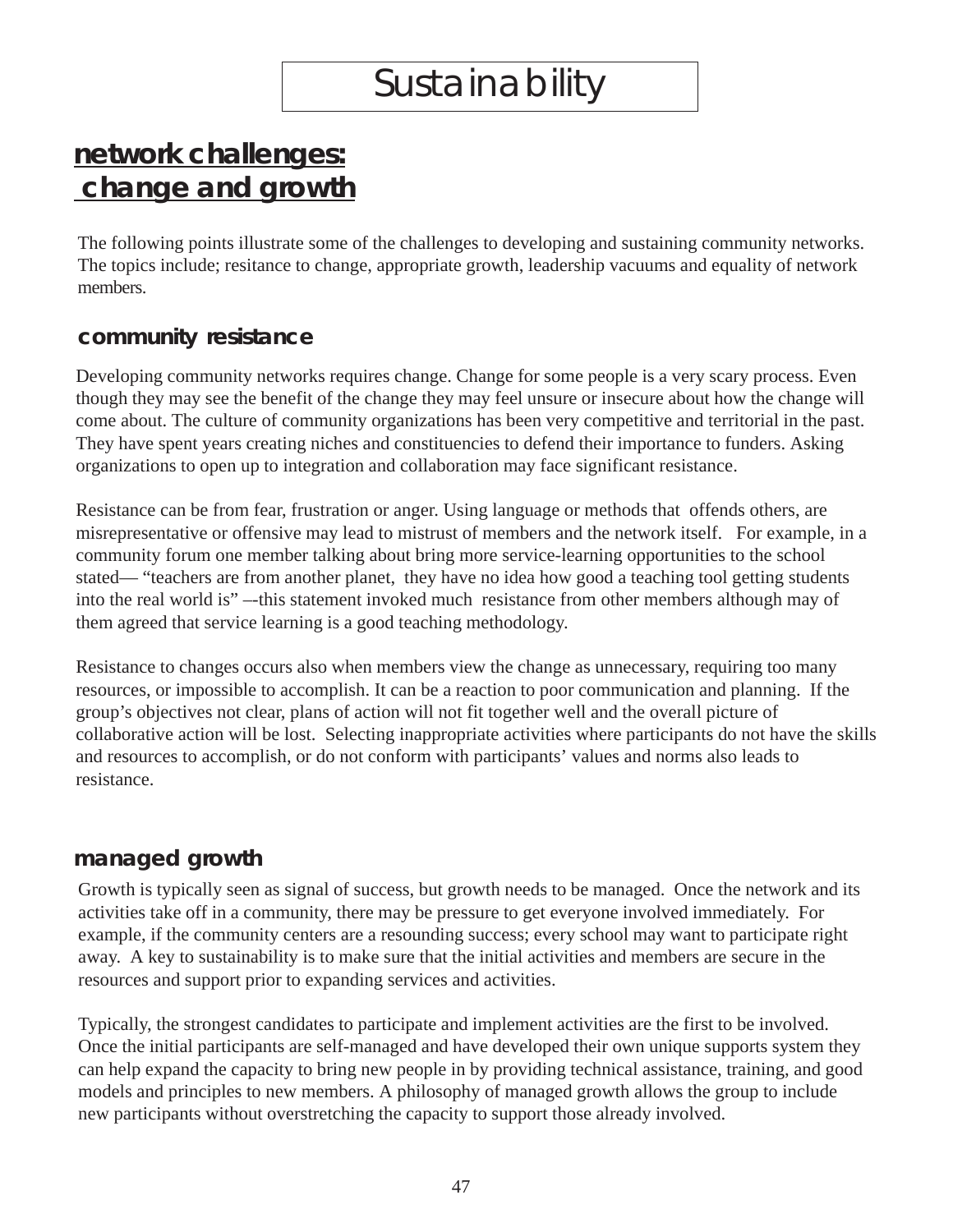# Sustainability

## network challenges: change and growth

The following points illustrate some of the challenges to developing and sustaining community networks. The topics include; resitance to change, appropriate growth, leadership vacuums and equality of network members.

### community resistance

Developing community networks requires change. Change for some people is a very scary process. Even though they may see the benefit of the change they may feel unsure or insecure about how the change will come about. The culture of community organizations has been very competitive and territorial in the past. They have spent years creating niches and constituencies to defend their importance to funders. Asking organizations to open up to integration and collaboration may face significant resistance.

Resistance can be from fear, frustration or anger. Using language or methods that offends others, are misrepresentative or offensive may lead to mistrust of members and the network itself. For example, in a community forum one member talking about bring more service-learning opportunities to the school stated— "teachers are from another planet, they have no idea how good a teaching tool getting students into the real world is" –-this statement invoked much resistance from other members although may of them agreed that service learning is a good teaching methodology.

Resistance to changes occurs also when members view the change as unnecessary, requiring too many resources, or impossible to accomplish. It can be a reaction to poor communication and planning. If the group's objectives not clear, plans of action will not fit together well and the overall picture of collaborative action will be lost. Selecting inappropriate activities where participants do not have the skills and resources to accomplish, or do not conform with participants' values and norms also leads to resistance.

### managed growth

Growth is typically seen as signal of success, but growth needs to be managed. Once the network and its activities take off in a community, there may be pressure to get everyone involved immediately. For example, if the community centers are a resounding success; every school may want to participate right away. A key to sustainability is to make sure that the initial activities and members are secure in the resources and support prior to expanding services and activities.

Typically, the strongest candidates to participate and implement activities are the first to be involved. Once the initial participants are self-managed and have developed their own unique supports system they can help expand the capacity to bring new people in by providing technical assistance, training, and good models and principles to new members. A philosophy of managed growth allows the group to include new participants without overstretching the capacity to support those already involved.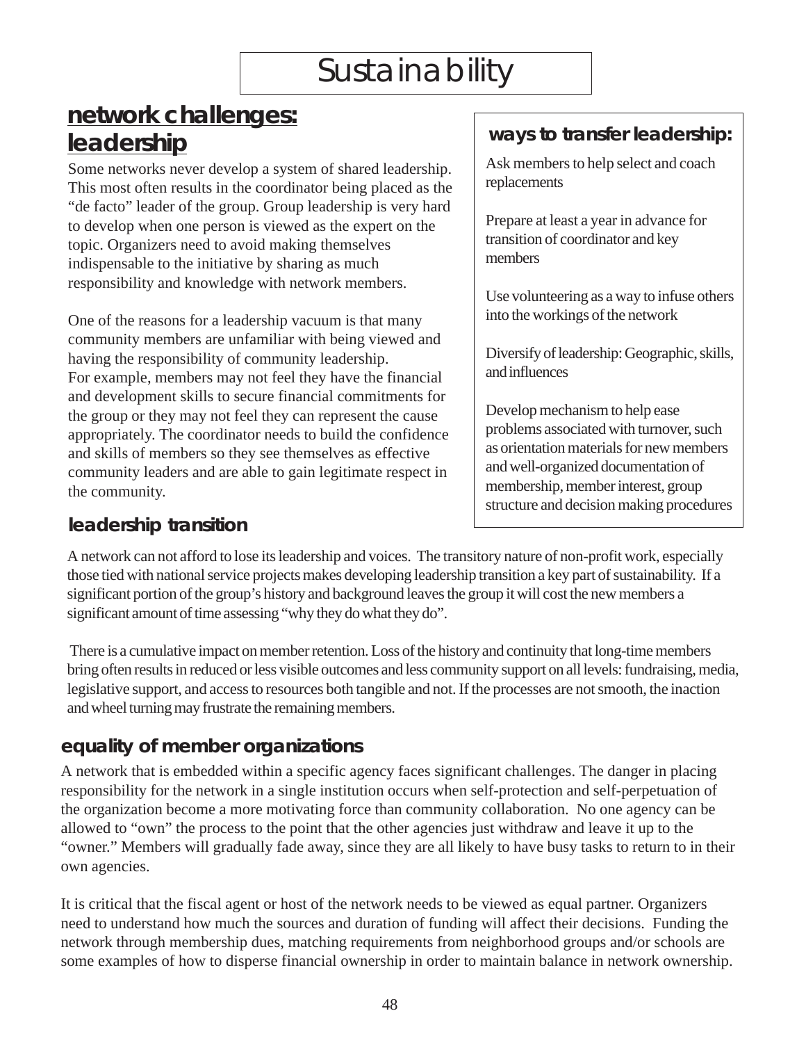# Sustainability

## network challenges: leadership

Some networks never develop a system of shared leadership. This most often results in the coordinator being placed as the "de facto" leader of the group. Group leadership is very hard to develop when one person is viewed as the expert on the topic. Organizers need to avoid making themselves indispensable to the initiative by sharing as much responsibility and knowledge with network members.

One of the reasons for a leadership vacuum is that many community members are unfamiliar with being viewed and having the responsibility of community leadership. For example, members may not feel they have the financial and development skills to secure financial commitments for the group or they may not feel they can represent the cause appropriately. The coordinator needs to build the confidence and skills of members so they see themselves as effective community leaders and are able to gain legitimate respect in the community.

### ways to transfer leadership:

Ask members to help select and coach replacements

Prepare at least a year in advance for transition of coordinator and key members

Use volunteering as a way to infuse others into the workings of the network

Diversify of leadership: Geographic, skills, and influences

Develop mechanism to help ease problems associated with turnover, such as orientation materials for new members and well-organized documentation of membership, member interest, group structure and decision making procedures

### leadership transition

A network can not afford to lose its leadership and voices. The transitory nature of non-profit work, especially those tied with national service projects makes developing leadership transition a key part of sustainability. If a significant portion of the group's history and background leaves the group it will cost the new members a significant amount of time assessing "why they do what they do".

There is a cumulative impact on member retention. Loss of the history and continuity that long-time members bring often results in reduced or less visible outcomes and less community support on all levels: fundraising, media, legislative support, and access to resources both tangible and not. If the processes are not smooth, the inaction and wheel turning may frustrate the remaining members.

### equality of member organizations

A network that is embedded within a specific agency faces significant challenges. The danger in placing responsibility for the network in a single institution occurs when self-protection and self-perpetuation of the organization become a more motivating force than community collaboration. No one agency can be allowed to "own" the process to the point that the other agencies just withdraw and leave it up to the "owner." Members will gradually fade away, since they are all likely to have busy tasks to return to in their own agencies.

It is critical that the fiscal agent or host of the network needs to be viewed as equal partner. Organizers need to understand how much the sources and duration of funding will affect their decisions. Funding the network through membership dues, matching requirements from neighborhood groups and/or schools are some examples of how to disperse financial ownership in order to maintain balance in network ownership.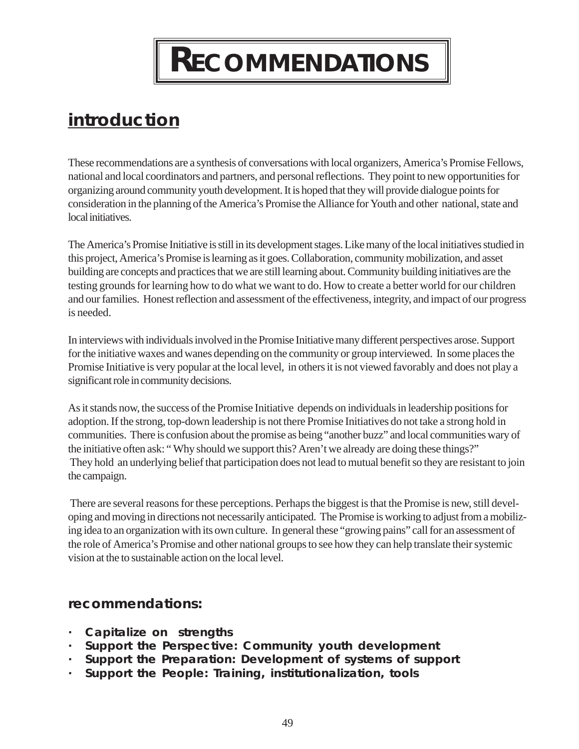# RECOMMENDATIONS

## introduction

These recommendations are a synthesis of conversations with local organizers, America's Promise Fellows, national and local coordinators and partners, and personal reflections. They point to new opportunities for organizing around community youth development. It is hoped that they will provide dialogue points for consideration in the planning of the America's Promise the Alliance for Youth and other national, state and local initiatives.

The America's Promise Initiative is still in its development stages. Like many of the local initiatives studied in this project, America's Promise is learning as it goes. Collaboration, community mobilization, and asset building are concepts and practices that we are still learning about. Community building initiatives are the testing grounds for learning how to do what we want to do. How to create a better world for our children and our families. Honest reflection and assessment of the effectiveness, integrity, and impact of our progress is needed.

In interviews with individuals involved in the Promise Initiative many different perspectives arose. Support for the initiative waxes and wanes depending on the community or group interviewed. In some places the Promise Initiative is very popular at the local level, in others it is not viewed favorably and does not play a significant role in community decisions.

As it stands now, the success of the Promise Initiative depends on individuals in leadership positions for adoption. If the strong, top-down leadership is not there Promise Initiatives do not take a strong hold in communities. There is confusion about the promise as being "another buzz" and local communities wary of the initiative often ask: " Why should we support this? Aren't we already are doing these things?" They hold an underlying belief that participation does not lead to mutual benefit so they are resistant to join the campaign.

There are several reasons for these perceptions. Perhaps the biggest is that the Promise is new, still developing and moving in directions not necessarily anticipated. The Promise is working to adjust from a mobilizing idea to an organization with its own culture. In general these "growing pains" call for an assessment of the role of America's Promise and other national groups to see how they can help translate their systemic vision at the to sustainable action on the local level.

### recommendations:

- **Capitalize on strengths**
- **Support the Perspective: Community youth development**
- **Support the Preparation: Development of systems of support**
- **Support the People: Training, institutionalization, tools**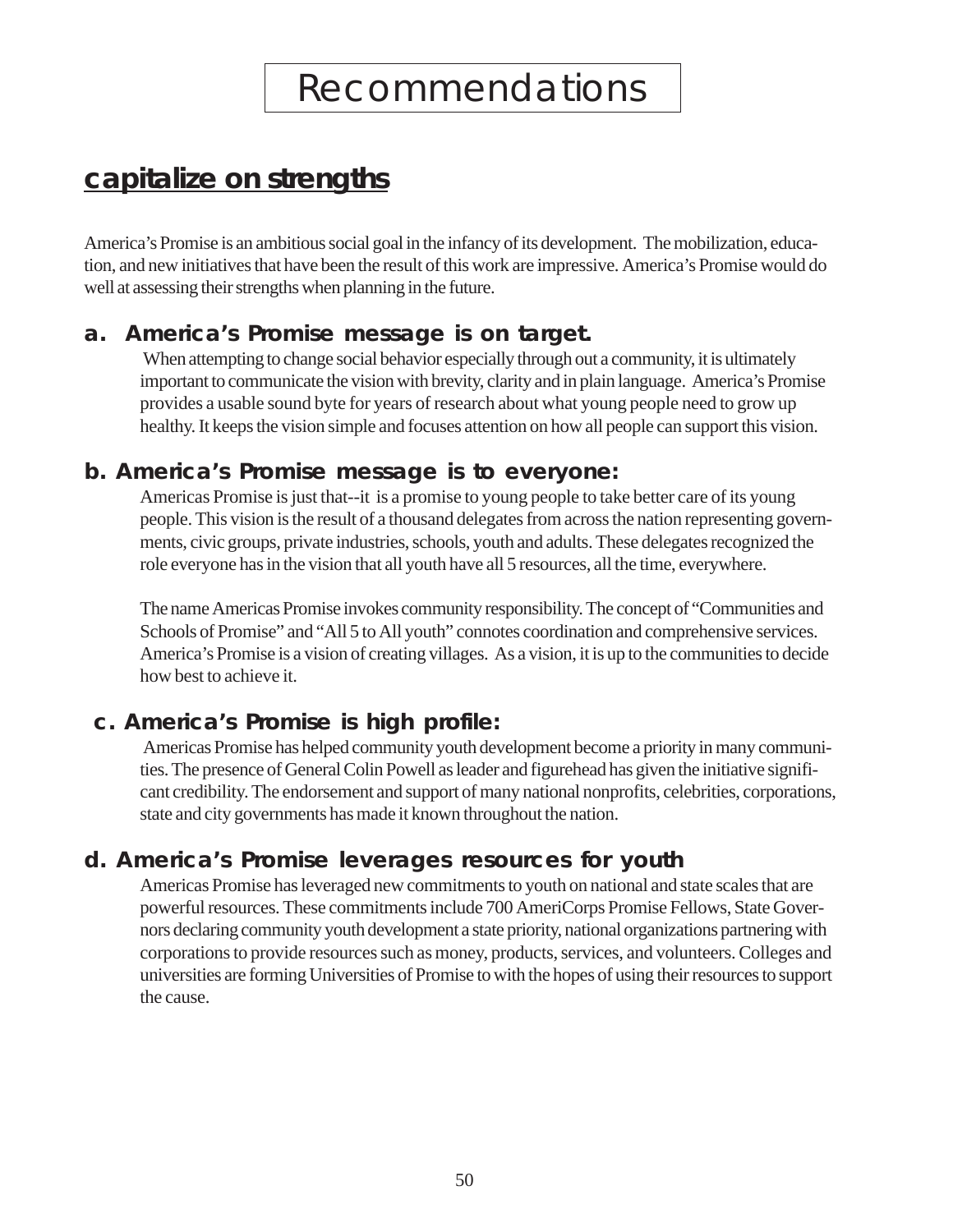// Recommendations

## capitalize on strengths

America's Promise is an ambitious social goal in the infancy of its development. The mobilization, education, and new initiatives that have been the result of this work are impressive. America's Promise would do well at assessing their strengths when planning in the future.

### a. America's Promise message is on target.

When attempting to change social behavior especially through out a community, it is ultimately important to communicate the vision with brevity, clarity and in plain language. America's Promise provides a usable sound byte for years of research about what young people need to grow up healthy. It keeps the vision simple and focuses attention on how all people can support this vision.

### b. America's Promise message is to everyone:

Americas Promise is just that--it is a promise to young people to take better care of its young people. This vision is the result of a thousand delegates from across the nation representing governments, civic groups, private industries, schools, youth and adults. These delegates recognized the role everyone has in the vision that all youth have all 5 resources, all the time, everywhere.

The name Americas Promise invokes community responsibility. The concept of "Communities and Schools of Promise" and "All 5 to All youth" connotes coordination and comprehensive services. America's Promise is a vision of creating villages. As a vision, it is up to the communities to decide how best to achieve it.

### c. America's Promise is high profile:

Americas Promise has helped community youth development become a priority in many communities. The presence of General Colin Powell as leader and figurehead has given the initiative significant credibility. The endorsement and support of many national nonprofits, celebrities, corporations, state and city governments has made it known throughout the nation.

### d. America's Promise leverages resources for youth

Americas Promise has leveraged new commitments to youth on national and state scales that are powerful resources. These commitments include 700 AmeriCorps Promise Fellows, State Governors declaring community youth development a state priority, national organizations partnering with corporations to provide resources such as money, products, services, and volunteers. Colleges and universities are forming Universities of Promise to with the hopes of using their resources to support the cause.

# Recommendations

## capitalize on strengths

America's Promise is an ambitious social goal in the infancy of its development. The mobilization, education, and new initiatives that have been the result of this work are impressive. America's Promise would do well at assessing their strengths when planning in the future.

### a. America's Promise message is on target.

When attempting to change social behavior especially through out a community, it is ultimately important to communicate the vision with brevity, clarity and in plain language. America's Promise provides a usable sound byte for years of research about what young people need to grow up healthy. It keeps the vision simple and focuses attention on how all people can support this vision.

### b. America's Promise message is to everyone:

Americas Promise is just that--it is a promise to young people to take better care of its young people. This vision is the result of a thousand delegates from across the nation representing governments, civic groups, private industries, schools, youth and adults. These delegates recognized the role everyone has in the vision that all youth have all 5 resources, all the time, everywhere.

The name Americas Promise invokes community responsibility. The concept of "Communities and Schools of Promise" and "All 5 to All youth" connotes coordination and comprehensive services. America's Promise is a vision of creating villages. As a vision, it is up to the communities to decide how best to achieve it.

### c. America's Promise is high profile:

Americas Promise has helped community youth development become a priority in many communities. The presence of General Colin Powell as leader and figurehead has given the initiative significant credibility. The endorsement and support of many national nonprofits, celebrities, corporations, state and city governments has made it known throughout the nation.

### d. America's Promise leverages resources for youth

Americas Promise has leveraged new commitments to youth on national and state scales that are powerful resources. These commitments include 700 AmeriCorps Promise Fellows, State Governors declaring community youth development a state priority, national organizations partnering with corporations to provide resources such as money, products, services, and volunteers. Colleges and universities are forming Universities of Promise to with the hopes of using their resources to support the cause.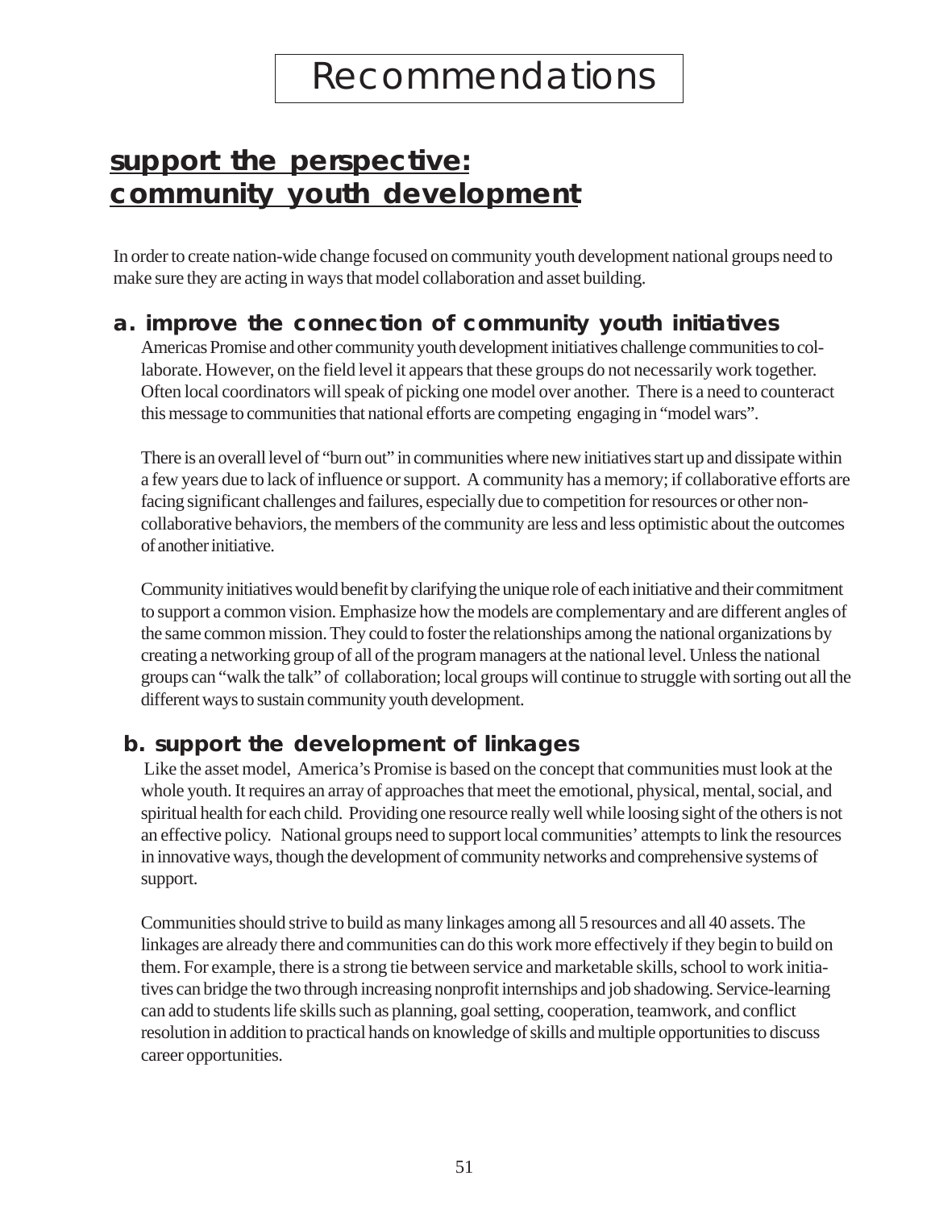# Recommendations

## support the perspective: community youth development

In order to create nation-wide change focused on community youth development national groups need to make sure they are acting in ways that model collaboration and asset building.

### a. improve the connection of community youth initiatives

Americas Promise and other community youth development initiatives challenge communities to collaborate. However, on the field level it appears that these groups do not necessarily work together. Often local coordinators will speak of picking one model over another. There is a need to counteract this message to communities that national efforts are competing engaging in "model wars".

There is an overall level of "burn out" in communities where new initiatives start up and dissipate within a few years due to lack of influence or support. A community has a memory; if collaborative efforts are facing significant challenges and failures, especially due to competition for resources or other non-collaborative behaviors, the members of the community are less and less optimistic about the outcomes of another initiative.

Community initiatives would benefit by clarifying the unique role of each initiative and their commitment to support a common vision. Emphasize how the models are complementary and are different angles of the same common mission. They could to foster the relationships among the national organizations by creating a networking group of all of the program managers at the national level. Unless the national groups can "walk the talk" of collaboration; local groups will continue to struggle with sorting out all the different ways to sustain community youth development.

### b. support the development of linkages

Like the asset model, America's Promise is based on the concept that communities must look at the whole youth. It requires an array of approaches that meet the emotional, physical, mental, social, and spiritual health for each child. Providing one resource really well while loosing sight of the others is not an effective policy. National groups need to support local communities' attempts to link the resources in innovative ways, though the development of community networks and comprehensive systems of support.

Communities should strive to build as many linkages among all 5 resources and all 40 assets. The linkages are already there and communities can do this work more effectively if they begin to build on them. For example, there is a strong tie between service and marketable skills, school to work initiatives can bridge the two through increasing nonprofit internships and job shadowing. Service-learning can add to students life skills such as planning, goal setting, cooperation, teamwork, and conflict resolution in addition to practical hands on knowledge of skills and multiple opportunities to discuss career opportunities.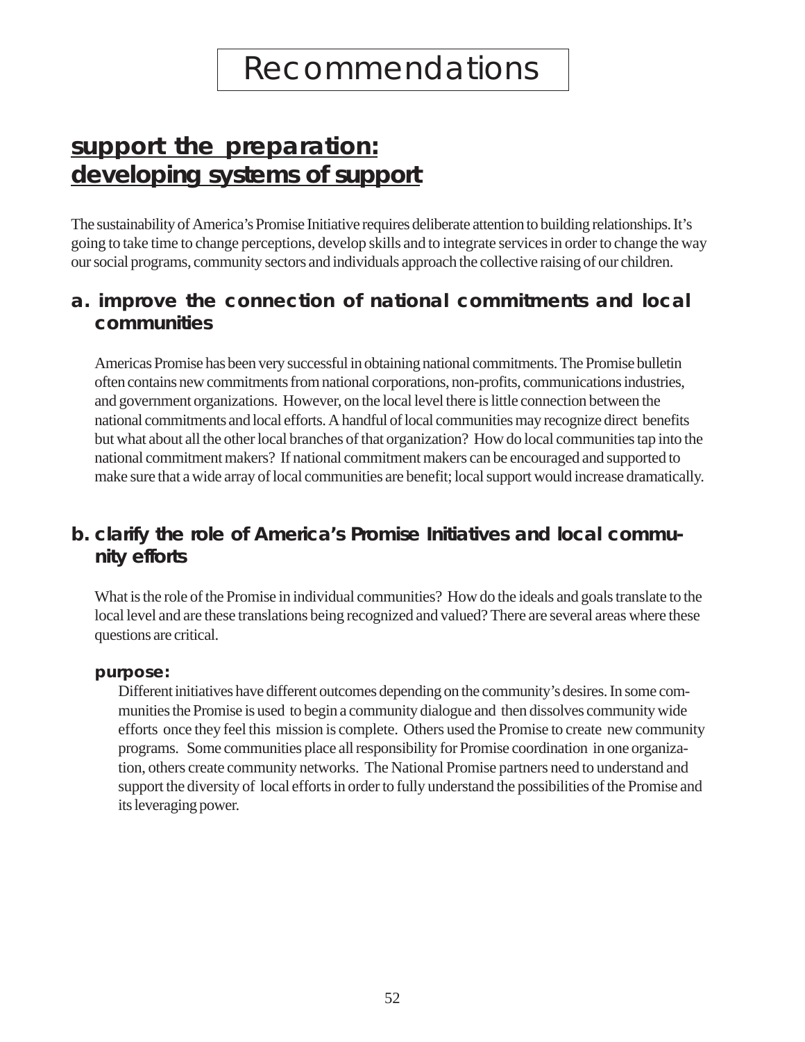# Recommendations

## support the preparation: developing systems of support

The sustainability of America's Promise Initiative requires deliberate attention to building relationships. It's going to take time to change perceptions, develop skills and to integrate services in order to change the way our social programs, community sectors and individuals approach the collective raising of our children.

### a. improve the connection of national commitments and local communities

Americas Promise has been very successful in obtaining national commitments. The Promise bulletin often contains new commitments from national corporations, non-profits, communications industries, and government organizations. However, on the local level there is little connection between the national commitments and local efforts. A handful of local communities may recognize direct benefits but what about all the other local branches of that organization? How do local communities tap into the national commitment makers? If national commitment makers can be encouraged and supported to make sure that a wide array of local communities are benefit; local support would increase dramatically.

### b. clarify the role of America's Promise Initiatives and local community efforts

What is the role of the Promise in individual communities? How do the ideals and goals translate to the local level and are these translations being recognized and valued? There are several areas where these questions are critical.

#### purpose:

Different initiatives have different outcomes depending on the community's desires. In some communities the Promise is used to begin a community dialogue and then dissolves community wide efforts once they feel this mission is complete. Others used the Promise to create new community programs. Some communities place all responsibility for Promise coordination in one organization, others create community networks. The National Promise partners need to understand and support the diversity of local efforts in order to fully understand the possibilities of the Promise and its leveraging power.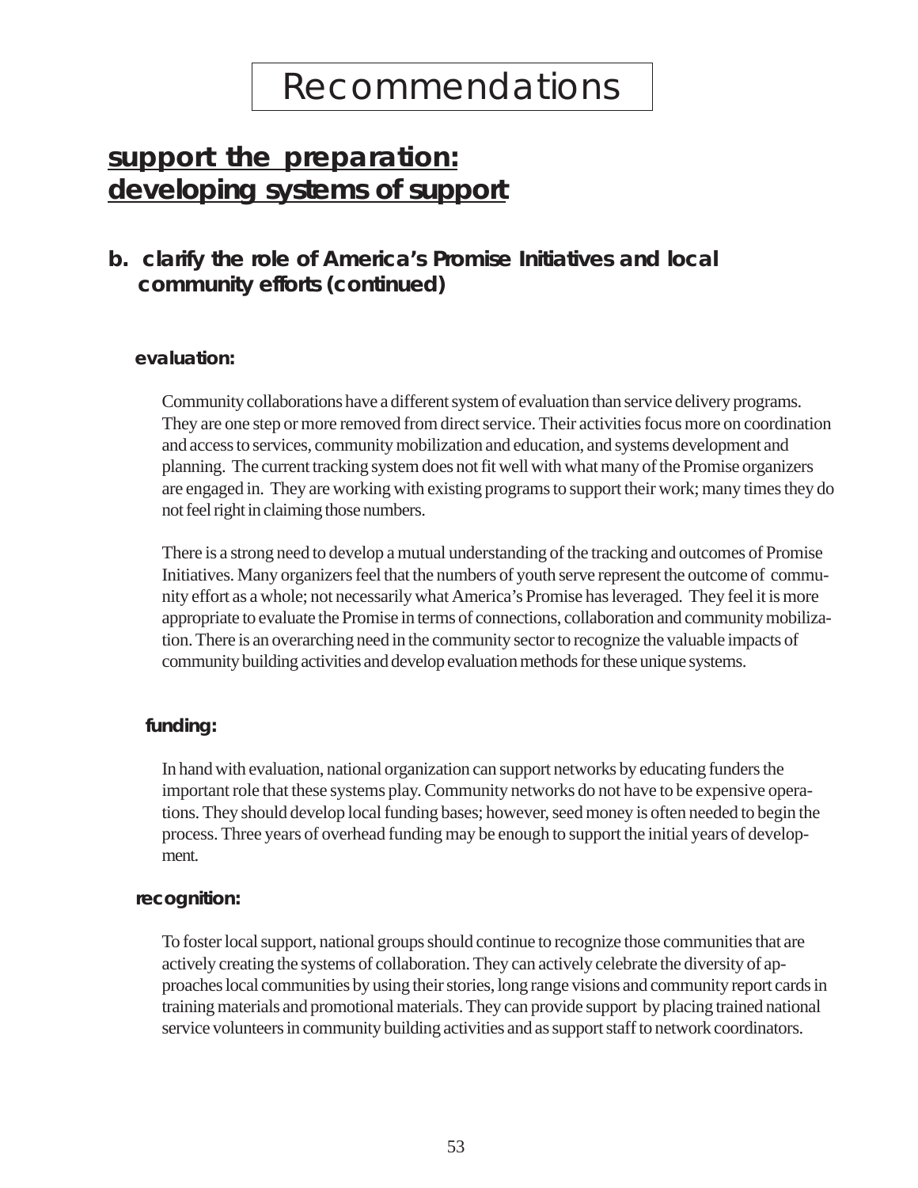# Recommendations

## support the preparation: developing systems of support

### b. clarify the role of America's Promise Initiatives and local community efforts (continued)

#### evaluation:

Community collaborations have a different system of evaluation than service delivery programs. They are one step or more removed from direct service. Their activities focus more on coordination and access to services, community mobilization and education, and systems development and planning. The current tracking system does not fit well with what many of the Promise organizers are engaged in. They are working with existing programs to support their work; many times they do not feel right in claiming those numbers.

There is a strong need to develop a mutual understanding of the tracking and outcomes of Promise Initiatives. Many organizers feel that the numbers of youth serve represent the outcome of community effort as a whole; not necessarily what America's Promise has leveraged. They feel it is more appropriate to evaluate the Promise in terms of connections, collaboration and community mobilization. There is an overarching need in the community sector to recognize the valuable impacts of community building activities and develop evaluation methods for these unique systems.

#### funding:

In hand with evaluation, national organization can support networks by educating funders the important role that these systems play. Community networks do not have to be expensive operations. They should develop local funding bases; however, seed money is often needed to begin the process. Three years of overhead funding may be enough to support the initial years of development.

#### recognition:

To foster local support, national groups should continue to recognize those communities that are actively creating the systems of collaboration. They can actively celebrate the diversity of approaches local communities by using their stories, long range visions and community report cards in training materials and promotional materials. They can provide support by placing trained national service volunteers in community building activities and as support staff to network coordinators.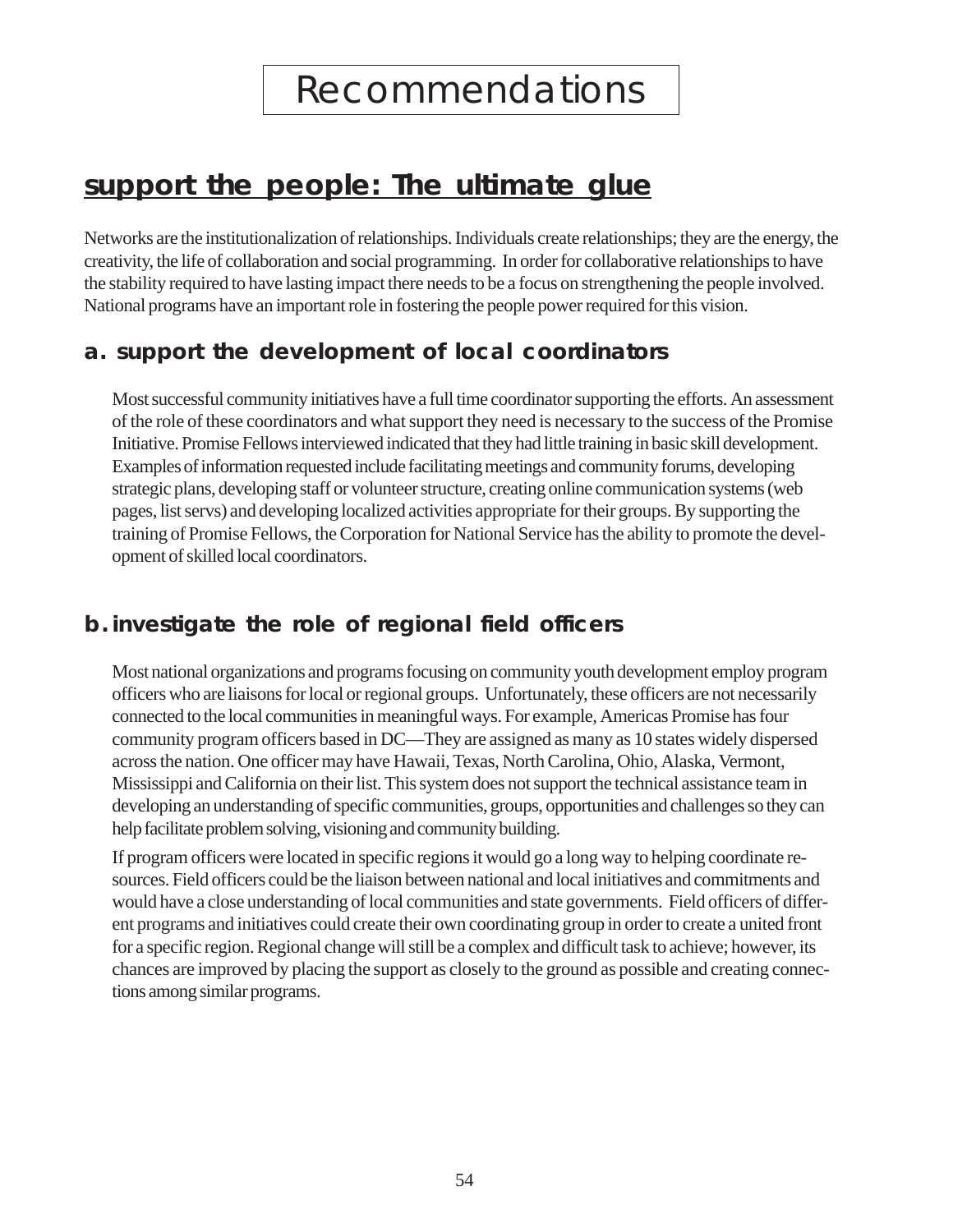# Recommendations

## support the people: The ultimate glue

Networks are the institutionalization of relationships. Individuals create relationships; they are the energy, the creativity, the life of collaboration and social programming. In order for collaborative relationships to have the stability required to have lasting impact there needs to be a focus on strengthening the people involved. National programs have an important role in fostering the people power required for this vision.

### a. support the development of local coordinators

Most successful community initiatives have a full time coordinator supporting the efforts. An assessment of the role of these coordinators and what support they need is necessary to the success of the Promise Initiative. Promise Fellows interviewed indicated that they had little training in basic skill development. Examples of information requested include facilitating meetings and community forums, developing strategic plans, developing staff or volunteer structure, creating online communication systems (web pages, list servs) and developing localized activities appropriate for their groups. By supporting the training of Promise Fellows, the Corporation for National Service has the ability to promote the development of skilled local coordinators.

### b. investigate the role of regional field officers

Most national organizations and programs focusing on community youth development employ program officers who are liaisons for local or regional groups. Unfortunately, these officers are not necessarily connected to the local communities in meaningful ways. For example, Americas Promise has four community program officers based in DC—They are assigned as many as 10 states widely dispersed across the nation. One officer may have Hawaii, Texas, North Carolina, Ohio, Alaska, Vermont, Mississippi and California on their list. This system does not support the technical assistance team in developing an understanding of specific communities, groups, opportunities and challenges so they can help facilitate problem solving, visioning and community building.

If program officers were located in specific regions it would go a long way to helping coordinate resources. Field officers could be the liaison between national and local initiatives and commitments and would have a close understanding of local communities and state governments. Field officers of different programs and initiatives could create their own coordinating group in order to create a united front for a specific region. Regional change will still be a complex and difficult task to achieve; however, its chances are improved by placing the support as closely to the ground as possible and creating connections among similar programs.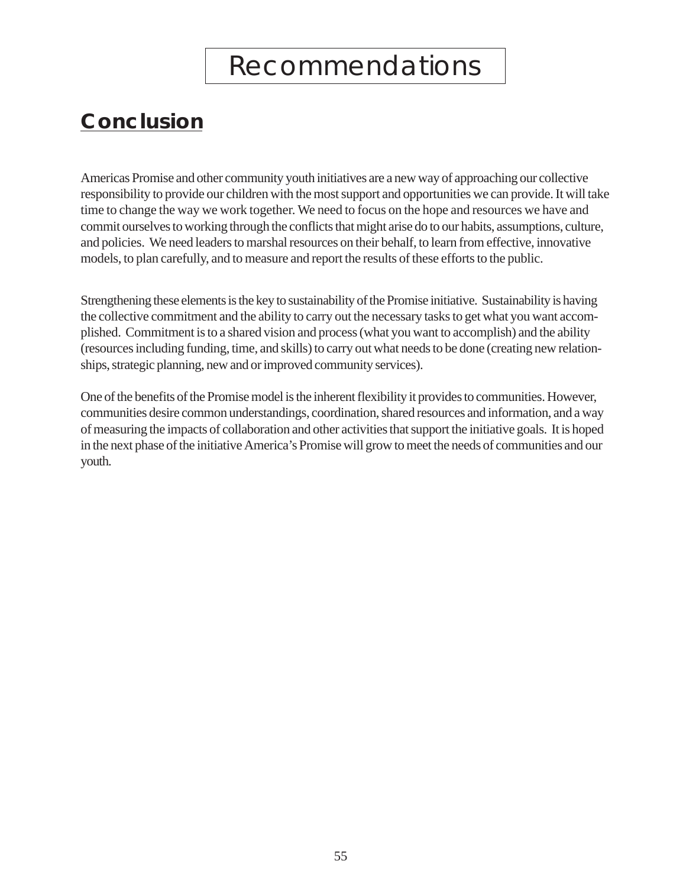# Recommendations

## Conclusion

Americas Promise and other community youth initiatives are a new way of approaching our collective responsibility to provide our children with the most support and opportunities we can provide. It will take time to change the way we work together. We need to focus on the hope and resources we have and commit ourselves to working through the conflicts that might arise do to our habits, assumptions, culture, and policies. We need leaders to marshal resources on their behalf, to learn from effective, innovative models, to plan carefully, and to measure and report the results of these efforts to the public.

Strengthening these elements is the key to sustainability of the Promise initiative. Sustainability is having the collective commitment and the ability to carry out the necessary tasks to get what you want accomplished. Commitment is to a shared vision and process (what you want to accomplish) and the ability (resources including funding, time, and skills) to carry out what needs to be done (creating new relationships, strategic planning, new and or improved community services).

One of the benefits of the Promise model is the inherent flexibility it provides to communities. However, communities desire common understandings, coordination, shared resources and information, and a way of measuring the impacts of collaboration and other activities that support the initiative goals. It is hoped in the next phase of the initiative America's Promise will grow to meet the needs of communities and our youth.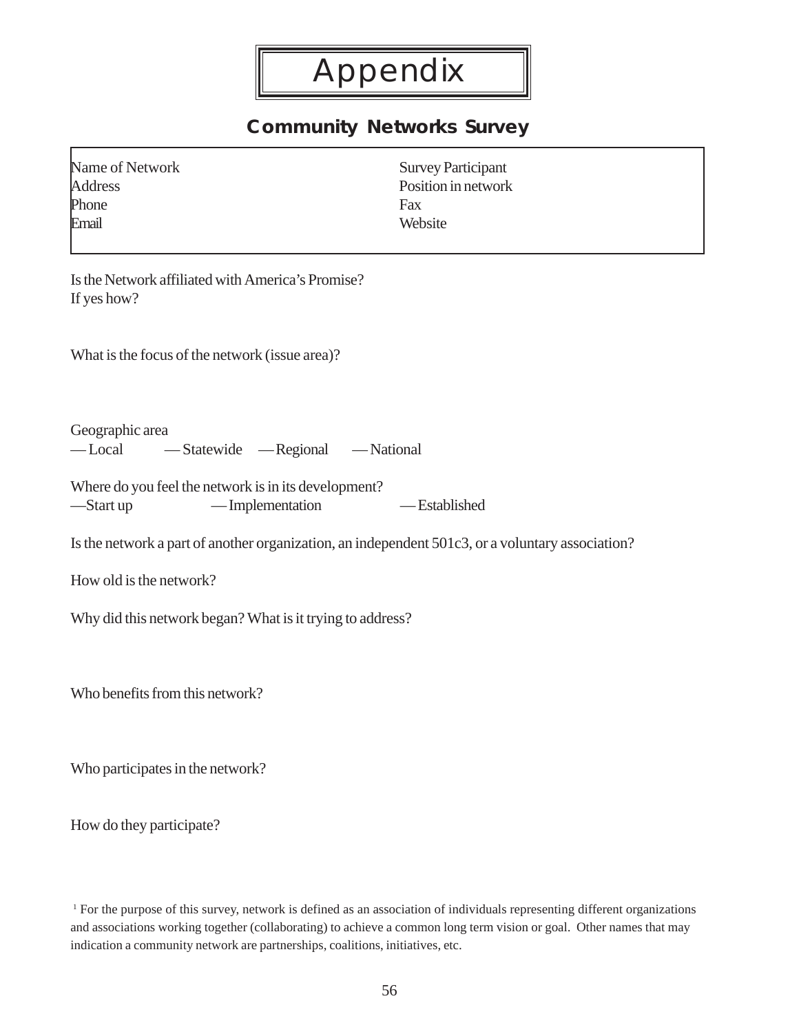# Appendix

## Community Networks Survey

| | |
|---|---|
| Name of Network | Survey Participant |
| Address | Position in network |
| Phone | Fax |
| Email | Website |

Is the Network affiliated with America's Promise?
If yes how?

What is the focus of the network (issue area)?

Geographic area
— Local — Statewide — Regional — National

Where do you feel the network is in its development?
—Start up — Implementation — Established

Is the network a part of another organization, an independent 501c3, or a voluntary association?

How old is the network?

Why did this network began? What is it trying to address?

Who benefits from this network?

Who participates in the network?

How do they participate?

[1] For the purpose of this survey, network is defined as an association of individuals representing different organizations and associations working together (collaborating) to achieve a common long term vision or goal. Other names that may indication a community network are partnerships, coalitions, initiatives, etc.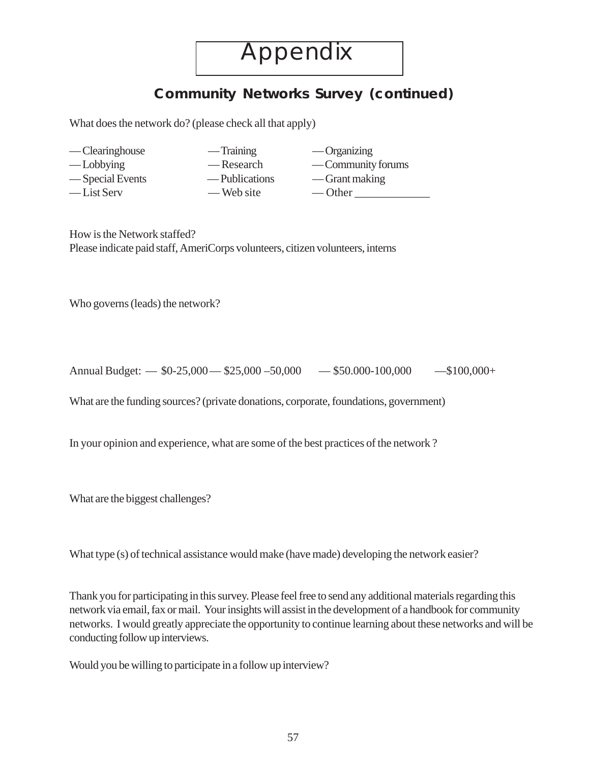# Appendix

## Community Networks Survey (continued)

What does the network do? (please check all that apply)

| | | |
|---|---|---|
| — Clearinghouse | — Training | — Organizing |
| — Lobbying | — Research | — Community forums |
| — Special Events | — Publications | — Grant making |
| — List Serv | — Web site | — Other _____________ |

How is the Network staffed?
Please indicate paid staff, AmeriCorps volunteers, citizen volunteers, interns

Who governs (leads) the network?

Annual Budget: — $0-25,000 — $25,000 –50,000 — $50.000-100,000 —$100,000+

What are the funding sources? (private donations, corporate, foundations, government)

In your opinion and experience, what are some of the best practices of the network ?

What are the biggest challenges?

What type (s) of technical assistance would make (have made) developing the network easier?

Thank you for participating in this survey. Please feel free to send any additional materials regarding this network via email, fax or mail. Your insights will assist in the development of a handbook for community networks. I would greatly appreciate the opportunity to continue learning about these networks and will be conducting follow up interviews.

Would you be willing to participate in a follow up interview?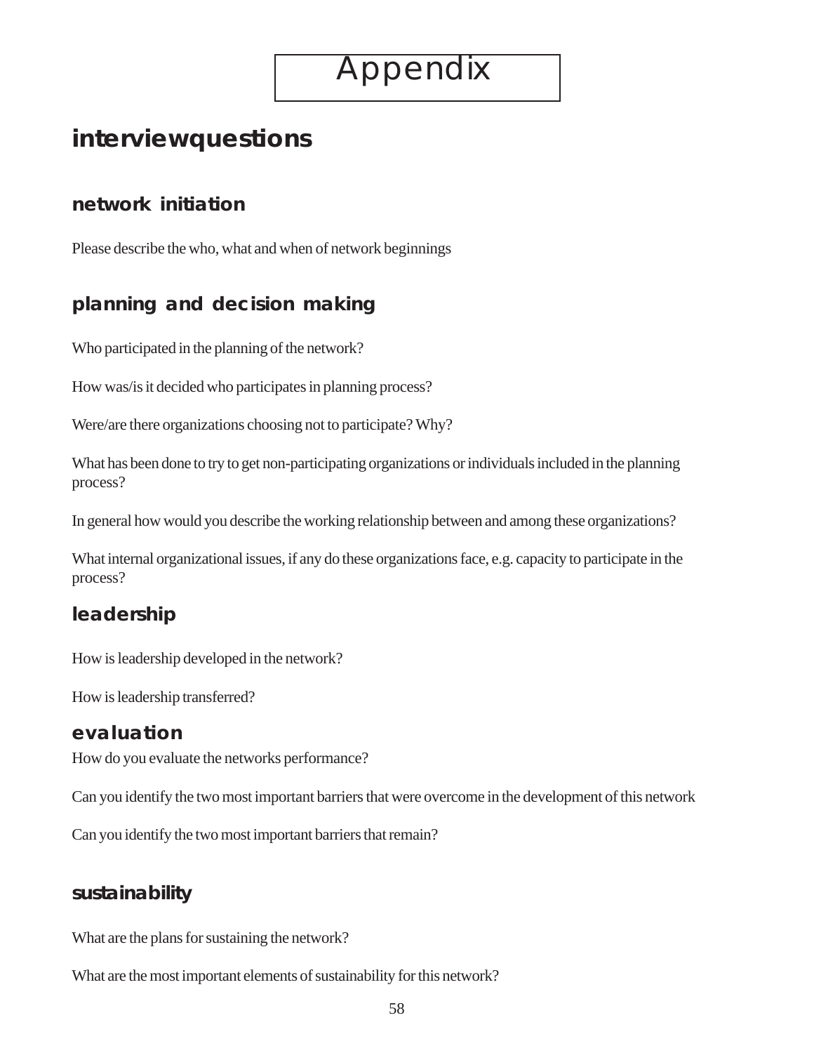# Appendix

## interviewquestions

### network initiation

Please describe the who, what and when of network beginnings

### planning and decision making

Who participated in the planning of the network?

How was/is it decided who participates in planning process?

Were/are there organizations choosing not to participate? Why?

What has been done to try to get non-participating organizations or individuals included in the planning process?

In general how would you describe the working relationship between and among these organizations?

What internal organizational issues, if any do these organizations face, e.g. capacity to participate in the process?

### leadership

How is leadership developed in the network?

How is leadership transferred?

### evaluation

How do you evaluate the networks performance?

Can you identify the two most important barriers that were overcome in the development of this network

Can you identify the two most important barriers that remain?

### sustainability

What are the plans for sustaining the network?

What are the most important elements of sustainability for this network?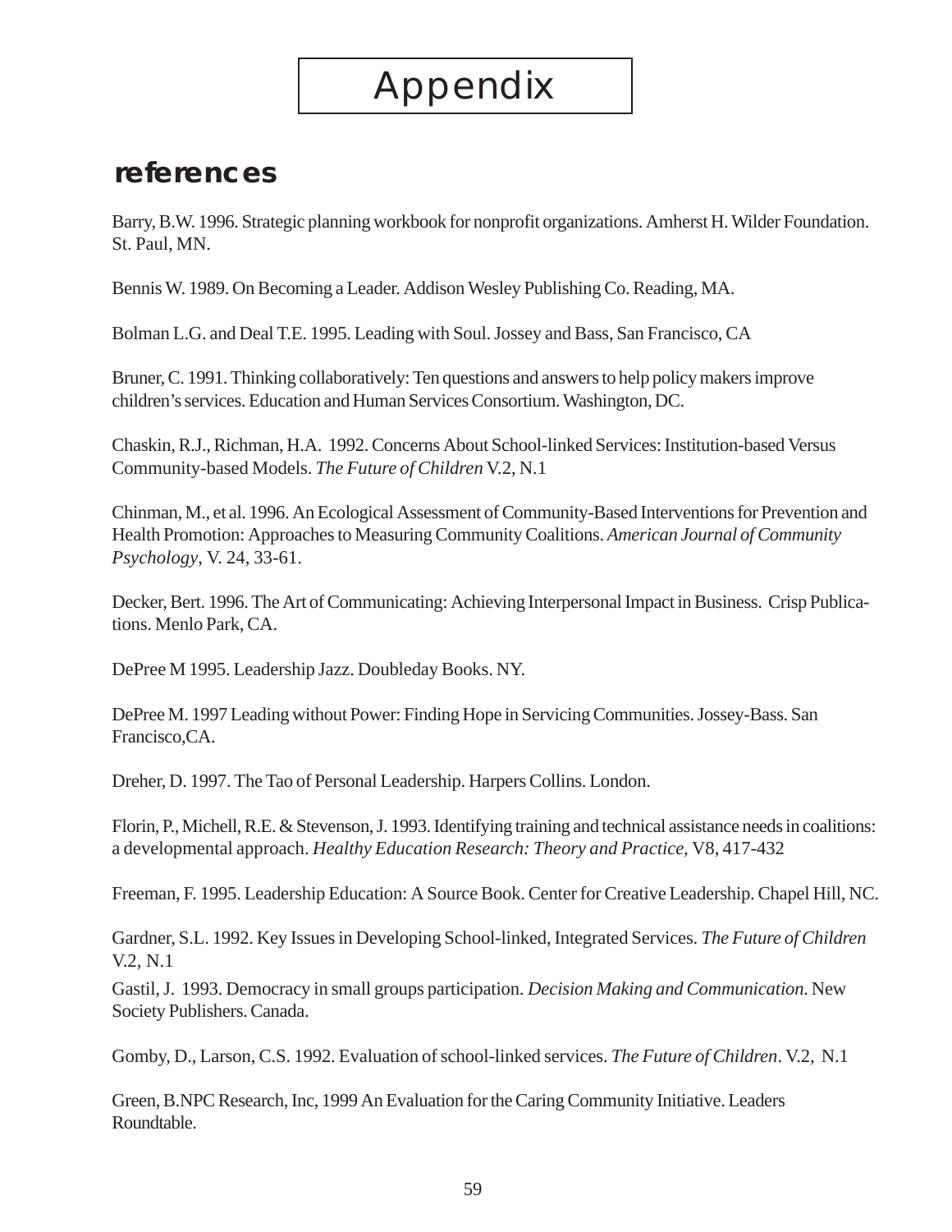# Appendix

## references

Barry, B.W. 1996. Strategic planning workbook for nonprofit organizations. Amherst H. Wilder Foundation. St. Paul, MN.

Bennis W. 1989. On Becoming a Leader. Addison Wesley Publishing Co. Reading, MA.

Bolman L.G. and Deal T.E. 1995. Leading with Soul. Jossey and Bass, San Francisco, CA

Bruner, C. 1991. Thinking collaboratively: Ten questions and answers to help policy makers improve children's services. Education and Human Services Consortium. Washington, DC.

Chaskin, R.J., Richman, H.A. 1992. Concerns About School-linked Services: Institution-based Versus Community-based Models. *The Future of Children* V.2, N.1

Chinman, M., et al. 1996. An Ecological Assessment of Community-Based Interventions for Prevention and Health Promotion: Approaches to Measuring Community Coalitions. *American Journal of Community Psychology*, V. 24, 33-61.

Decker, Bert. 1996. The Art of Communicating: Achieving Interpersonal Impact in Business. Crisp Publications. Menlo Park, CA.

DePree M 1995. Leadership Jazz. Doubleday Books. NY.

DePree M. 1997 Leading without Power: Finding Hope in Servicing Communities. Jossey-Bass. San Francisco,CA.

Dreher, D. 1997. The Tao of Personal Leadership. Harpers Collins. London.

Florin, P., Michell, R.E. & Stevenson, J. 1993. Identifying training and technical assistance needs in coalitions: a developmental approach. *Healthy Education Research: Theory and Practice*, V8, 417-432

Freeman, F. 1995. Leadership Education: A Source Book. Center for Creative Leadership. Chapel Hill, NC.

Gardner, S.L. 1992. Key Issues in Developing School-linked, Integrated Services. *The Future of Children* V.2, N.1

Gastil, J. 1993. Democracy in small groups participation. *Decision Making and Communication*. New Society Publishers. Canada.

Gomby, D., Larson, C.S. 1992. Evaluation of school-linked services. *The Future of Children*. V.2, N.1

Green, B.NPC Research, Inc, 1999 An Evaluation for the Caring Community Initiative. Leaders Roundtable.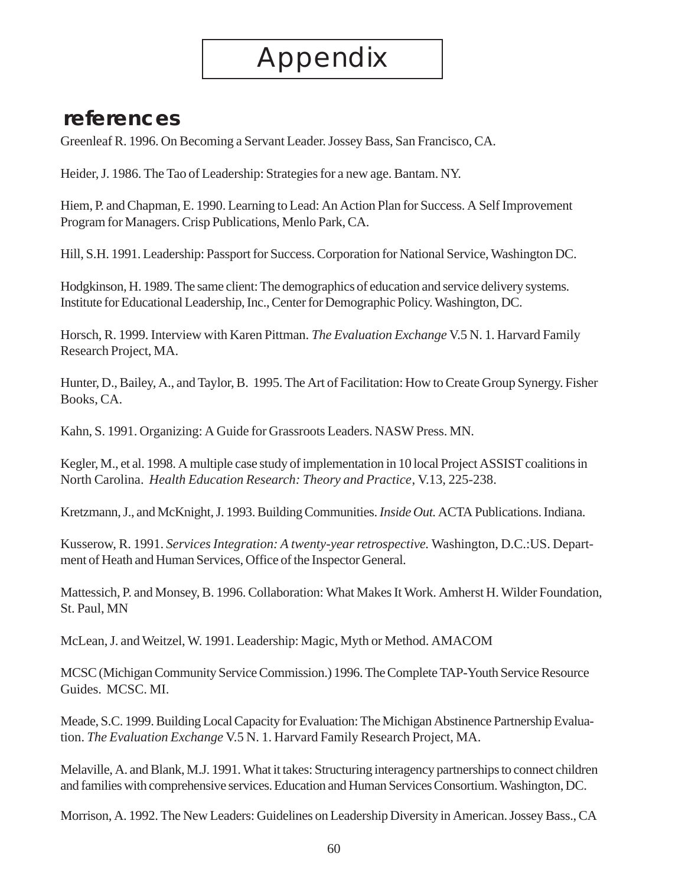# Appendix

## references

Greenleaf R. 1996. On Becoming a Servant Leader. Jossey Bass, San Francisco, CA.

Heider, J. 1986. The Tao of Leadership: Strategies for a new age. Bantam. NY.

Hiem, P. and Chapman, E. 1990. Learning to Lead: An Action Plan for Success. A Self Improvement Program for Managers. Crisp Publications, Menlo Park, CA.

Hill, S.H. 1991. Leadership: Passport for Success. Corporation for National Service, Washington DC.

Hodgkinson, H. 1989. The same client: The demographics of education and service delivery systems. Institute for Educational Leadership, Inc., Center for Demographic Policy. Washington, DC.

Horsch, R. 1999. Interview with Karen Pittman. *The Evaluation Exchange* V.5 N. 1. Harvard Family Research Project, MA.

Hunter, D., Bailey, A., and Taylor, B. 1995. The Art of Facilitation: How to Create Group Synergy. Fisher Books, CA.

Kahn, S. 1991. Organizing: A Guide for Grassroots Leaders. NASW Press. MN.

Kegler, M., et al. 1998. A multiple case study of implementation in 10 local Project ASSIST coalitions in North Carolina. *Health Education Research: Theory and Practice*, V.13, 225-238.

Kretzmann, J., and McKnight, J. 1993. Building Communities. *Inside Out.* ACTA Publications. Indiana.

Kusserow, R. 1991. *Services Integration: A twenty-year retrospective.* Washington, D.C.:US. Department of Heath and Human Services, Office of the Inspector General.

Mattessich, P. and Monsey, B. 1996. Collaboration: What Makes It Work. Amherst H. Wilder Foundation, St. Paul, MN

McLean, J. and Weitzel, W. 1991. Leadership: Magic, Myth or Method. AMACOM

MCSC (Michigan Community Service Commission.) 1996. The Complete TAP-Youth Service Resource Guides. MCSC. MI.

Meade, S.C. 1999. Building Local Capacity for Evaluation: The Michigan Abstinence Partnership Evaluation. *The Evaluation Exchange* V.5 N. 1. Harvard Family Research Project, MA.

Melaville, A. and Blank, M.J. 1991. What it takes: Structuring interagency partnerships to connect children and families with comprehensive services. Education and Human Services Consortium. Washington, DC.

Morrison, A. 1992. The New Leaders: Guidelines on Leadership Diversity in American. Jossey Bass., CA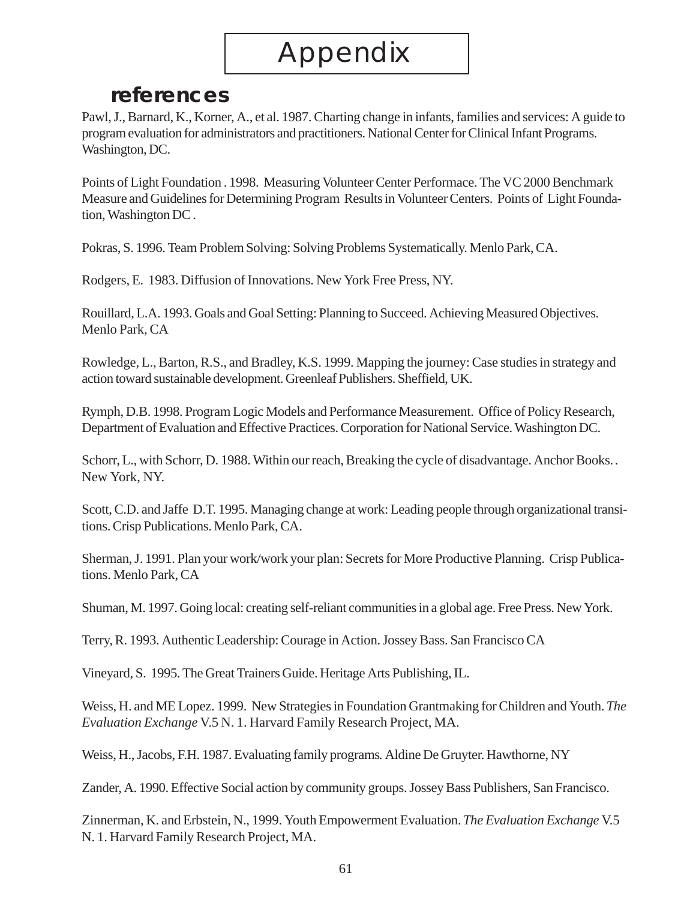# Appendix

## references

Pawl, J., Barnard, K., Korner, A., et al. 1987. Charting change in infants, families and services: A guide to program evaluation for administrators and practitioners. National Center for Clinical Infant Programs. Washington, DC.

Points of Light Foundation . 1998. Measuring Volunteer Center Performace. The VC 2000 Benchmark Measure and Guidelines for Determining Program Results in Volunteer Centers. Points of Light Foundation, Washington DC .

Pokras, S. 1996. Team Problem Solving: Solving Problems Systematically. Menlo Park, CA.

Rodgers, E. 1983. Diffusion of Innovations. New York Free Press, NY.

Rouillard, L.A. 1993. Goals and Goal Setting: Planning to Succeed. Achieving Measured Objectives. Menlo Park, CA

Rowledge, L., Barton, R.S., and Bradley, K.S. 1999. Mapping the journey: Case studies in strategy and action toward sustainable development. Greenleaf Publishers. Sheffield, UK.

Rymph, D.B. 1998. Program Logic Models and Performance Measurement. Office of Policy Research, Department of Evaluation and Effective Practices. Corporation for National Service. Washington DC.

Schorr, L., with Schorr, D. 1988. Within our reach, Breaking the cycle of disadvantage. Anchor Books. . New York, NY.

Scott, C.D. and Jaffe D.T. 1995. Managing change at work: Leading people through organizational transitions. Crisp Publications. Menlo Park, CA.

Sherman, J. 1991. Plan your work/work your plan: Secrets for More Productive Planning. Crisp Publications. Menlo Park, CA

Shuman, M. 1997. Going local: creating self-reliant communities in a global age. Free Press. New York.

Terry, R. 1993. Authentic Leadership: Courage in Action. Jossey Bass. San Francisco CA

Vineyard, S. 1995. The Great Trainers Guide. Heritage Arts Publishing, IL.

Weiss, H. and ME Lopez. 1999. New Strategies in Foundation Grantmaking for Children and Youth. *The Evaluation Exchange* V.5 N. 1. Harvard Family Research Project, MA.

Weiss, H., Jacobs, F.H. 1987. Evaluating family programs. Aldine De Gruyter. Hawthorne, NY

Zander, A. 1990. Effective Social action by community groups. Jossey Bass Publishers, San Francisco.

Zinnerman, K. and Erbstein, N., 1999. Youth Empowerment Evaluation. *The Evaluation Exchange* V.5 N. 1. Harvard Family Research Project, MA.